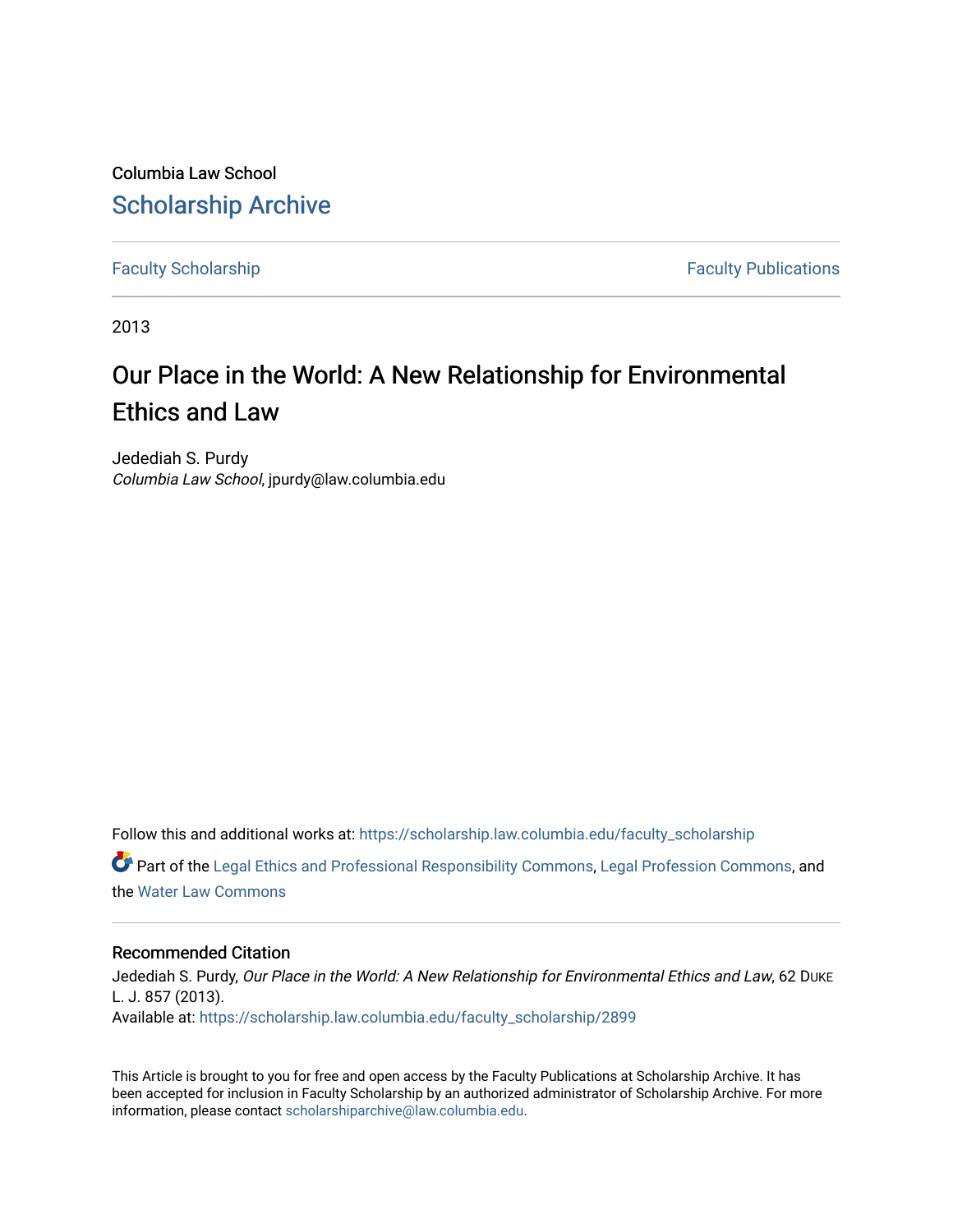Columbia Law School

# Scholarship Archive

Faculty Scholarship | Faculty Publications

2013

# Our Place in the World: A New Relationship for Environmental Ethics and Law

Jedediah S. Purdy
*Columbia Law School*, jpurdy@law.columbia.edu

Follow this and additional works at: https://scholarship.law.columbia.edu/faculty_scholarship

Part of the Legal Ethics and Professional Responsibility Commons, Legal Profession Commons, and the Water Law Commons

## Recommended Citation

Jedediah S. Purdy, *Our Place in the World: A New Relationship for Environmental Ethics and Law*, 62 DUKE L. J. 857 (2013).
Available at: https://scholarship.law.columbia.edu/faculty_scholarship/2899

This Article is brought to you for free and open access by the Faculty Publications at Scholarship Archive. It has been accepted for inclusion in Faculty Scholarship by an authorized administrator of Scholarship Archive. For more information, please contact scholarshiparchive@law.columbia.edu.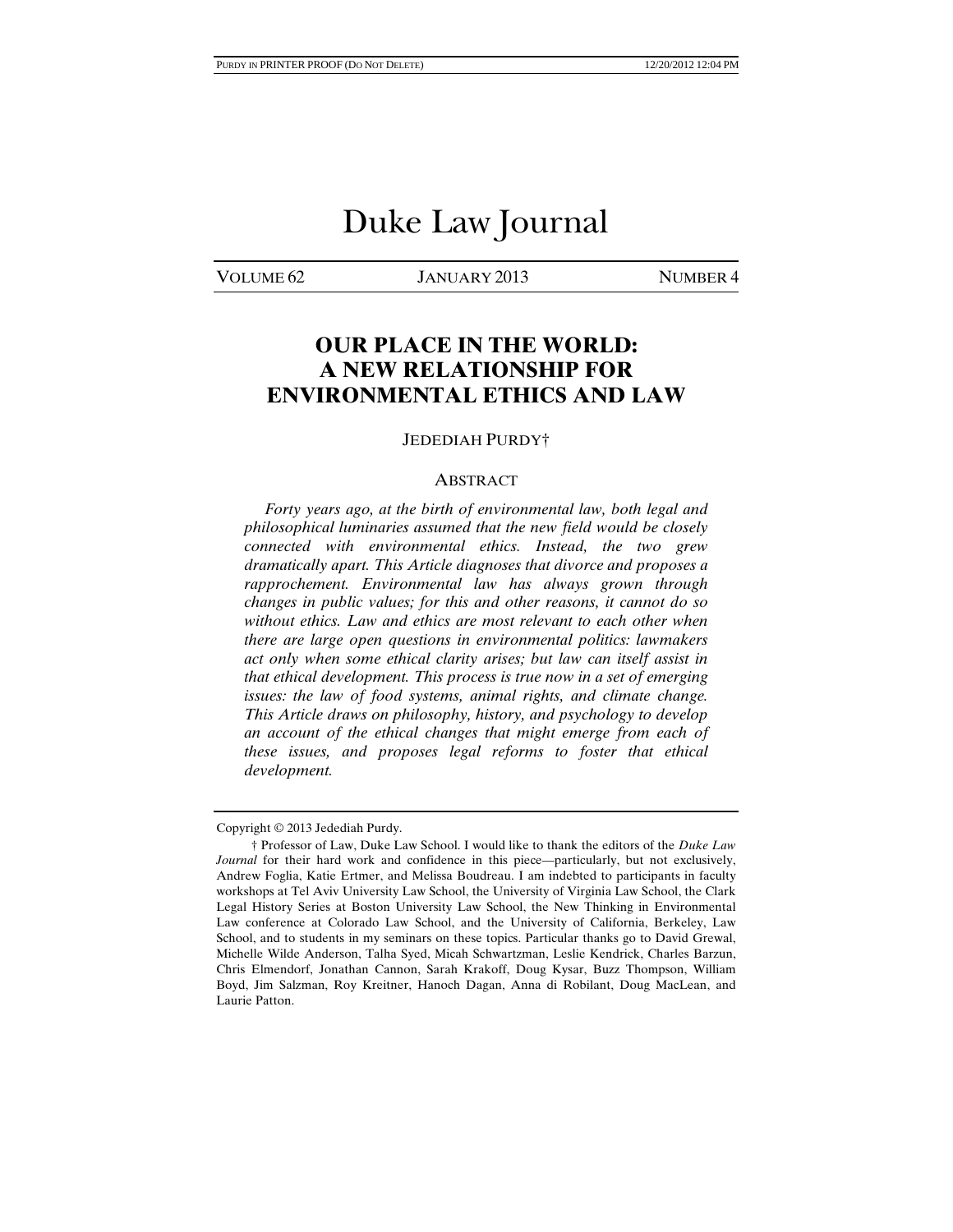# Duke Law Journal

VOLUME 62 JANUARY 2013 NUMBER 4

## OUR PLACE IN THE WORLD: A NEW RELATIONSHIP FOR ENVIRONMENTAL ETHICS AND LAW

JEDEDIAH PURDY†

### ABSTRACT

*Forty years ago, at the birth of environmental law, both legal and philosophical luminaries assumed that the new field would be closely connected with environmental ethics. Instead, the two grew dramatically apart. This Article diagnoses that divorce and proposes a rapprochement. Environmental law has always grown through changes in public values; for this and other reasons, it cannot do so without ethics. Law and ethics are most relevant to each other when there are large open questions in environmental politics: lawmakers act only when some ethical clarity arises; but law can itself assist in that ethical development. This process is true now in a set of emerging issues: the law of food systems, animal rights, and climate change. This Article draws on philosophy, history, and psychology to develop an account of the ethical changes that might emerge from each of these issues, and proposes legal reforms to foster that ethical development.*

---

Copyright © 2013 Jedediah Purdy.

† Professor of Law, Duke Law School. I would like to thank the editors of the *Duke Law Journal* for their hard work and confidence in this piece—particularly, but not exclusively, Andrew Foglia, Katie Ertmer, and Melissa Boudreau. I am indebted to participants in faculty workshops at Tel Aviv University Law School, the University of Virginia Law School, the Clark Legal History Series at Boston University Law School, the New Thinking in Environmental Law conference at Colorado Law School, and the University of California, Berkeley, Law School, and to students in my seminars on these topics. Particular thanks go to David Grewal, Michelle Wilde Anderson, Talha Syed, Micah Schwartzman, Leslie Kendrick, Charles Barzun, Chris Elmendorf, Jonathan Cannon, Sarah Krakoff, Doug Kysar, Buzz Thompson, William Boyd, Jim Salzman, Roy Kreitner, Hanoch Dagan, Anna di Robilant, Doug MacLean, and Laurie Patton.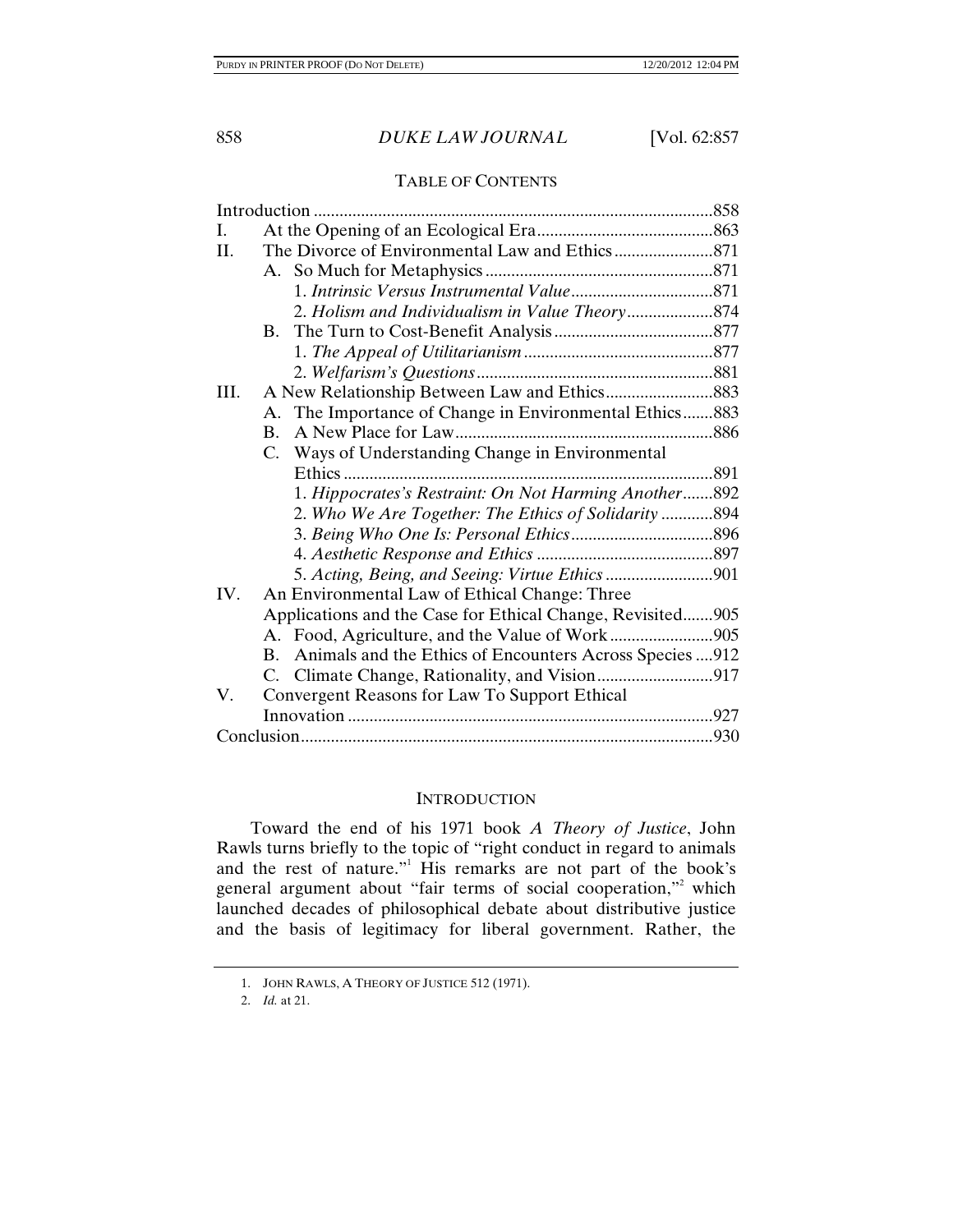## TABLE OF CONTENTS

Introduction ............................................................................................858
I. At the Opening of an Ecological Era.........................................863
II. The Divorce of Environmental Law and Ethics.......................871
  A. So Much for Metaphysics....................................................871
    1. *Intrinsic Versus Instrumental Value*.................................871
    2. *Holism and Individualism in Value Theory*....................874
  B. The Turn to Cost-Benefit Analysis....................................877
    1. *The Appeal of Utilitarianism*............................................877
    2. *Welfarism's Questions*.......................................................881
III. A New Relationship Between Law and Ethics.........................883
  A. The Importance of Change in Environmental Ethics.......883
  B. A New Place for Law...........................................................886
  C. Ways of Understanding Change in Environmental Ethics.....................................................................................891
    1. *Hippocrates's Restraint: On Not Harming Another*.......892
    2. *Who We Are Together: The Ethics of Solidarity*............894
    3. *Being Who One Is: Personal Ethics*.................................896
    4. *Aesthetic Response and Ethics*.........................................897
    5. *Acting, Being, and Seeing: Virtue Ethics*.........................901
IV. An Environmental Law of Ethical Change: Three Applications and the Case for Ethical Change, Revisited.......905
  A. Food, Agriculture, and the Value of Work........................905
  B. Animals and the Ethics of Encounters Across Species....912
  C. Climate Change, Rationality, and Vision...........................917
V. Convergent Reasons for Law To Support Ethical Innovation....................................................................................927
Conclusion...............................................................................................930

## INTRODUCTION

Toward the end of his 1971 book *A Theory of Justice*, John Rawls turns briefly to the topic of "right conduct in regard to animals and the rest of nature."[1] His remarks are not part of the book's general argument about "fair terms of social cooperation,"[2] which launched decades of philosophical debate about distributive justice and the basis of legitimacy for liberal government. Rather, the

---

1. JOHN RAWLS, A THEORY OF JUSTICE 512 (1971).

2. *Id.* at 21.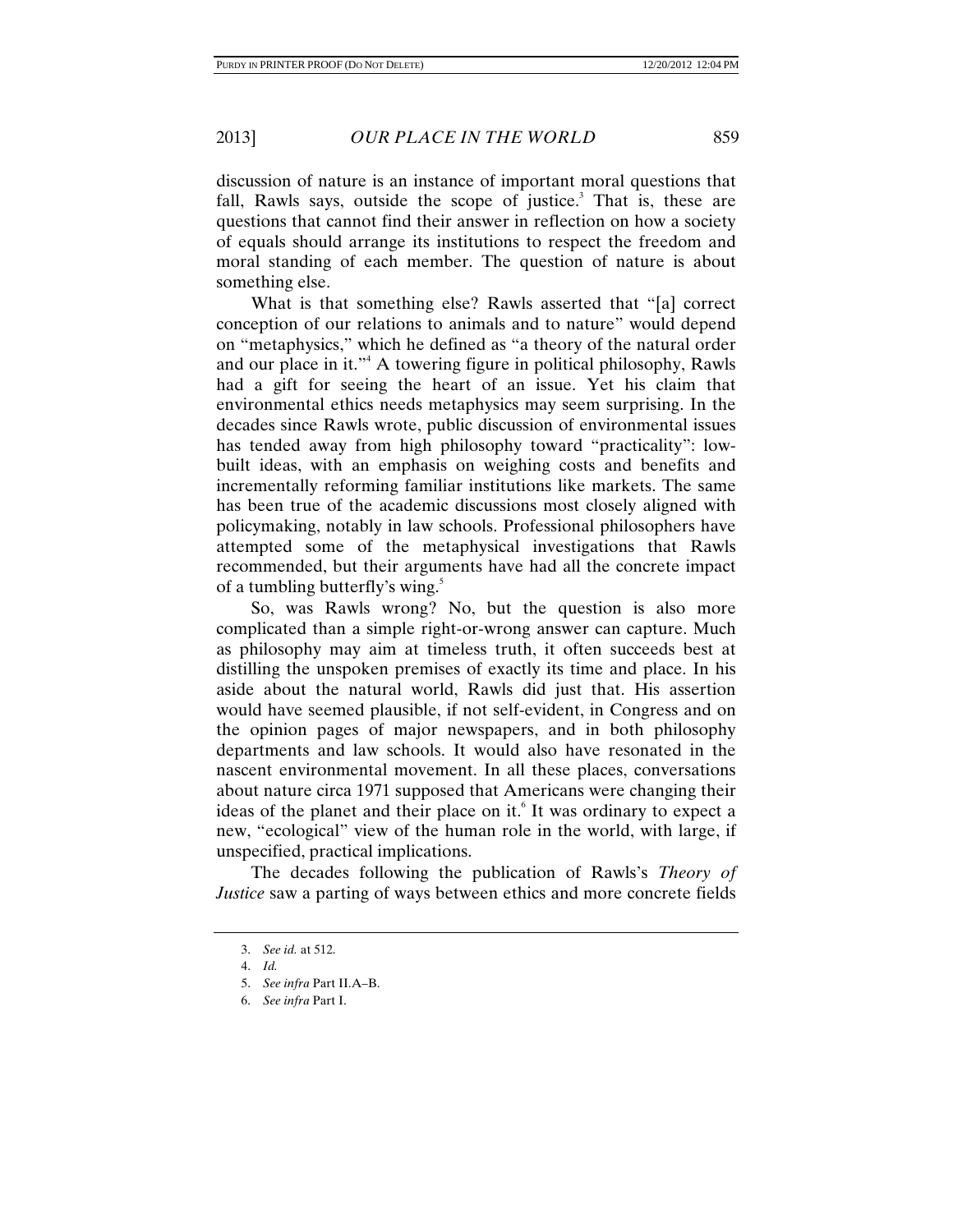discussion of nature is an instance of important moral questions that fall, Rawls says, outside the scope of justice.[3] That is, these are questions that cannot find their answer in reflection on how a society of equals should arrange its institutions to respect the freedom and moral standing of each member. The question of nature is about something else.

What is that something else? Rawls asserted that "[a] correct conception of our relations to animals and to nature" would depend on "metaphysics," which he defined as "a theory of the natural order and our place in it."[4] A towering figure in political philosophy, Rawls had a gift for seeing the heart of an issue. Yet his claim that environmental ethics needs metaphysics may seem surprising. In the decades since Rawls wrote, public discussion of environmental issues has tended away from high philosophy toward "practicality": low-built ideas, with an emphasis on weighing costs and benefits and incrementally reforming familiar institutions like markets. The same has been true of the academic discussions most closely aligned with policymaking, notably in law schools. Professional philosophers have attempted some of the metaphysical investigations that Rawls recommended, but their arguments have had all the concrete impact of a tumbling butterfly's wing.[5]

So, was Rawls wrong? No, but the question is also more complicated than a simple right-or-wrong answer can capture. Much as philosophy may aim at timeless truth, it often succeeds best at distilling the unspoken premises of exactly its time and place. In his aside about the natural world, Rawls did just that. His assertion would have seemed plausible, if not self-evident, in Congress and on the opinion pages of major newspapers, and in both philosophy departments and law schools. It would also have resonated in the nascent environmental movement. In all these places, conversations about nature circa 1971 supposed that Americans were changing their ideas of the planet and their place on it.[6] It was ordinary to expect a new, "ecological" view of the human role in the world, with large, if unspecified, practical implications.

The decades following the publication of Rawls's *Theory of Justice* saw a parting of ways between ethics and more concrete fields

---

3. *See id.* at 512.

4. *Id.*

5. *See infra* Part II.A–B.

6. *See infra* Part I.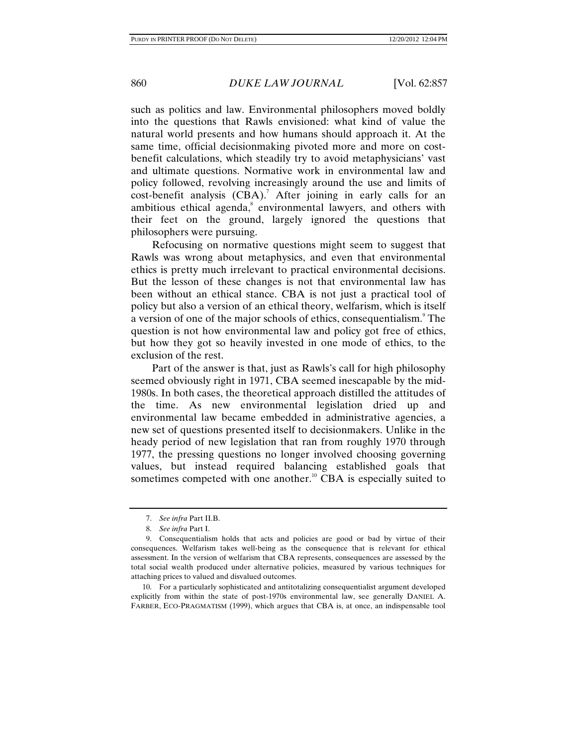such as politics and law. Environmental philosophers moved boldly into the questions that Rawls envisioned: what kind of value the natural world presents and how humans should approach it. At the same time, official decisionmaking pivoted more and more on cost-benefit calculations, which steadily try to avoid metaphysicians' vast and ultimate questions. Normative work in environmental law and policy followed, revolving increasingly around the use and limits of cost-benefit analysis (CBA).[7] After joining in early calls for an ambitious ethical agenda,[8] environmental lawyers, and others with their feet on the ground, largely ignored the questions that philosophers were pursuing.

Refocusing on normative questions might seem to suggest that Rawls was wrong about metaphysics, and even that environmental ethics is pretty much irrelevant to practical environmental decisions. But the lesson of these changes is not that environmental law has been without an ethical stance. CBA is not just a practical tool of policy but also a version of an ethical theory, welfarism, which is itself a version of one of the major schools of ethics, consequentialism.[9] The question is not how environmental law and policy got free of ethics, but how they got so heavily invested in one mode of ethics, to the exclusion of the rest.

Part of the answer is that, just as Rawls's call for high philosophy seemed obviously right in 1971, CBA seemed inescapable by the mid-1980s. In both cases, the theoretical approach distilled the attitudes of the time. As new environmental legislation dried up and environmental law became embedded in administrative agencies, a new set of questions presented itself to decisionmakers. Unlike in the heady period of new legislation that ran from roughly 1970 through 1977, the pressing questions no longer involved choosing governing values, but instead required balancing established goals that sometimes competed with one another.[10] CBA is especially suited to

---

7. *See infra* Part II.B.

8. *See infra* Part I.

9. Consequentialism holds that acts and policies are good or bad by virtue of their consequences. Welfarism takes well-being as the consequence that is relevant for ethical assessment. In the version of welfarism that CBA represents, consequences are assessed by the total social wealth produced under alternative policies, measured by various techniques for attaching prices to valued and disvalued outcomes.

10. For a particularly sophisticated and antitotalizing consequentialist argument developed explicitly from within the state of post-1970s environmental law, see generally DANIEL A. FARBER, ECO-PRAGMATISM (1999), which argues that CBA is, at once, an indispensable tool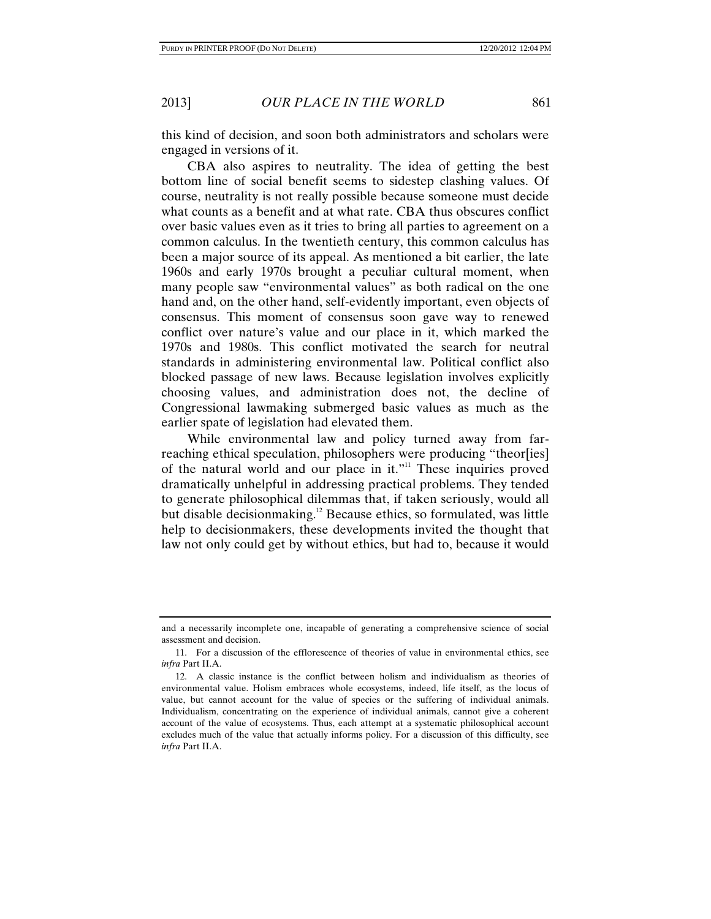this kind of decision, and soon both administrators and scholars were engaged in versions of it.

CBA also aspires to neutrality. The idea of getting the best bottom line of social benefit seems to sidestep clashing values. Of course, neutrality is not really possible because someone must decide what counts as a benefit and at what rate. CBA thus obscures conflict over basic values even as it tries to bring all parties to agreement on a common calculus. In the twentieth century, this common calculus has been a major source of its appeal. As mentioned a bit earlier, the late 1960s and early 1970s brought a peculiar cultural moment, when many people saw "environmental values" as both radical on the one hand and, on the other hand, self-evidently important, even objects of consensus. This moment of consensus soon gave way to renewed conflict over nature's value and our place in it, which marked the 1970s and 1980s. This conflict motivated the search for neutral standards in administering environmental law. Political conflict also blocked passage of new laws. Because legislation involves explicitly choosing values, and administration does not, the decline of Congressional lawmaking submerged basic values as much as the earlier spate of legislation had elevated them.

While environmental law and policy turned away from far-reaching ethical speculation, philosophers were producing "theor[ies] of the natural world and our place in it."[11] These inquiries proved dramatically unhelpful in addressing practical problems. They tended to generate philosophical dilemmas that, if taken seriously, would all but disable decisionmaking.[12] Because ethics, so formulated, was little help to decisionmakers, these developments invited the thought that law not only could get by without ethics, but had to, because it would

---

and a necessarily incomplete one, incapable of generating a comprehensive science of social assessment and decision.

11. For a discussion of the efflorescence of theories of value in environmental ethics, see *infra* Part II.A.

12. A classic instance is the conflict between holism and individualism as theories of environmental value. Holism embraces whole ecosystems, indeed, life itself, as the locus of value, but cannot account for the value of species or the suffering of individual animals. Individualism, concentrating on the experience of individual animals, cannot give a coherent account of the value of ecosystems. Thus, each attempt at a systematic philosophical account excludes much of the value that actually informs policy. For a discussion of this difficulty, see *infra* Part II.A.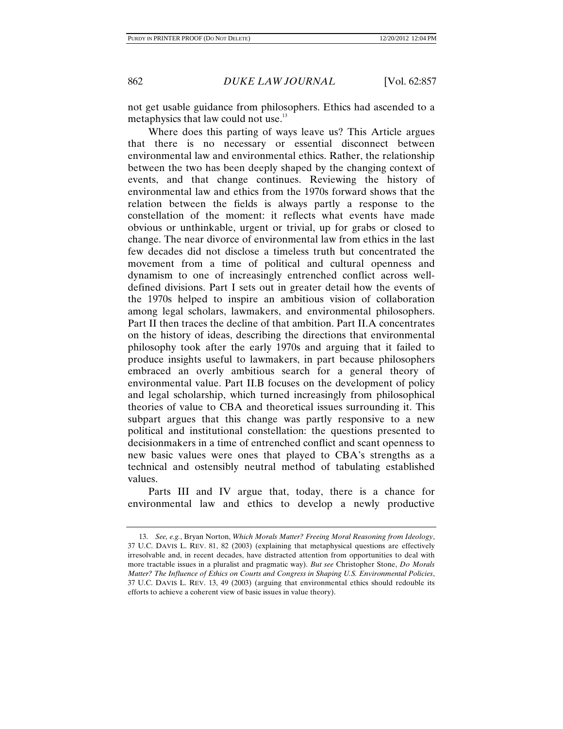not get usable guidance from philosophers. Ethics had ascended to a metaphysics that law could not use.[13]

Where does this parting of ways leave us? This Article argues that there is no necessary or essential disconnect between environmental law and environmental ethics. Rather, the relationship between the two has been deeply shaped by the changing context of events, and that change continues. Reviewing the history of environmental law and ethics from the 1970s forward shows that the relation between the fields is always partly a response to the constellation of the moment: it reflects what events have made obvious or unthinkable, urgent or trivial, up for grabs or closed to change. The near divorce of environmental law from ethics in the last few decades did not disclose a timeless truth but concentrated the movement from a time of political and cultural openness and dynamism to one of increasingly entrenched conflict across well-defined divisions. Part I sets out in greater detail how the events of the 1970s helped to inspire an ambitious vision of collaboration among legal scholars, lawmakers, and environmental philosophers. Part II then traces the decline of that ambition. Part II.A concentrates on the history of ideas, describing the directions that environmental philosophy took after the early 1970s and arguing that it failed to produce insights useful to lawmakers, in part because philosophers embraced an overly ambitious search for a general theory of environmental value. Part II.B focuses on the development of policy and legal scholarship, which turned increasingly from philosophical theories of value to CBA and theoretical issues surrounding it. This subpart argues that this change was partly responsive to a new political and institutional constellation: the questions presented to decisionmakers in a time of entrenched conflict and scant openness to new basic values were ones that played to CBA's strengths as a technical and ostensibly neutral method of tabulating established values.

Parts III and IV argue that, today, there is a chance for environmental law and ethics to develop a newly productive

---

13. *See, e.g.*, Bryan Norton, *Which Morals Matter? Freeing Moral Reasoning from Ideology*, 37 U.C. DAVIS L. REV. 81, 82 (2003) (explaining that metaphysical questions are effectively irresolvable and, in recent decades, have distracted attention from opportunities to deal with more tractable issues in a pluralist and pragmatic way). *But see* Christopher Stone, *Do Morals Matter? The Influence of Ethics on Courts and Congress in Shaping U.S. Environmental Policies*, 37 U.C. DAVIS L. REV. 13, 49 (2003) (arguing that environmental ethics should redouble its efforts to achieve a coherent view of basic issues in value theory).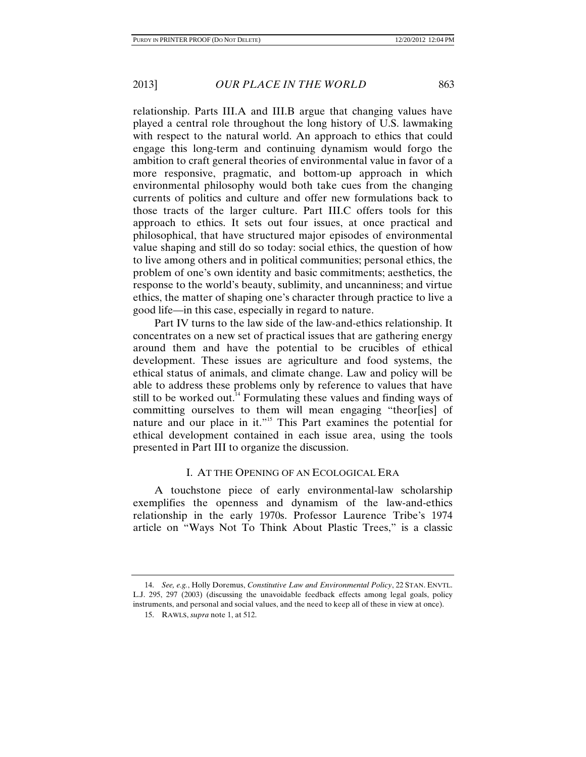relationship. Parts III.A and III.B argue that changing values have played a central role throughout the long history of U.S. lawmaking with respect to the natural world. An approach to ethics that could engage this long-term and continuing dynamism would forgo the ambition to craft general theories of environmental value in favor of a more responsive, pragmatic, and bottom-up approach in which environmental philosophy would both take cues from the changing currents of politics and culture and offer new formulations back to those tracts of the larger culture. Part III.C offers tools for this approach to ethics. It sets out four issues, at once practical and philosophical, that have structured major episodes of environmental value shaping and still do so today: social ethics, the question of how to live among others and in political communities; personal ethics, the problem of one's own identity and basic commitments; aesthetics, the response to the world's beauty, sublimity, and uncanniness; and virtue ethics, the matter of shaping one's character through practice to live a good life—in this case, especially in regard to nature.

Part IV turns to the law side of the law-and-ethics relationship. It concentrates on a new set of practical issues that are gathering energy around them and have the potential to be crucibles of ethical development. These issues are agriculture and food systems, the ethical status of animals, and climate change. Law and policy will be able to address these problems only by reference to values that have still to be worked out.[14] Formulating these values and finding ways of committing ourselves to them will mean engaging "theor[ies] of nature and our place in it."[15] This Part examines the potential for ethical development contained in each issue area, using the tools presented in Part III to organize the discussion.

## I. AT THE OPENING OF AN ECOLOGICAL ERA

A touchstone piece of early environmental-law scholarship exemplifies the openness and dynamism of the law-and-ethics relationship in the early 1970s. Professor Laurence Tribe's 1974 article on "Ways Not To Think About Plastic Trees," is a classic

---

14. *See, e.g.*, Holly Doremus, *Constitutive Law and Environmental Policy*, 22 STAN. ENVTL. L.J. 295, 297 (2003) (discussing the unavoidable feedback effects among legal goals, policy instruments, and personal and social values, and the need to keep all of these in view at once).

15. RAWLS, *supra* note 1, at 512.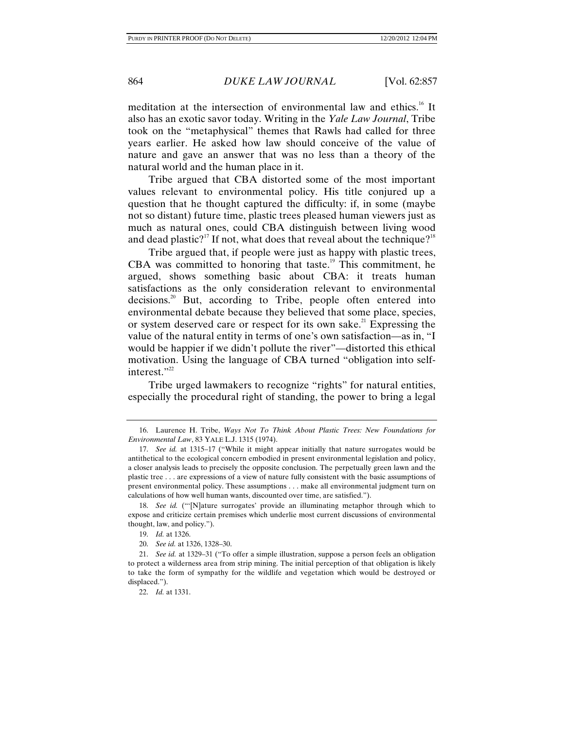meditation at the intersection of environmental law and ethics.[16] It also has an exotic savor today. Writing in the *Yale Law Journal*, Tribe took on the "metaphysical" themes that Rawls had called for three years earlier. He asked how law should conceive of the value of nature and gave an answer that was no less than a theory of the natural world and the human place in it.

Tribe argued that CBA distorted some of the most important values relevant to environmental policy. His title conjured up a question that he thought captured the difficulty: if, in some (maybe not so distant) future time, plastic trees pleased human viewers just as much as natural ones, could CBA distinguish between living wood and dead plastic?[17] If not, what does that reveal about the technique?[18]

Tribe argued that, if people were just as happy with plastic trees, CBA was committed to honoring that taste.[19] This commitment, he argued, shows something basic about CBA: it treats human satisfactions as the only consideration relevant to environmental decisions.[20] But, according to Tribe, people often entered into environmental debate because they believed that some place, species, or system deserved care or respect for its own sake.[21] Expressing the value of the natural entity in terms of one's own satisfaction—as in, "I would be happier if we didn't pollute the river"—distorted this ethical motivation. Using the language of CBA turned "obligation into self-interest."[22]

Tribe urged lawmakers to recognize "rights" for natural entities, especially the procedural right of standing, the power to bring a legal

---

16. Laurence H. Tribe, *Ways Not To Think About Plastic Trees: New Foundations for Environmental Law*, 83 YALE L.J. 1315 (1974).

17. *See id.* at 1315–17 ("While it might appear initially that nature surrogates would be antithetical to the ecological concern embodied in present environmental legislation and policy, a closer analysis leads to precisely the opposite conclusion. The perpetually green lawn and the plastic tree . . . are expressions of a view of nature fully consistent with the basic assumptions of present environmental policy. These assumptions . . . make all environmental judgment turn on calculations of how well human wants, discounted over time, are satisfied.").

18. *See id.* ("'[N]ature surrogates' provide an illuminating metaphor through which to expose and criticize certain premises which underlie most current discussions of environmental thought, law, and policy.").

19. *Id.* at 1326.

20. *See id.* at 1326, 1328–30.

21. *See id.* at 1329–31 ("To offer a simple illustration, suppose a person feels an obligation to protect a wilderness area from strip mining. The initial perception of that obligation is likely to take the form of sympathy for the wildlife and vegetation which would be destroyed or displaced.").

22. *Id.* at 1331.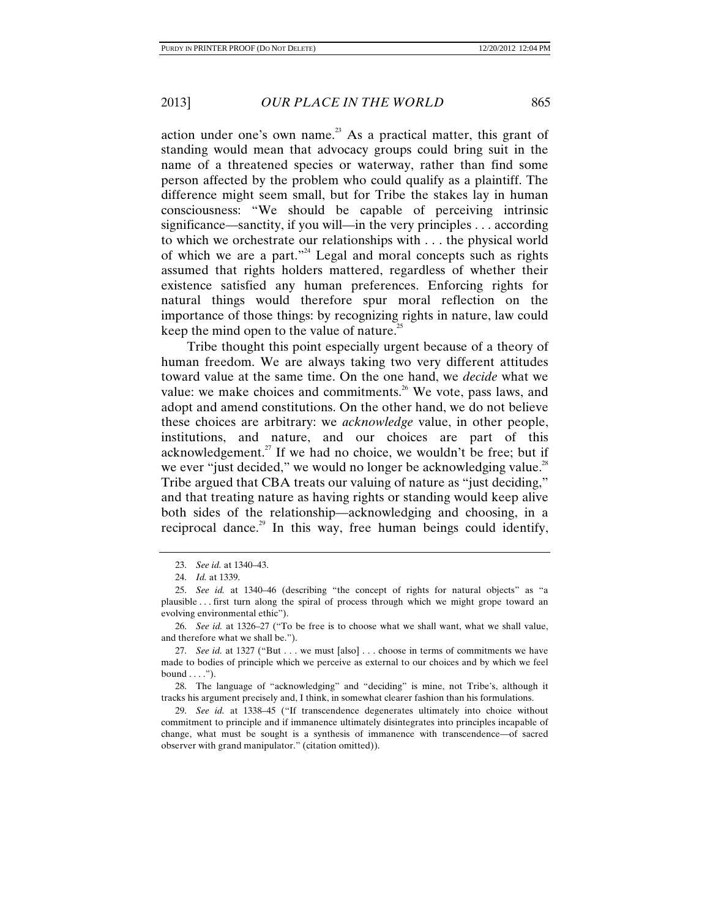action under one's own name.[23] As a practical matter, this grant of standing would mean that advocacy groups could bring suit in the name of a threatened species or waterway, rather than find some person affected by the problem who could qualify as a plaintiff. The difference might seem small, but for Tribe the stakes lay in human consciousness: "We should be capable of perceiving intrinsic significance—sanctity, if you will—in the very principles . . . according to which we orchestrate our relationships with . . . the physical world of which we are a part."[24] Legal and moral concepts such as rights assumed that rights holders mattered, regardless of whether their existence satisfied any human preferences. Enforcing rights for natural things would therefore spur moral reflection on the importance of those things: by recognizing rights in nature, law could keep the mind open to the value of nature.[25]

Tribe thought this point especially urgent because of a theory of human freedom. We are always taking two very different attitudes toward value at the same time. On the one hand, we *decide* what we value: we make choices and commitments.[26] We vote, pass laws, and adopt and amend constitutions. On the other hand, we do not believe these choices are arbitrary: we *acknowledge* value, in other people, institutions, and nature, and our choices are part of this acknowledgement.[27] If we had no choice, we wouldn't be free; but if we ever "just decided," we would no longer be acknowledging value.[28] Tribe argued that CBA treats our valuing of nature as "just deciding," and that treating nature as having rights or standing would keep alive both sides of the relationship—acknowledging and choosing, in a reciprocal dance.[29] In this way, free human beings could identify,

---

23. *See id.* at 1340–43.

24. *Id.* at 1339.

25. *See id.* at 1340–46 (describing "the concept of rights for natural objects" as "a plausible . . . first turn along the spiral of process through which we might grope toward an evolving environmental ethic").

26. *See id.* at 1326–27 ("To be free is to choose what we shall want, what we shall value, and therefore what we shall be.").

27. *See id.* at 1327 ("But . . . we must [also] . . . choose in terms of commitments we have made to bodies of principle which we perceive as external to our choices and by which we feel bound . . . .").

28. The language of "acknowledging" and "deciding" is mine, not Tribe's, although it tracks his argument precisely and, I think, in somewhat clearer fashion than his formulations.

29. *See id.* at 1338–45 ("If transcendence degenerates ultimately into choice without commitment to principle and if immanence ultimately disintegrates into principles incapable of change, what must be sought is a synthesis of immanence with transcendence—of sacred observer with grand manipulator." (citation omitted)).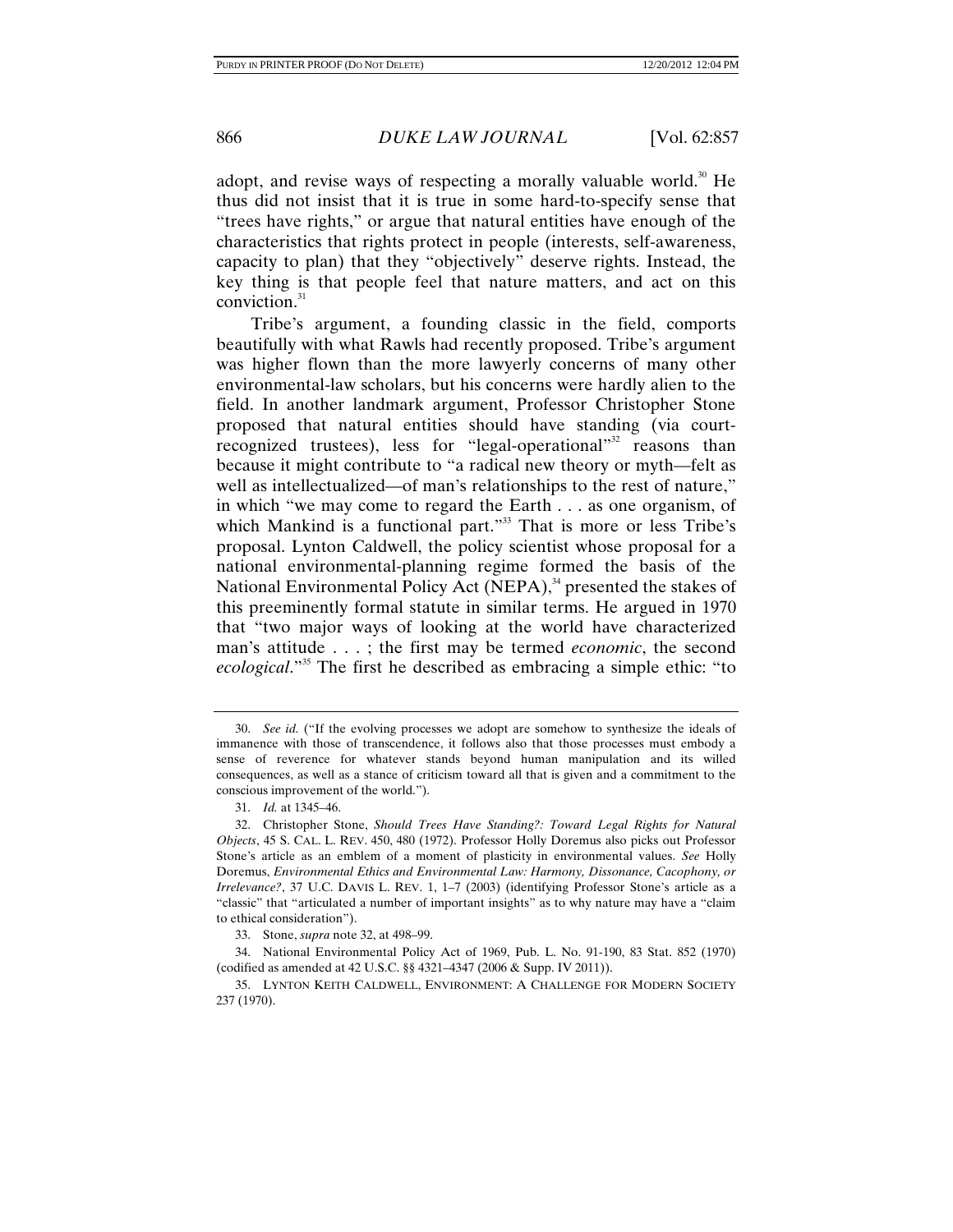adopt, and revise ways of respecting a morally valuable world.[30] He thus did not insist that it is true in some hard-to-specify sense that "trees have rights," or argue that natural entities have enough of the characteristics that rights protect in people (interests, self-awareness, capacity to plan) that they "objectively" deserve rights. Instead, the key thing is that people feel that nature matters, and act on this conviction.[31]

Tribe's argument, a founding classic in the field, comports beautifully with what Rawls had recently proposed. Tribe's argument was higher flown than the more lawyerly concerns of many other environmental-law scholars, but his concerns were hardly alien to the field. In another landmark argument, Professor Christopher Stone proposed that natural entities should have standing (via court-recognized trustees), less for "legal-operational"[32] reasons than because it might contribute to "a radical new theory or myth—felt as well as intellectualized—of man's relationships to the rest of nature," in which "we may come to regard the Earth . . . as one organism, of which Mankind is a functional part."[33] That is more or less Tribe's proposal. Lynton Caldwell, the policy scientist whose proposal for a national environmental-planning regime formed the basis of the National Environmental Policy Act (NEPA),[34] presented the stakes of this preeminently formal statute in similar terms. He argued in 1970 that "two major ways of looking at the world have characterized man's attitude . . . ; the first may be termed *economic*, the second *ecological*."[35] The first he described as embracing a simple ethic: "to

---

30. *See id.* ("If the evolving processes we adopt are somehow to synthesize the ideals of immanence with those of transcendence, it follows also that those processes must embody a sense of reverence for whatever stands beyond human manipulation and its willed consequences, as well as a stance of criticism toward all that is given and a commitment to the conscious improvement of the world.").

31. *Id.* at 1345–46.

32. Christopher Stone, *Should Trees Have Standing?: Toward Legal Rights for Natural Objects*, 45 S. CAL. L. REV. 450, 480 (1972). Professor Holly Doremus also picks out Professor Stone's article as an emblem of a moment of plasticity in environmental values. *See* Holly Doremus, *Environmental Ethics and Environmental Law: Harmony, Dissonance, Cacophony, or Irrelevance?*, 37 U.C. DAVIS L. REV. 1, 1–7 (2003) (identifying Professor Stone's article as a "classic" that "articulated a number of important insights" as to why nature may have a "claim to ethical consideration").

33. Stone, *supra* note 32, at 498–99.

34. National Environmental Policy Act of 1969, Pub. L. No. 91-190, 83 Stat. 852 (1970) (codified as amended at 42 U.S.C. §§ 4321–4347 (2006 & Supp. IV 2011)).

35. LYNTON KEITH CALDWELL, ENVIRONMENT: A CHALLENGE FOR MODERN SOCIETY 237 (1970).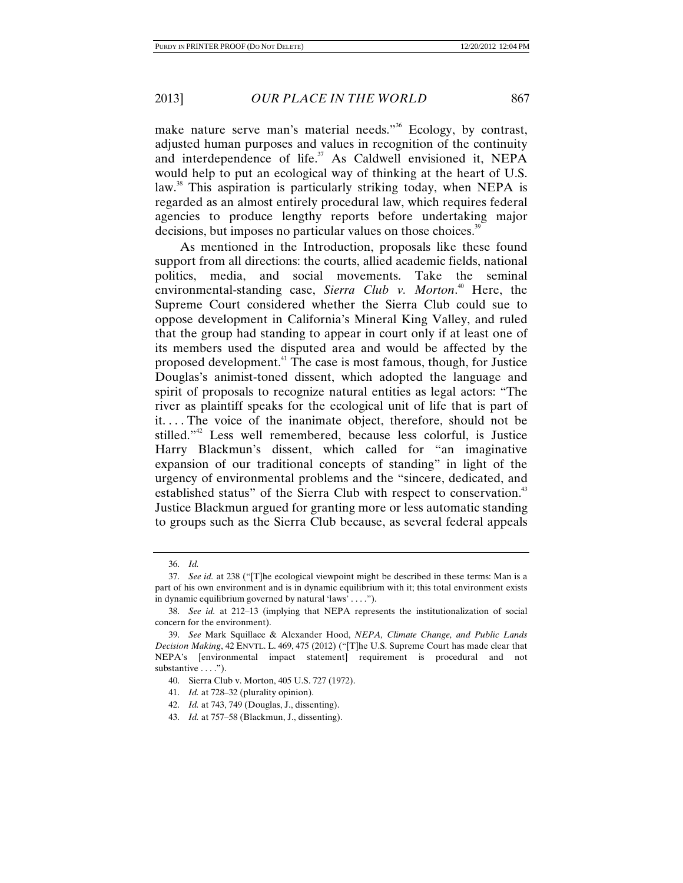make nature serve man's material needs."[36] Ecology, by contrast, adjusted human purposes and values in recognition of the continuity and interdependence of life.[37] As Caldwell envisioned it, NEPA would help to put an ecological way of thinking at the heart of U.S. law.[38] This aspiration is particularly striking today, when NEPA is regarded as an almost entirely procedural law, which requires federal agencies to produce lengthy reports before undertaking major decisions, but imposes no particular values on those choices.[39]

As mentioned in the Introduction, proposals like these found support from all directions: the courts, allied academic fields, national politics, media, and social movements. Take the seminal environmental-standing case, *Sierra Club v. Morton*.[40] Here, the Supreme Court considered whether the Sierra Club could sue to oppose development in California's Mineral King Valley, and ruled that the group had standing to appear in court only if at least one of its members used the disputed area and would be affected by the proposed development.[41] The case is most famous, though, for Justice Douglas's animist-toned dissent, which adopted the language and spirit of proposals to recognize natural entities as legal actors: "The river as plaintiff speaks for the ecological unit of life that is part of it. . . . The voice of the inanimate object, therefore, should not be stilled."[42] Less well remembered, because less colorful, is Justice Harry Blackmun's dissent, which called for "an imaginative expansion of our traditional concepts of standing" in light of the urgency of environmental problems and the "sincere, dedicated, and established status" of the Sierra Club with respect to conservation.[43] Justice Blackmun argued for granting more or less automatic standing to groups such as the Sierra Club because, as several federal appeals

---

36. *Id.*

37. *See id.* at 238 ("[T]he ecological viewpoint might be described in these terms: Man is a part of his own environment and is in dynamic equilibrium with it; this total environment exists in dynamic equilibrium governed by natural 'laws' . . . .").

38. *See id.* at 212–13 (implying that NEPA represents the institutionalization of social concern for the environment).

39. *See* Mark Squillace & Alexander Hood, *NEPA, Climate Change, and Public Lands Decision Making*, 42 ENVTL. L. 469, 475 (2012) ("[T]he U.S. Supreme Court has made clear that NEPA's [environmental impact statement] requirement is procedural and not substantive . . . .").

40. Sierra Club v. Morton, 405 U.S. 727 (1972).

41. *Id.* at 728–32 (plurality opinion).

42. *Id.* at 743, 749 (Douglas, J., dissenting).

43. *Id.* at 757–58 (Blackmun, J., dissenting).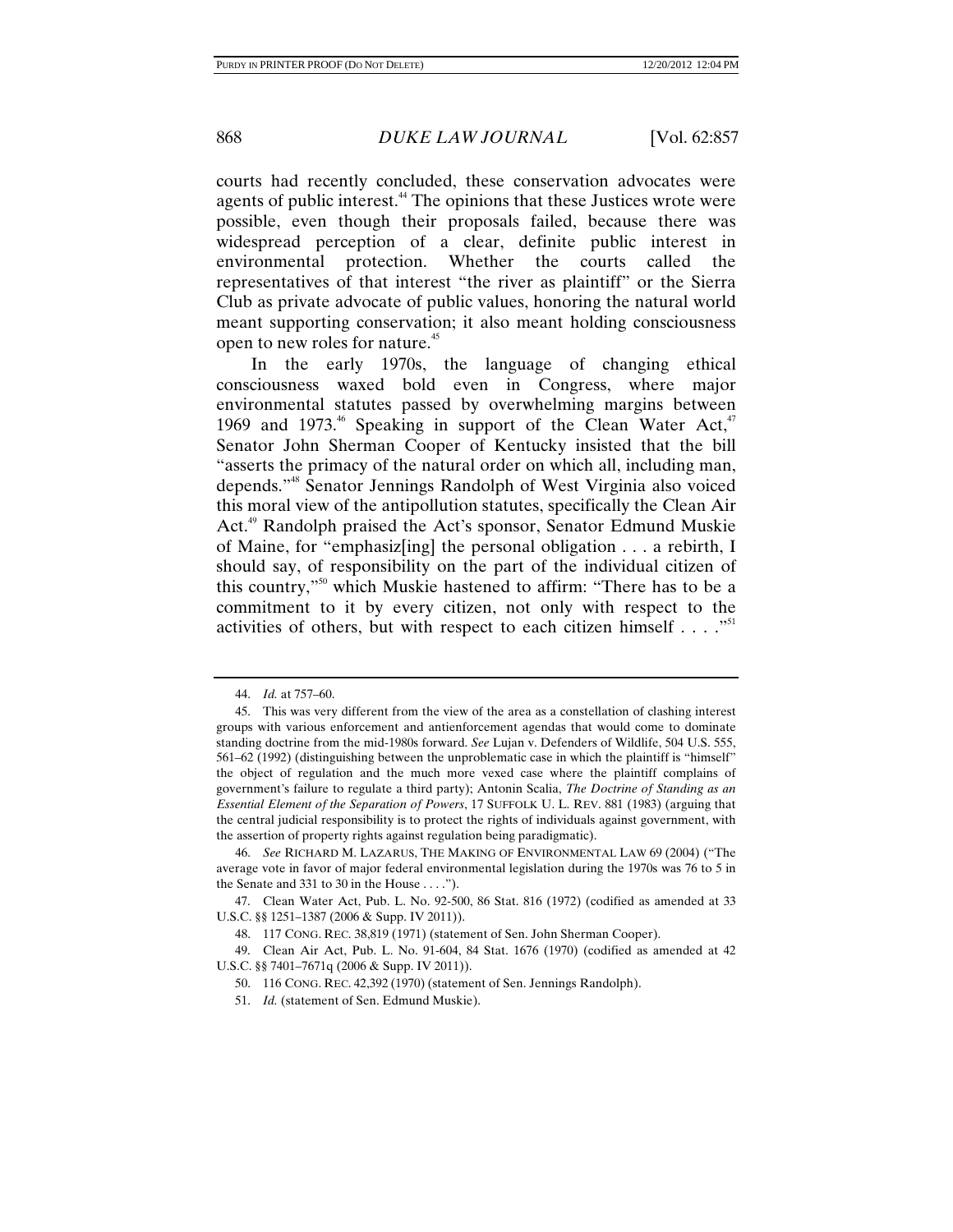courts had recently concluded, these conservation advocates were agents of public interest.[44] The opinions that these Justices wrote were possible, even though their proposals failed, because there was widespread perception of a clear, definite public interest in environmental protection. Whether the courts called the representatives of that interest "the river as plaintiff" or the Sierra Club as private advocate of public values, honoring the natural world meant supporting conservation; it also meant holding consciousness open to new roles for nature.[45]

In the early 1970s, the language of changing ethical consciousness waxed bold even in Congress, where major environmental statutes passed by overwhelming margins between 1969 and 1973.[46] Speaking in support of the Clean Water Act,[47] Senator John Sherman Cooper of Kentucky insisted that the bill "asserts the primacy of the natural order on which all, including man, depends."[48] Senator Jennings Randolph of West Virginia also voiced this moral view of the antipollution statutes, specifically the Clean Air Act.[49] Randolph praised the Act's sponsor, Senator Edmund Muskie of Maine, for "emphasiz[ing] the personal obligation . . . a rebirth, I should say, of responsibility on the part of the individual citizen of this country,"[50] which Muskie hastened to affirm: "There has to be a commitment to it by every citizen, not only with respect to the activities of others, but with respect to each citizen himself . . . ."[51]

---

44. *Id.* at 757–60.

45. This was very different from the view of the area as a constellation of clashing interest groups with various enforcement and antienforcement agendas that would come to dominate standing doctrine from the mid-1980s forward. *See* Lujan v. Defenders of Wildlife, 504 U.S. 555, 561–62 (1992) (distinguishing between the unproblematic case in which the plaintiff is "himself" the object of regulation and the much more vexed case where the plaintiff complains of government's failure to regulate a third party); Antonin Scalia, *The Doctrine of Standing as an Essential Element of the Separation of Powers*, 17 SUFFOLK U. L. REV. 881 (1983) (arguing that the central judicial responsibility is to protect the rights of individuals against government, with the assertion of property rights against regulation being paradigmatic).

46. *See* RICHARD M. LAZARUS, THE MAKING OF ENVIRONMENTAL LAW 69 (2004) ("The average vote in favor of major federal environmental legislation during the 1970s was 76 to 5 in the Senate and 331 to 30 in the House . . . .").

47. Clean Water Act, Pub. L. No. 92-500, 86 Stat. 816 (1972) (codified as amended at 33 U.S.C. §§ 1251–1387 (2006 & Supp. IV 2011)).

48. 117 CONG. REC. 38,819 (1971) (statement of Sen. John Sherman Cooper).

49. Clean Air Act, Pub. L. No. 91-604, 84 Stat. 1676 (1970) (codified as amended at 42 U.S.C. §§ 7401–7671q (2006 & Supp. IV 2011)).

50. 116 CONG. REC. 42,392 (1970) (statement of Sen. Jennings Randolph).

51. *Id.* (statement of Sen. Edmund Muskie).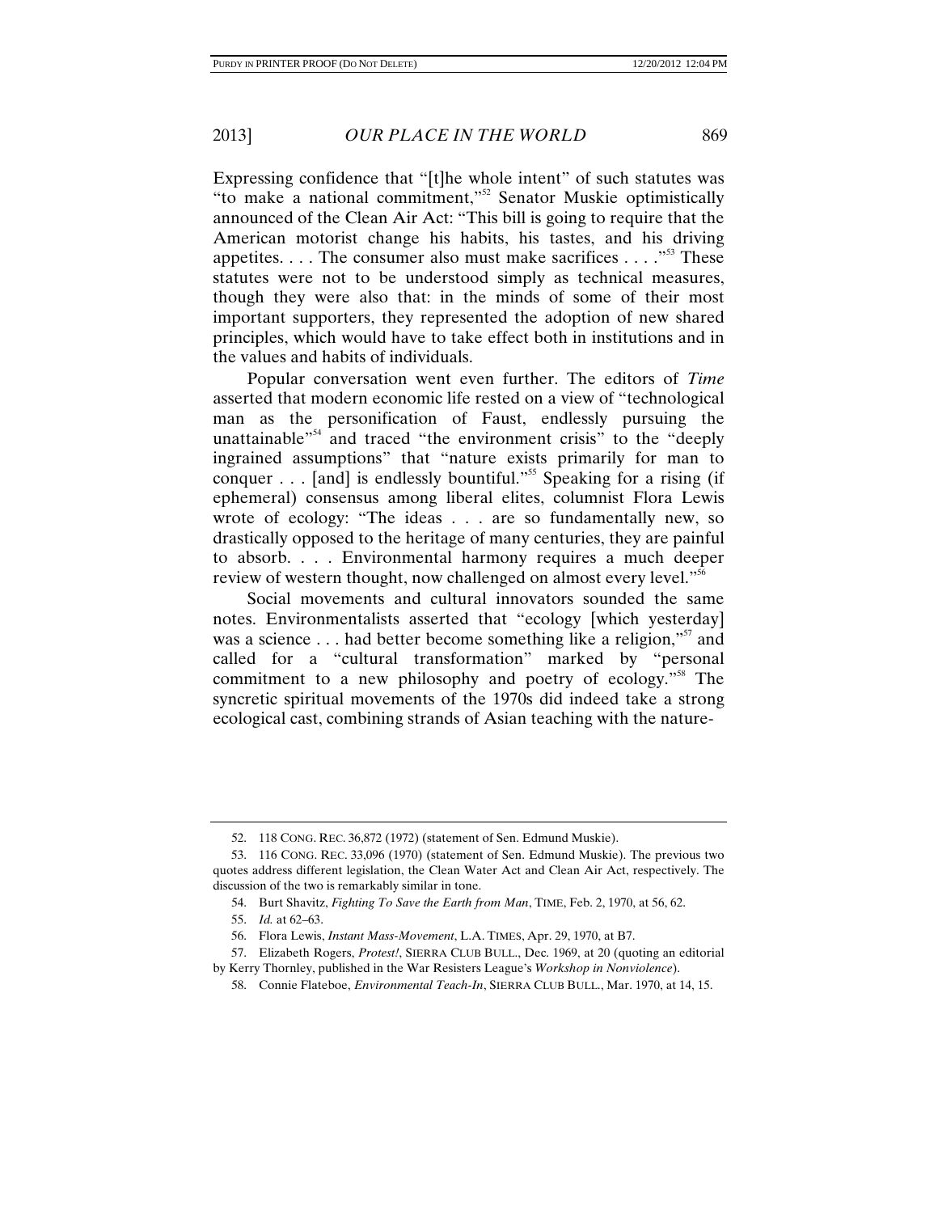Expressing confidence that "[t]he whole intent" of such statutes was "to make a national commitment,"[52] Senator Muskie optimistically announced of the Clean Air Act: "This bill is going to require that the American motorist change his habits, his tastes, and his driving appetites. . . . The consumer also must make sacrifices . . . ."[53] These statutes were not to be understood simply as technical measures, though they were also that: in the minds of some of their most important supporters, they represented the adoption of new shared principles, which would have to take effect both in institutions and in the values and habits of individuals.

Popular conversation went even further. The editors of *Time* asserted that modern economic life rested on a view of "technological man as the personification of Faust, endlessly pursuing the unattainable"[54] and traced "the environment crisis" to the "deeply ingrained assumptions" that "nature exists primarily for man to conquer . . . [and] is endlessly bountiful."[55] Speaking for a rising (if ephemeral) consensus among liberal elites, columnist Flora Lewis wrote of ecology: "The ideas . . . are so fundamentally new, so drastically opposed to the heritage of many centuries, they are painful to absorb. . . . Environmental harmony requires a much deeper review of western thought, now challenged on almost every level."[56]

Social movements and cultural innovators sounded the same notes. Environmentalists asserted that "ecology [which yesterday] was a science . . . had better become something like a religion,"[57] and called for a "cultural transformation" marked by "personal commitment to a new philosophy and poetry of ecology."[58] The syncretic spiritual movements of the 1970s did indeed take a strong ecological cast, combining strands of Asian teaching with the nature-

---

52. 118 CONG. REC. 36,872 (1972) (statement of Sen. Edmund Muskie).

53. 116 CONG. REC. 33,096 (1970) (statement of Sen. Edmund Muskie). The previous two quotes address different legislation, the Clean Water Act and Clean Air Act, respectively. The discussion of the two is remarkably similar in tone.

54. Burt Shavitz, *Fighting To Save the Earth from Man*, TIME, Feb. 2, 1970, at 56, 62.

55. *Id.* at 62–63.

56. Flora Lewis, *Instant Mass-Movement*, L.A. TIMES, Apr. 29, 1970, at B7.

57. Elizabeth Rogers, *Protest!*, SIERRA CLUB BULL., Dec. 1969, at 20 (quoting an editorial by Kerry Thornley, published in the War Resisters League's *Workshop in Nonviolence*).

58. Connie Flateboe, *Environmental Teach-In*, SIERRA CLUB BULL., Mar. 1970, at 14, 15.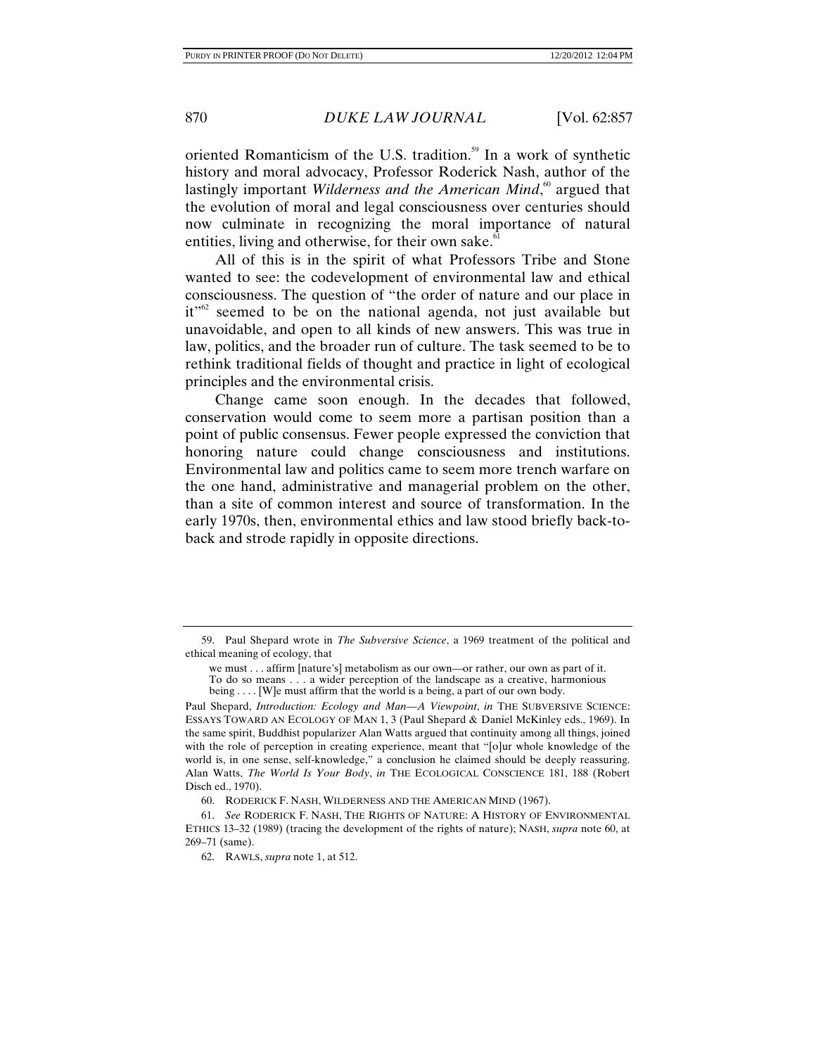oriented Romanticism of the U.S. tradition.[59] In a work of synthetic history and moral advocacy, Professor Roderick Nash, author of the lastingly important *Wilderness and the American Mind*,[60] argued that the evolution of moral and legal consciousness over centuries should now culminate in recognizing the moral importance of natural entities, living and otherwise, for their own sake.[61]

All of this is in the spirit of what Professors Tribe and Stone wanted to see: the codevelopment of environmental law and ethical consciousness. The question of "the order of nature and our place in it"[62] seemed to be on the national agenda, not just available but unavoidable, and open to all kinds of new answers. This was true in law, politics, and the broader run of culture. The task seemed to be to rethink traditional fields of thought and practice in light of ecological principles and the environmental crisis.

Change came soon enough. In the decades that followed, conservation would come to seem more a partisan position than a point of public consensus. Fewer people expressed the conviction that honoring nature could change consciousness and institutions. Environmental law and politics came to seem more trench warfare on the one hand, administrative and managerial problem on the other, than a site of common interest and source of transformation. In the early 1970s, then, environmental ethics and law stood briefly back-to-back and strode rapidly in opposite directions.

---

59. Paul Shepard wrote in *The Subversive Science*, a 1969 treatment of the political and ethical meaning of ecology, that

> we must . . . affirm [nature's] metabolism as our own—or rather, our own as part of it. To do so means . . . a wider perception of the landscape as a creative, harmonious being . . . . [W]e must affirm that the world is a being, a part of our own body.

Paul Shepard, *Introduction: Ecology and Man—A Viewpoint*, *in* THE SUBVERSIVE SCIENCE: ESSAYS TOWARD AN ECOLOGY OF MAN 1, 3 (Paul Shepard & Daniel McKinley eds., 1969). In the same spirit, Buddhist popularizer Alan Watts argued that continuity among all things, joined with the role of perception in creating experience, meant that "[o]ur whole knowledge of the world is, in one sense, self-knowledge," a conclusion he claimed should be deeply reassuring. Alan Watts, *The World Is Your Body*, *in* THE ECOLOGICAL CONSCIENCE 181, 188 (Robert Disch ed., 1970).

60. RODERICK F. NASH, WILDERNESS AND THE AMERICAN MIND (1967).

61. *See* RODERICK F. NASH, THE RIGHTS OF NATURE: A HISTORY OF ENVIRONMENTAL ETHICS 13–32 (1989) (tracing the development of the rights of nature); NASH, *supra* note 60, at 269–71 (same).

62. RAWLS, *supra* note 1, at 512.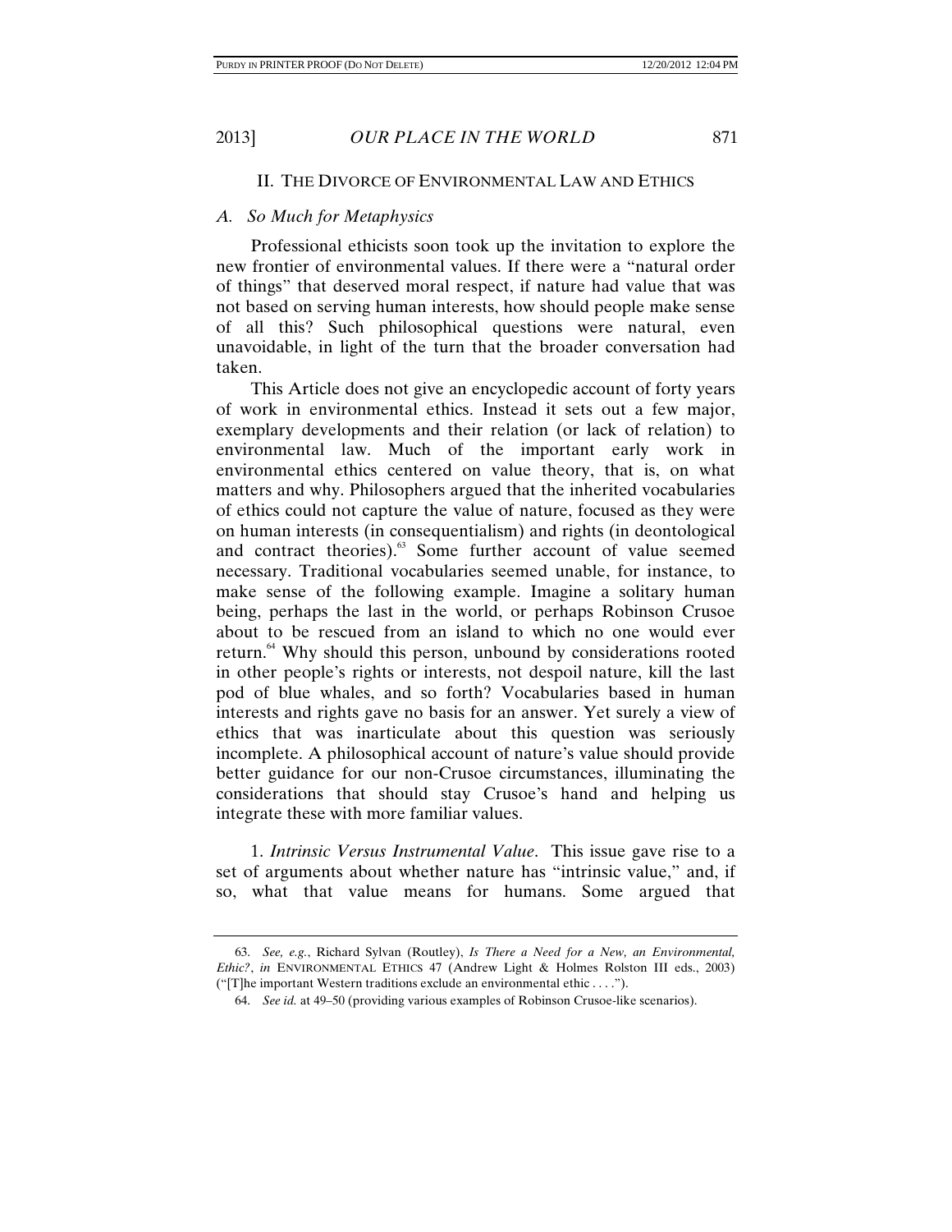## II. THE DIVORCE OF ENVIRONMENTAL LAW AND ETHICS

### *A. So Much for Metaphysics*

Professional ethicists soon took up the invitation to explore the new frontier of environmental values. If there were a "natural order of things" that deserved moral respect, if nature had value that was not based on serving human interests, how should people make sense of all this? Such philosophical questions were natural, even unavoidable, in light of the turn that the broader conversation had taken.

This Article does not give an encyclopedic account of forty years of work in environmental ethics. Instead it sets out a few major, exemplary developments and their relation (or lack of relation) to environmental law. Much of the important early work in environmental ethics centered on value theory, that is, on what matters and why. Philosophers argued that the inherited vocabularies of ethics could not capture the value of nature, focused as they were on human interests (in consequentialism) and rights (in deontological and contract theories).[63] Some further account of value seemed necessary. Traditional vocabularies seemed unable, for instance, to make sense of the following example. Imagine a solitary human being, perhaps the last in the world, or perhaps Robinson Crusoe about to be rescued from an island to which no one would ever return.[64] Why should this person, unbound by considerations rooted in other people's rights or interests, not despoil nature, kill the last pod of blue whales, and so forth? Vocabularies based in human interests and rights gave no basis for an answer. Yet surely a view of ethics that was inarticulate about this question was seriously incomplete. A philosophical account of nature's value should provide better guidance for our non-Crusoe circumstances, illuminating the considerations that should stay Crusoe's hand and helping us integrate these with more familiar values.

1. *Intrinsic Versus Instrumental Value*. This issue gave rise to a set of arguments about whether nature has "intrinsic value," and, if so, what that value means for humans. Some argued that

---

63. *See, e.g.*, Richard Sylvan (Routley), *Is There a Need for a New, an Environmental, Ethic?*, *in* ENVIRONMENTAL ETHICS 47 (Andrew Light & Holmes Rolston III eds., 2003) ("[T]he important Western traditions exclude an environmental ethic . . . .").

64. *See id.* at 49–50 (providing various examples of Robinson Crusoe-like scenarios).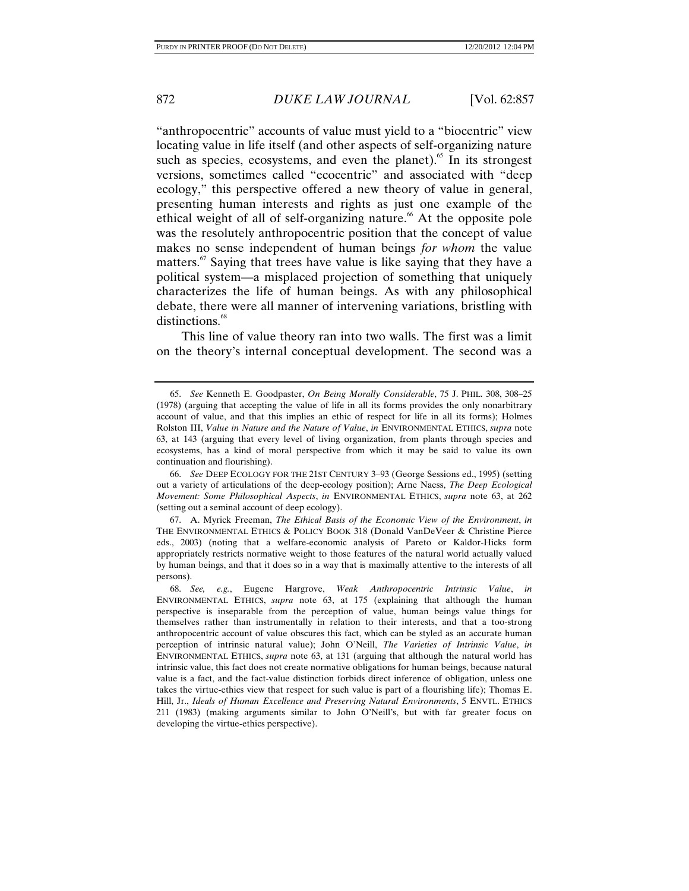"anthropocentric" accounts of value must yield to a "biocentric" view locating value in life itself (and other aspects of self-organizing nature such as species, ecosystems, and even the planet).[65] In its strongest versions, sometimes called "ecocentric" and associated with "deep ecology," this perspective offered a new theory of value in general, presenting human interests and rights as just one example of the ethical weight of all of self-organizing nature.[66] At the opposite pole was the resolutely anthropocentric position that the concept of value makes no sense independent of human beings *for whom* the value matters.[67] Saying that trees have value is like saying that they have a political system—a misplaced projection of something that uniquely characterizes the life of human beings. As with any philosophical debate, there were all manner of intervening variations, bristling with distinctions.[68]

This line of value theory ran into two walls. The first was a limit on the theory's internal conceptual development. The second was a

---

65. *See* Kenneth E. Goodpaster, *On Being Morally Considerable*, 75 J. PHIL. 308, 308–25 (1978) (arguing that accepting the value of life in all its forms provides the only nonarbitrary account of value, and that this implies an ethic of respect for life in all its forms); Holmes Rolston III, *Value in Nature and the Nature of Value*, *in* ENVIRONMENTAL ETHICS, *supra* note 63, at 143 (arguing that every level of living organization, from plants through species and ecosystems, has a kind of moral perspective from which it may be said to value its own continuation and flourishing).

66. *See* DEEP ECOLOGY FOR THE 21ST CENTURY 3–93 (George Sessions ed., 1995) (setting out a variety of articulations of the deep-ecology position); Arne Naess, *The Deep Ecological Movement: Some Philosophical Aspects*, *in* ENVIRONMENTAL ETHICS, *supra* note 63, at 262 (setting out a seminal account of deep ecology).

67. A. Myrick Freeman, *The Ethical Basis of the Economic View of the Environment*, *in* THE ENVIRONMENTAL ETHICS & POLICY BOOK 318 (Donald VanDeVeer & Christine Pierce eds., 2003) (noting that a welfare-economic analysis of Pareto or Kaldor-Hicks form appropriately restricts normative weight to those features of the natural world actually valued by human beings, and that it does so in a way that is maximally attentive to the interests of all persons).

68. *See, e.g.*, Eugene Hargrove, *Weak Anthropocentric Intrinsic Value*, *in* ENVIRONMENTAL ETHICS, *supra* note 63, at 175 (explaining that although the human perspective is inseparable from the perception of value, human beings value things for themselves rather than instrumentally in relation to their interests, and that a too-strong anthropocentric account of value obscures this fact, which can be styled as an accurate human perception of intrinsic natural value); John O'Neill, *The Varieties of Intrinsic Value*, *in* ENVIRONMENTAL ETHICS, *supra* note 63, at 131 (arguing that although the natural world has intrinsic value, this fact does not create normative obligations for human beings, because natural value is a fact, and the fact-value distinction forbids direct inference of obligation, unless one takes the virtue-ethics view that respect for such value is part of a flourishing life); Thomas E. Hill, Jr., *Ideals of Human Excellence and Preserving Natural Environments*, 5 ENVTL. ETHICS 211 (1983) (making arguments similar to John O'Neill's, but with far greater focus on developing the virtue-ethics perspective).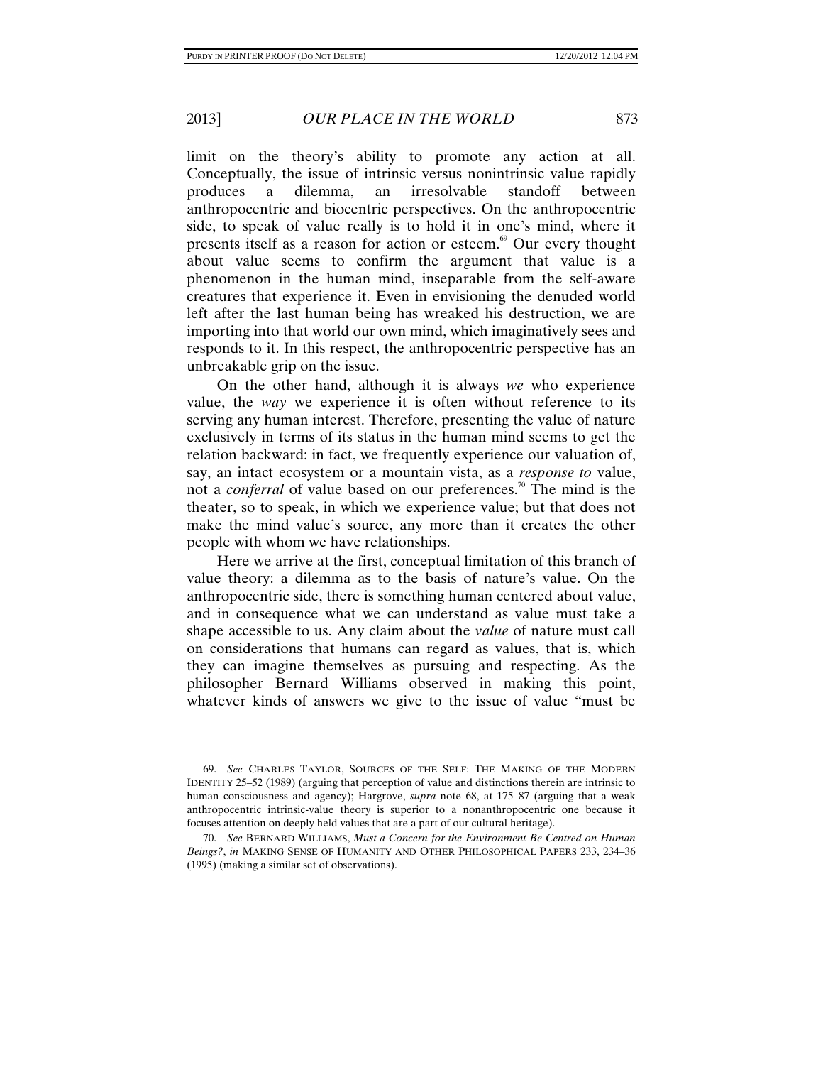limit on the theory's ability to promote any action at all. Conceptually, the issue of intrinsic versus nonintrinsic value rapidly produces a dilemma, an irresolvable standoff between anthropocentric and biocentric perspectives. On the anthropocentric side, to speak of value really is to hold it in one's mind, where it presents itself as a reason for action or esteem.[69] Our every thought about value seems to confirm the argument that value is a phenomenon in the human mind, inseparable from the self-aware creatures that experience it. Even in envisioning the denuded world left after the last human being has wreaked his destruction, we are importing into that world our own mind, which imaginatively sees and responds to it. In this respect, the anthropocentric perspective has an unbreakable grip on the issue.

On the other hand, although it is always *we* who experience value, the *way* we experience it is often without reference to its serving any human interest. Therefore, presenting the value of nature exclusively in terms of its status in the human mind seems to get the relation backward: in fact, we frequently experience our valuation of, say, an intact ecosystem or a mountain vista, as a *response to* value, not a *conferral* of value based on our preferences.[70] The mind is the theater, so to speak, in which we experience value; but that does not make the mind value's source, any more than it creates the other people with whom we have relationships.

Here we arrive at the first, conceptual limitation of this branch of value theory: a dilemma as to the basis of nature's value. On the anthropocentric side, there is something human centered about value, and in consequence what we can understand as value must take a shape accessible to us. Any claim about the *value* of nature must call on considerations that humans can regard as values, that is, which they can imagine themselves as pursuing and respecting. As the philosopher Bernard Williams observed in making this point, whatever kinds of answers we give to the issue of value "must be

---

69. *See* CHARLES TAYLOR, SOURCES OF THE SELF: THE MAKING OF THE MODERN IDENTITY 25–52 (1989) (arguing that perception of value and distinctions therein are intrinsic to human consciousness and agency); Hargrove, *supra* note 68, at 175–87 (arguing that a weak anthropocentric intrinsic-value theory is superior to a nonanthropocentric one because it focuses attention on deeply held values that are a part of our cultural heritage).

70. *See* BERNARD WILLIAMS, *Must a Concern for the Environment Be Centred on Human Beings?*, *in* MAKING SENSE OF HUMANITY AND OTHER PHILOSOPHICAL PAPERS 233, 234–36 (1995) (making a similar set of observations).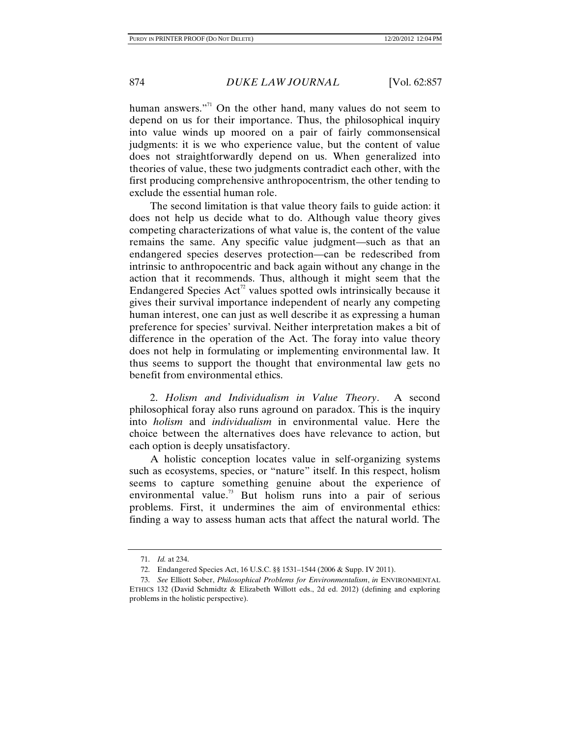human answers."[71] On the other hand, many values do not seem to depend on us for their importance. Thus, the philosophical inquiry into value winds up moored on a pair of fairly commonsensical judgments: it is we who experience value, but the content of value does not straightforwardly depend on us. When generalized into theories of value, these two judgments contradict each other, with the first producing comprehensive anthropocentrism, the other tending to exclude the essential human role.

The second limitation is that value theory fails to guide action: it does not help us decide what to do. Although value theory gives competing characterizations of what value is, the content of the value remains the same. Any specific value judgment—such as that an endangered species deserves protection—can be redescribed from intrinsic to anthropocentric and back again without any change in the action that it recommends. Thus, although it might seem that the Endangered Species Act[72] values spotted owls intrinsically because it gives their survival importance independent of nearly any competing human interest, one can just as well describe it as expressing a human preference for species' survival. Neither interpretation makes a bit of difference in the operation of the Act. The foray into value theory does not help in formulating or implementing environmental law. It thus seems to support the thought that environmental law gets no benefit from environmental ethics.

2. *Holism and Individualism in Value Theory*. A second philosophical foray also runs aground on paradox. This is the inquiry into *holism* and *individualism* in environmental value. Here the choice between the alternatives does have relevance to action, but each option is deeply unsatisfactory.

A holistic conception locates value in self-organizing systems such as ecosystems, species, or "nature" itself. In this respect, holism seems to capture something genuine about the experience of environmental value.[73] But holism runs into a pair of serious problems. First, it undermines the aim of environmental ethics: finding a way to assess human acts that affect the natural world. The

---

71. *Id.* at 234.

72. Endangered Species Act, 16 U.S.C. §§ 1531–1544 (2006 & Supp. IV 2011).

73. *See* Elliott Sober, *Philosophical Problems for Environmentalism*, *in* ENVIRONMENTAL ETHICS 132 (David Schmidtz & Elizabeth Willott eds., 2d ed. 2012) (defining and exploring problems in the holistic perspective).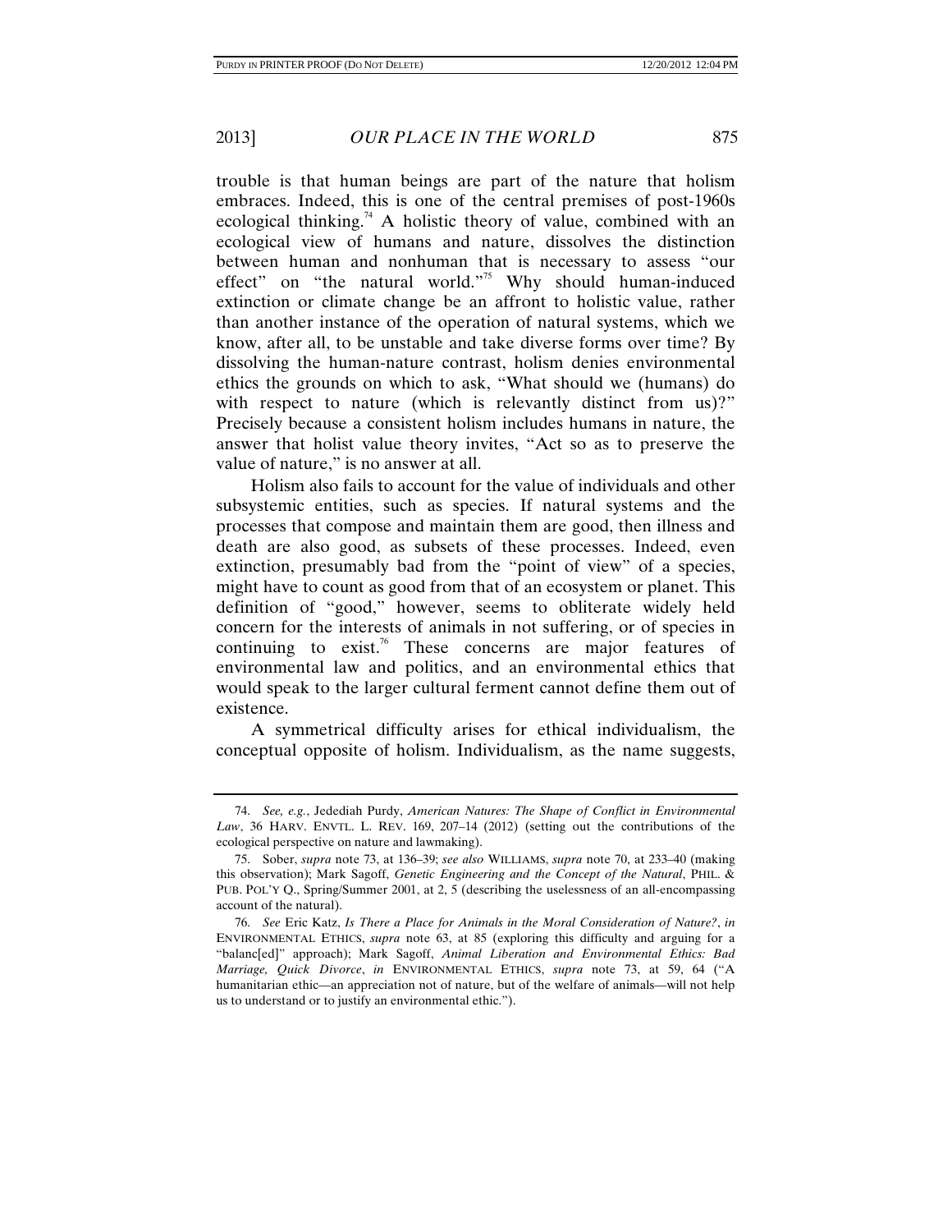trouble is that human beings are part of the nature that holism embraces. Indeed, this is one of the central premises of post-1960s ecological thinking.[74] A holistic theory of value, combined with an ecological view of humans and nature, dissolves the distinction between human and nonhuman that is necessary to assess "our effect" on "the natural world."[75] Why should human-induced extinction or climate change be an affront to holistic value, rather than another instance of the operation of natural systems, which we know, after all, to be unstable and take diverse forms over time? By dissolving the human-nature contrast, holism denies environmental ethics the grounds on which to ask, "What should we (humans) do with respect to nature (which is relevantly distinct from us)?" Precisely because a consistent holism includes humans in nature, the answer that holist value theory invites, "Act so as to preserve the value of nature," is no answer at all.

Holism also fails to account for the value of individuals and other subsystemic entities, such as species. If natural systems and the processes that compose and maintain them are good, then illness and death are also good, as subsets of these processes. Indeed, even extinction, presumably bad from the "point of view" of a species, might have to count as good from that of an ecosystem or planet. This definition of "good," however, seems to obliterate widely held concern for the interests of animals in not suffering, or of species in continuing to exist.[76] These concerns are major features of environmental law and politics, and an environmental ethics that would speak to the larger cultural ferment cannot define them out of existence.

A symmetrical difficulty arises for ethical individualism, the conceptual opposite of holism. Individualism, as the name suggests,

---

74. *See, e.g.*, Jedediah Purdy, *American Natures: The Shape of Conflict in Environmental Law*, 36 HARV. ENVTL. L. REV. 169, 207–14 (2012) (setting out the contributions of the ecological perspective on nature and lawmaking).

75. Sober, *supra* note 73, at 136–39; *see also* WILLIAMS, *supra* note 70, at 233–40 (making this observation); Mark Sagoff, *Genetic Engineering and the Concept of the Natural*, PHIL. & PUB. POL'Y Q., Spring/Summer 2001, at 2, 5 (describing the uselessness of an all-encompassing account of the natural).

76. *See* Eric Katz, *Is There a Place for Animals in the Moral Consideration of Nature?*, *in* ENVIRONMENTAL ETHICS, *supra* note 63, at 85 (exploring this difficulty and arguing for a "balanc[ed]" approach); Mark Sagoff, *Animal Liberation and Environmental Ethics: Bad Marriage, Quick Divorce*, *in* ENVIRONMENTAL ETHICS, *supra* note 73, at 59, 64 ("A humanitarian ethic—an appreciation not of nature, but of the welfare of animals—will not help us to understand or to justify an environmental ethic.").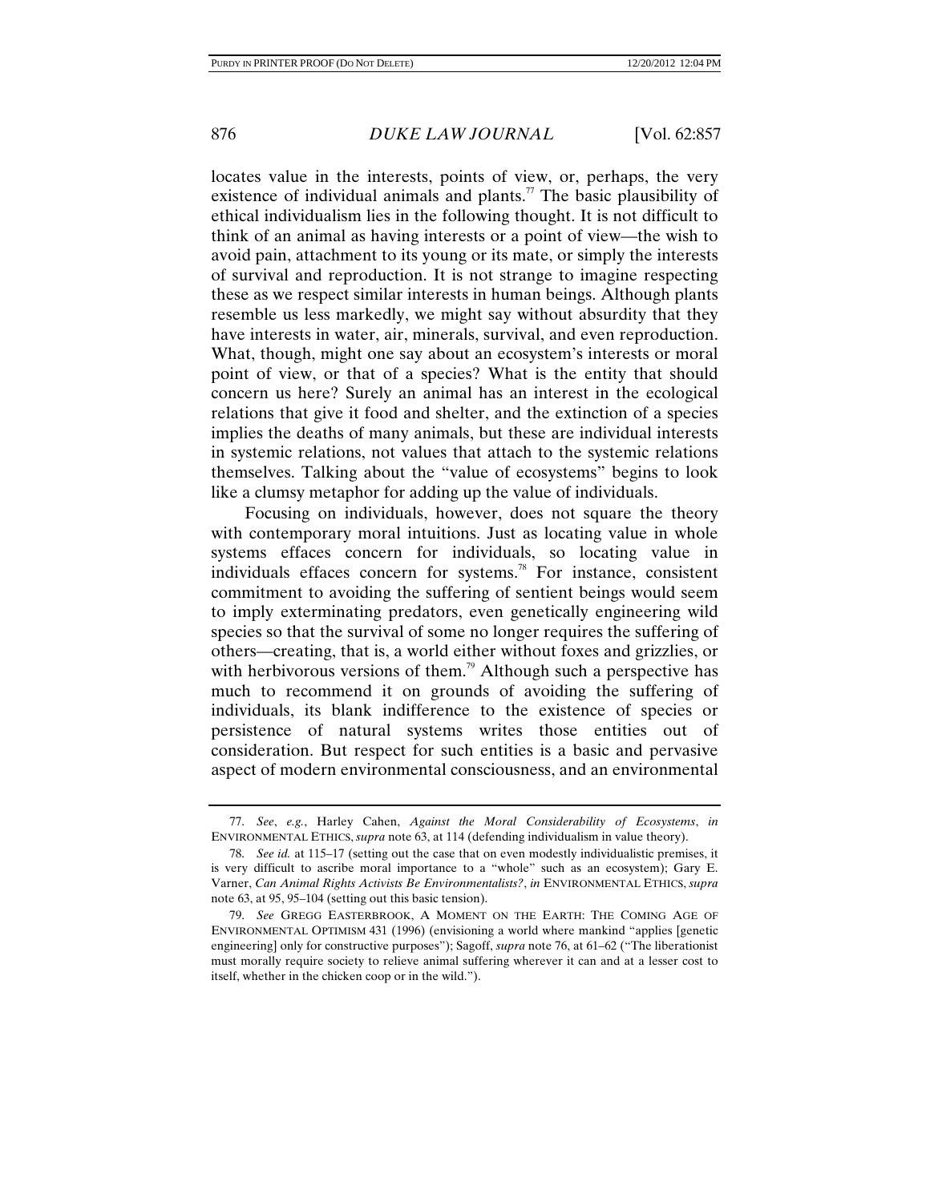locates value in the interests, points of view, or, perhaps, the very existence of individual animals and plants.[77] The basic plausibility of ethical individualism lies in the following thought. It is not difficult to think of an animal as having interests or a point of view—the wish to avoid pain, attachment to its young or its mate, or simply the interests of survival and reproduction. It is not strange to imagine respecting these as we respect similar interests in human beings. Although plants resemble us less markedly, we might say without absurdity that they have interests in water, air, minerals, survival, and even reproduction. What, though, might one say about an ecosystem's interests or moral point of view, or that of a species? What is the entity that should concern us here? Surely an animal has an interest in the ecological relations that give it food and shelter, and the extinction of a species implies the deaths of many animals, but these are individual interests in systemic relations, not values that attach to the systemic relations themselves. Talking about the "value of ecosystems" begins to look like a clumsy metaphor for adding up the value of individuals.

Focusing on individuals, however, does not square the theory with contemporary moral intuitions. Just as locating value in whole systems effaces concern for individuals, so locating value in individuals effaces concern for systems.[78] For instance, consistent commitment to avoiding the suffering of sentient beings would seem to imply exterminating predators, even genetically engineering wild species so that the survival of some no longer requires the suffering of others—creating, that is, a world either without foxes and grizzlies, or with herbivorous versions of them.[79] Although such a perspective has much to recommend it on grounds of avoiding the suffering of individuals, its blank indifference to the existence of species or persistence of natural systems writes those entities out of consideration. But respect for such entities is a basic and pervasive aspect of modern environmental consciousness, and an environmental

---

77. *See, e.g.*, Harley Cahen, *Against the Moral Considerability of Ecosystems*, *in* ENVIRONMENTAL ETHICS, *supra* note 63, at 114 (defending individualism in value theory).

78. *See id.* at 115–17 (setting out the case that on even modestly individualistic premises, it is very difficult to ascribe moral importance to a "whole" such as an ecosystem); Gary E. Varner, *Can Animal Rights Activists Be Environmentalists?*, *in* ENVIRONMENTAL ETHICS, *supra* note 63, at 95, 95–104 (setting out this basic tension).

79. *See* GREGG EASTERBROOK, A MOMENT ON THE EARTH: THE COMING AGE OF ENVIRONMENTAL OPTIMISM 431 (1996) (envisioning a world where mankind "applies [genetic engineering] only for constructive purposes"); Sagoff, *supra* note 76, at 61–62 ("The liberationist must morally require society to relieve animal suffering wherever it can and at a lesser cost to itself, whether in the chicken coop or in the wild.").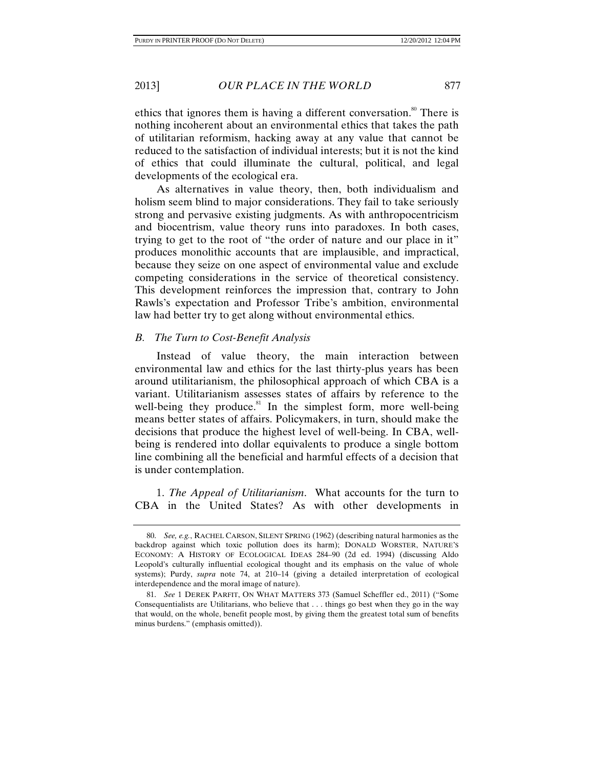ethics that ignores them is having a different conversation.[80] There is nothing incoherent about an environmental ethics that takes the path of utilitarian reformism, hacking away at any value that cannot be reduced to the satisfaction of individual interests; but it is not the kind of ethics that could illuminate the cultural, political, and legal developments of the ecological era.

As alternatives in value theory, then, both individualism and holism seem blind to major considerations. They fail to take seriously strong and pervasive existing judgments. As with anthropocentricism and biocentrism, value theory runs into paradoxes. In both cases, trying to get to the root of "the order of nature and our place in it" produces monolithic accounts that are implausible, and impractical, because they seize on one aspect of environmental value and exclude competing considerations in the service of theoretical consistency. This development reinforces the impression that, contrary to John Rawls's expectation and Professor Tribe's ambition, environmental law had better try to get along without environmental ethics.

### *B. The Turn to Cost-Benefit Analysis*

Instead of value theory, the main interaction between environmental law and ethics for the last thirty-plus years has been around utilitarianism, the philosophical approach of which CBA is a variant. Utilitarianism assesses states of affairs by reference to the well-being they produce.[81] In the simplest form, more well-being means better states of affairs. Policymakers, in turn, should make the decisions that produce the highest level of well-being. In CBA, well-being is rendered into dollar equivalents to produce a single bottom line combining all the beneficial and harmful effects of a decision that is under contemplation.

1. *The Appeal of Utilitarianism*. What accounts for the turn to CBA in the United States? As with other developments in

---

80. *See, e.g.*, RACHEL CARSON, SILENT SPRING (1962) (describing natural harmonies as the backdrop against which toxic pollution does its harm); DONALD WORSTER, NATURE'S ECONOMY: A HISTORY OF ECOLOGICAL IDEAS 284–90 (2d ed. 1994) (discussing Aldo Leopold's culturally influential ecological thought and its emphasis on the value of whole systems); Purdy, *supra* note 74, at 210–14 (giving a detailed interpretation of ecological interdependence and the moral image of nature).

81. *See* 1 DEREK PARFIT, ON WHAT MATTERS 373 (Samuel Scheffler ed., 2011) ("Some Consequentialists are Utilitarians, who believe that . . . things go best when they go in the way that would, on the whole, benefit people most, by giving them the greatest total sum of benefits minus burdens." (emphasis omitted)).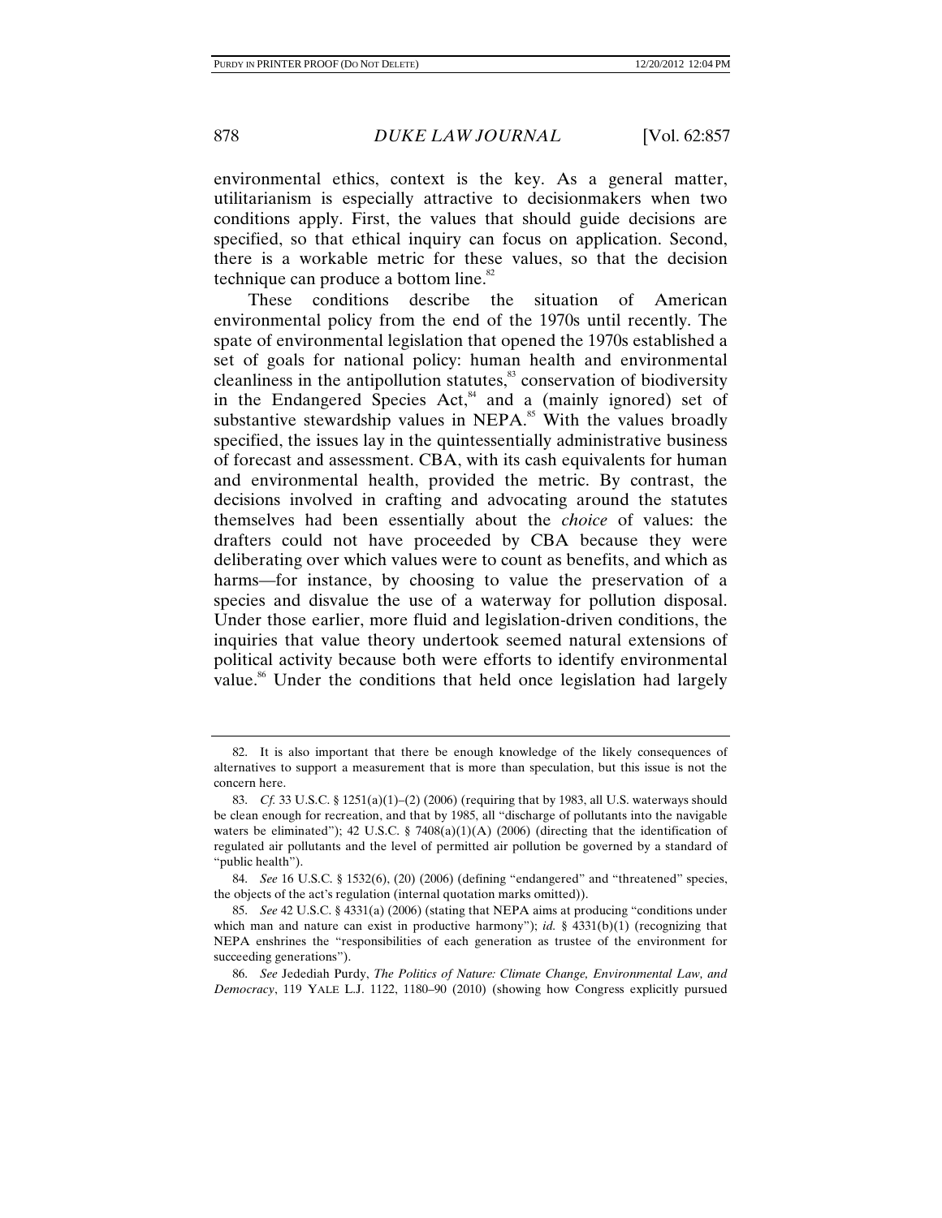environmental ethics, context is the key. As a general matter, utilitarianism is especially attractive to decisionmakers when two conditions apply. First, the values that should guide decisions are specified, so that ethical inquiry can focus on application. Second, there is a workable metric for these values, so that the decision technique can produce a bottom line.[82]

These conditions describe the situation of American environmental policy from the end of the 1970s until recently. The spate of environmental legislation that opened the 1970s established a set of goals for national policy: human health and environmental cleanliness in the antipollution statutes,[83] conservation of biodiversity in the Endangered Species Act,[84] and a (mainly ignored) set of substantive stewardship values in NEPA.[85] With the values broadly specified, the issues lay in the quintessentially administrative business of forecast and assessment. CBA, with its cash equivalents for human and environmental health, provided the metric. By contrast, the decisions involved in crafting and advocating around the statutes themselves had been essentially about the *choice* of values: the drafters could not have proceeded by CBA because they were deliberating over which values were to count as benefits, and which as harms—for instance, by choosing to value the preservation of a species and disvalue the use of a waterway for pollution disposal. Under those earlier, more fluid and legislation-driven conditions, the inquiries that value theory undertook seemed natural extensions of political activity because both were efforts to identify environmental value.[86] Under the conditions that held once legislation had largely

---

82. It is also important that there be enough knowledge of the likely consequences of alternatives to support a measurement that is more than speculation, but this issue is not the concern here.

83. *Cf.* 33 U.S.C. § 1251(a)(1)–(2) (2006) (requiring that by 1983, all U.S. waterways should be clean enough for recreation, and that by 1985, all "discharge of pollutants into the navigable waters be eliminated"); 42 U.S.C. § 7408(a)(1)(A) (2006) (directing that the identification of regulated air pollutants and the level of permitted air pollution be governed by a standard of "public health").

84. *See* 16 U.S.C. § 1532(6), (20) (2006) (defining "endangered" and "threatened" species, the objects of the act's regulation (internal quotation marks omitted)).

85. *See* 42 U.S.C. § 4331(a) (2006) (stating that NEPA aims at producing "conditions under which man and nature can exist in productive harmony"); *id.* § 4331(b)(1) (recognizing that NEPA enshrines the "responsibilities of each generation as trustee of the environment for succeeding generations").

86. *See* Jedediah Purdy, *The Politics of Nature: Climate Change, Environmental Law, and Democracy*, 119 YALE L.J. 1122, 1180–90 (2010) (showing how Congress explicitly pursued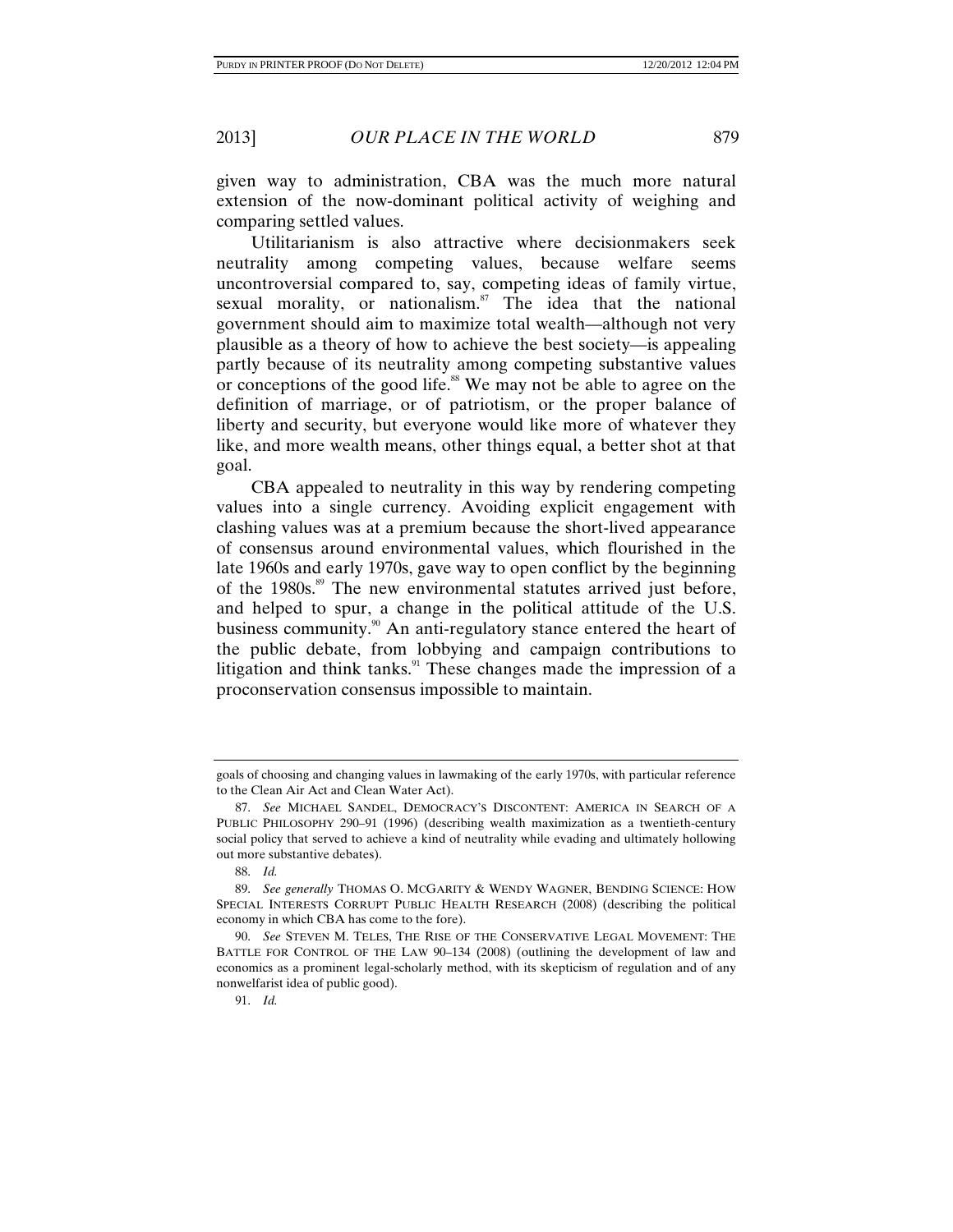given way to administration, CBA was the much more natural extension of the now-dominant political activity of weighing and comparing settled values.

Utilitarianism is also attractive where decisionmakers seek neutrality among competing values, because welfare seems uncontroversial compared to, say, competing ideas of family virtue, sexual morality, or nationalism.[87] The idea that the national government should aim to maximize total wealth—although not very plausible as a theory of how to achieve the best society—is appealing partly because of its neutrality among competing substantive values or conceptions of the good life.[88] We may not be able to agree on the definition of marriage, or of patriotism, or the proper balance of liberty and security, but everyone would like more of whatever they like, and more wealth means, other things equal, a better shot at that goal.

CBA appealed to neutrality in this way by rendering competing values into a single currency. Avoiding explicit engagement with clashing values was at a premium because the short-lived appearance of consensus around environmental values, which flourished in the late 1960s and early 1970s, gave way to open conflict by the beginning of the 1980s.[89] The new environmental statutes arrived just before, and helped to spur, a change in the political attitude of the U.S. business community.[90] An anti-regulatory stance entered the heart of the public debate, from lobbying and campaign contributions to litigation and think tanks.[91] These changes made the impression of a proconservation consensus impossible to maintain.

---

goals of choosing and changing values in lawmaking of the early 1970s, with particular reference to the Clean Air Act and Clean Water Act).

87. *See* MICHAEL SANDEL, DEMOCRACY'S DISCONTENT: AMERICA IN SEARCH OF A PUBLIC PHILOSOPHY 290–91 (1996) (describing wealth maximization as a twentieth-century social policy that served to achieve a kind of neutrality while evading and ultimately hollowing out more substantive debates).

88. *Id.*

89. *See generally* THOMAS O. MCGARITY & WENDY WAGNER, BENDING SCIENCE: HOW SPECIAL INTERESTS CORRUPT PUBLIC HEALTH RESEARCH (2008) (describing the political economy in which CBA has come to the fore).

90. *See* STEVEN M. TELES, THE RISE OF THE CONSERVATIVE LEGAL MOVEMENT: THE BATTLE FOR CONTROL OF THE LAW 90–134 (2008) (outlining the development of law and economics as a prominent legal-scholarly method, with its skepticism of regulation and of any nonwelfarist idea of public good).

91. *Id.*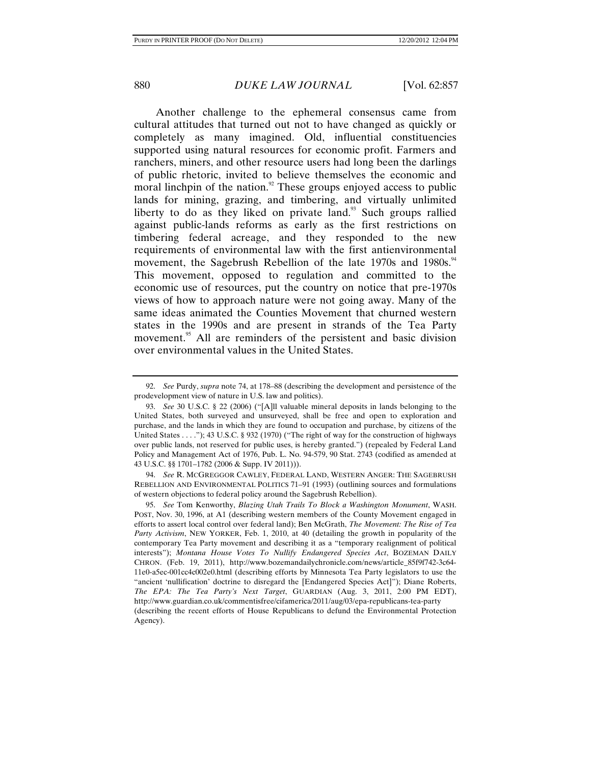Another challenge to the ephemeral consensus came from cultural attitudes that turned out not to have changed as quickly or completely as many imagined. Old, influential constituencies supported using natural resources for economic profit. Farmers and ranchers, miners, and other resource users had long been the darlings of public rhetoric, invited to believe themselves the economic and moral linchpin of the nation.[92] These groups enjoyed access to public lands for mining, grazing, and timbering, and virtually unlimited liberty to do as they liked on private land.[93] Such groups rallied against public-lands reforms as early as the first restrictions on timbering federal acreage, and they responded to the new requirements of environmental law with the first antienvironmental movement, the Sagebrush Rebellion of the late 1970s and 1980s.[94] This movement, opposed to regulation and committed to the economic use of resources, put the country on notice that pre-1970s views of how to approach nature were not going away. Many of the same ideas animated the Counties Movement that churned western states in the 1990s and are present in strands of the Tea Party movement.[95] All are reminders of the persistent and basic division over environmental values in the United States.

---

92. *See* Purdy, *supra* note 74, at 178–88 (describing the development and persistence of the prodevelopment view of nature in U.S. law and politics).

93. *See* 30 U.S.C. § 22 (2006) ("[A]ll valuable mineral deposits in lands belonging to the United States, both surveyed and unsurveyed, shall be free and open to exploration and purchase, and the lands in which they are found to occupation and purchase, by citizens of the United States . . . ."); 43 U.S.C. § 932 (1970) ("The right of way for the construction of highways over public lands, not reserved for public uses, is hereby granted.") (repealed by Federal Land Policy and Management Act of 1976, Pub. L. No. 94-579, 90 Stat. 2743 (codified as amended at 43 U.S.C. §§ 1701–1782 (2006 & Supp. IV 2011))).

94. *See* R. MCGREGGOR CAWLEY, FEDERAL LAND, WESTERN ANGER: THE SAGEBRUSH REBELLION AND ENVIRONMENTAL POLITICS 71–91 (1993) (outlining sources and formulations of western objections to federal policy around the Sagebrush Rebellion).

95. *See* Tom Kenworthy, *Blazing Utah Trails To Block a Washington Monument*, WASH. POST, Nov. 30, 1996, at A1 (describing western members of the County Movement engaged in efforts to assert local control over federal land); Ben McGrath, *The Movement: The Rise of Tea Party Activism*, NEW YORKER, Feb. 1, 2010, at 40 (detailing the growth in popularity of the contemporary Tea Party movement and describing it as a "temporary realignment of political interests"); *Montana House Votes To Nullify Endangered Species Act*, BOZEMAN DAILY CHRON. (Feb. 19, 2011), http://www.bozemandailychronicle.com/news/article_85f9f742-3c64-11e0-a5ec-001cc4c002e0.html (describing efforts by Minnesota Tea Party legislators to use the "ancient 'nullification' doctrine to disregard the [Endangered Species Act]"); Diane Roberts, *The EPA: The Tea Party's Next Target*, GUARDIAN (Aug. 3, 2011, 2:00 PM EDT), http://www.guardian.co.uk/commentisfree/cifamerica/2011/aug/03/epa-republicans-tea-party (describing the recent efforts of House Republicans to defund the Environmental Protection Agency).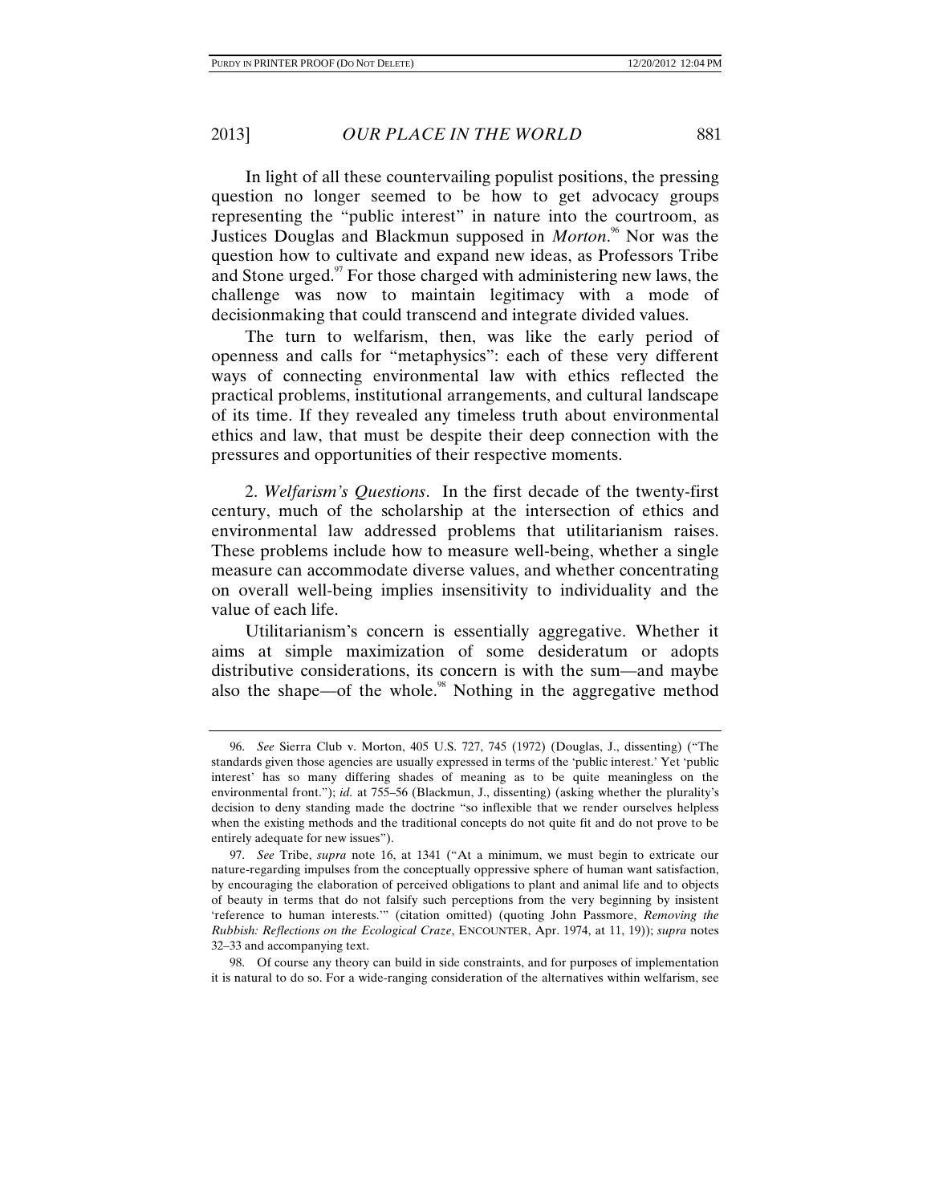In light of all these countervailing populist positions, the pressing question no longer seemed to be how to get advocacy groups representing the "public interest" in nature into the courtroom, as Justices Douglas and Blackmun supposed in *Morton*.[96] Nor was the question how to cultivate and expand new ideas, as Professors Tribe and Stone urged.[97] For those charged with administering new laws, the challenge was now to maintain legitimacy with a mode of decisionmaking that could transcend and integrate divided values.

The turn to welfarism, then, was like the early period of openness and calls for "metaphysics": each of these very different ways of connecting environmental law with ethics reflected the practical problems, institutional arrangements, and cultural landscape of its time. If they revealed any timeless truth about environmental ethics and law, that must be despite their deep connection with the pressures and opportunities of their respective moments.

2. *Welfarism's Questions*. In the first decade of the twenty-first century, much of the scholarship at the intersection of ethics and environmental law addressed problems that utilitarianism raises. These problems include how to measure well-being, whether a single measure can accommodate diverse values, and whether concentrating on overall well-being implies insensitivity to individuality and the value of each life.

Utilitarianism's concern is essentially aggregative. Whether it aims at simple maximization of some desideratum or adopts distributive considerations, its concern is with the sum—and maybe also the shape—of the whole.[98] Nothing in the aggregative method

---

96. *See* Sierra Club v. Morton, 405 U.S. 727, 745 (1972) (Douglas, J., dissenting) ("The standards given those agencies are usually expressed in terms of the 'public interest.' Yet 'public interest' has so many differing shades of meaning as to be quite meaningless on the environmental front."); *id.* at 755–56 (Blackmun, J., dissenting) (asking whether the plurality's decision to deny standing made the doctrine "so inflexible that we render ourselves helpless when the existing methods and the traditional concepts do not quite fit and do not prove to be entirely adequate for new issues").

97. *See* Tribe, *supra* note 16, at 1341 ("At a minimum, we must begin to extricate our nature-regarding impulses from the conceptually oppressive sphere of human want satisfaction, by encouraging the elaboration of perceived obligations to plant and animal life and to objects of beauty in terms that do not falsify such perceptions from the very beginning by insistent 'reference to human interests.'" (citation omitted) (quoting John Passmore, *Removing the Rubbish: Reflections on the Ecological Craze*, ENCOUNTER, Apr. 1974, at 11, 19)); *supra* notes 32–33 and accompanying text.

98. Of course any theory can build in side constraints, and for purposes of implementation it is natural to do so. For a wide-ranging consideration of the alternatives within welfarism, see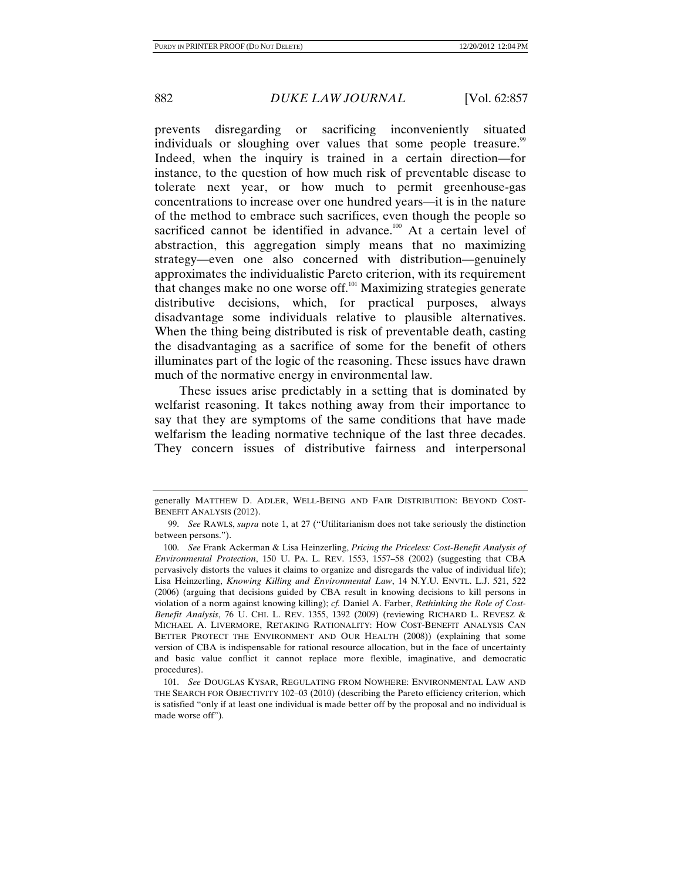prevents disregarding or sacrificing inconveniently situated individuals or sloughing over values that some people treasure.[99] Indeed, when the inquiry is trained in a certain direction—for instance, to the question of how much risk of preventable disease to tolerate next year, or how much to permit greenhouse-gas concentrations to increase over one hundred years—it is in the nature of the method to embrace such sacrifices, even though the people so sacrificed cannot be identified in advance.[100] At a certain level of abstraction, this aggregation simply means that no maximizing strategy—even one also concerned with distribution—genuinely approximates the individualistic Pareto criterion, with its requirement that changes make no one worse off.[101] Maximizing strategies generate distributive decisions, which, for practical purposes, always disadvantage some individuals relative to plausible alternatives. When the thing being distributed is risk of preventable death, casting the disadvantaging as a sacrifice of some for the benefit of others illuminates part of the logic of the reasoning. These issues have drawn much of the normative energy in environmental law.

These issues arise predictably in a setting that is dominated by welfarist reasoning. It takes nothing away from their importance to say that they are symptoms of the same conditions that have made welfarism the leading normative technique of the last three decades. They concern issues of distributive fairness and interpersonal

---

generally MATTHEW D. ADLER, WELL-BEING AND FAIR DISTRIBUTION: BEYOND COST-BENEFIT ANALYSIS (2012).

99. *See* RAWLS, *supra* note 1, at 27 ("Utilitarianism does not take seriously the distinction between persons.").

100. *See* Frank Ackerman & Lisa Heinzerling, *Pricing the Priceless: Cost-Benefit Analysis of Environmental Protection*, 150 U. PA. L. REV. 1553, 1557–58 (2002) (suggesting that CBA pervasively distorts the values it claims to organize and disregards the value of individual life); Lisa Heinzerling, *Knowing Killing and Environmental Law*, 14 N.Y.U. ENVTL. L.J. 521, 522 (2006) (arguing that decisions guided by CBA result in knowing decisions to kill persons in violation of a norm against knowing killing); *cf.* Daniel A. Farber, *Rethinking the Role of Cost-Benefit Analysis*, 76 U. CHI. L. REV. 1355, 1392 (2009) (reviewing RICHARD L. REVESZ & MICHAEL A. LIVERMORE, RETAKING RATIONALITY: HOW COST-BENEFIT ANALYSIS CAN BETTER PROTECT THE ENVIRONMENT AND OUR HEALTH (2008)) (explaining that some version of CBA is indispensable for rational resource allocation, but in the face of uncertainty and basic value conflict it cannot replace more flexible, imaginative, and democratic procedures).

101. *See* DOUGLAS KYSAR, REGULATING FROM NOWHERE: ENVIRONMENTAL LAW AND THE SEARCH FOR OBJECTIVITY 102–03 (2010) (describing the Pareto efficiency criterion, which is satisfied "only if at least one individual is made better off by the proposal and no individual is made worse off").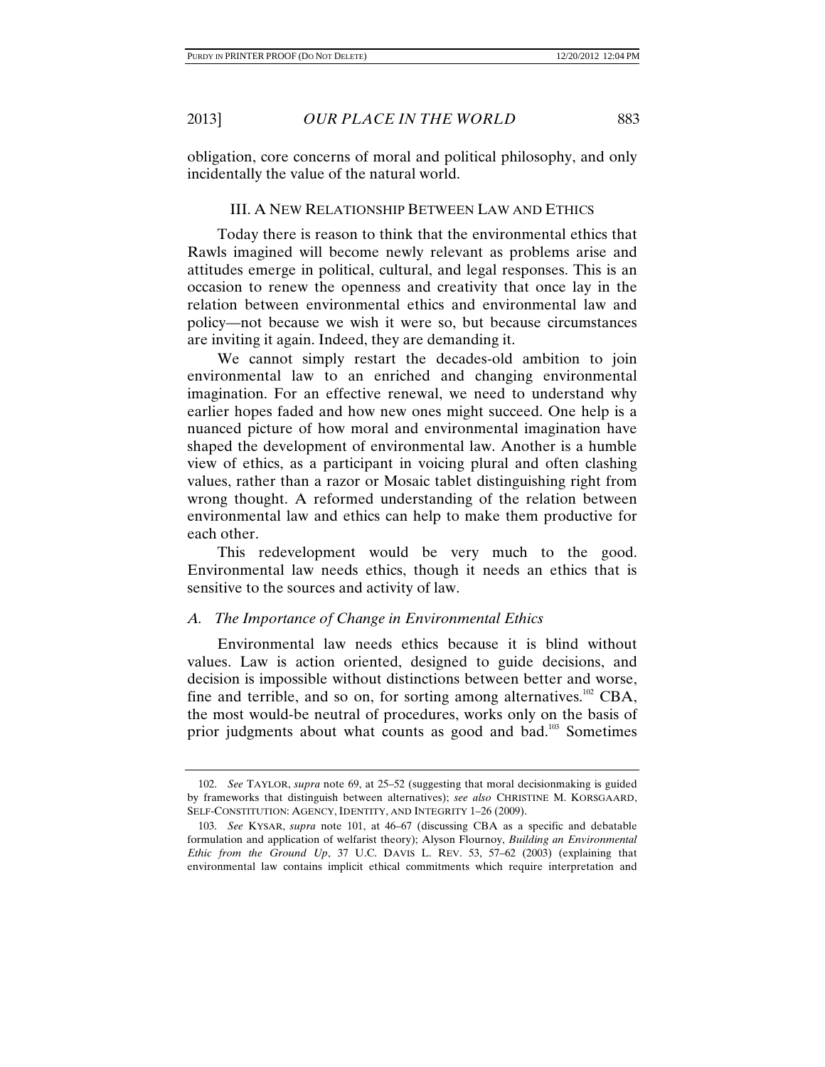obligation, core concerns of moral and political philosophy, and only incidentally the value of the natural world.

## III. A NEW RELATIONSHIP BETWEEN LAW AND ETHICS

Today there is reason to think that the environmental ethics that Rawls imagined will become newly relevant as problems arise and attitudes emerge in political, cultural, and legal responses. This is an occasion to renew the openness and creativity that once lay in the relation between environmental ethics and environmental law and policy—not because we wish it were so, but because circumstances are inviting it again. Indeed, they are demanding it.

We cannot simply restart the decades-old ambition to join environmental law to an enriched and changing environmental imagination. For an effective renewal, we need to understand why earlier hopes faded and how new ones might succeed. One help is a nuanced picture of how moral and environmental imagination have shaped the development of environmental law. Another is a humble view of ethics, as a participant in voicing plural and often clashing values, rather than a razor or Mosaic tablet distinguishing right from wrong thought. A reformed understanding of the relation between environmental law and ethics can help to make them productive for each other.

This redevelopment would be very much to the good. Environmental law needs ethics, though it needs an ethics that is sensitive to the sources and activity of law.

### *A. The Importance of Change in Environmental Ethics*

Environmental law needs ethics because it is blind without values. Law is action oriented, designed to guide decisions, and decision is impossible without distinctions between better and worse, fine and terrible, and so on, for sorting among alternatives.[102] CBA, the most would-be neutral of procedures, works only on the basis of prior judgments about what counts as good and bad.[103] Sometimes

---

102. *See* TAYLOR, *supra* note 69, at 25–52 (suggesting that moral decisionmaking is guided by frameworks that distinguish between alternatives); *see also* CHRISTINE M. KORSGAARD, SELF-CONSTITUTION: AGENCY, IDENTITY, AND INTEGRITY 1–26 (2009).

103. *See* KYSAR, *supra* note 101, at 46–67 (discussing CBA as a specific and debatable formulation and application of welfarist theory); Alyson Flournoy, *Building an Environmental Ethic from the Ground Up*, 37 U.C. DAVIS L. REV. 53, 57–62 (2003) (explaining that environmental law contains implicit ethical commitments which require interpretation and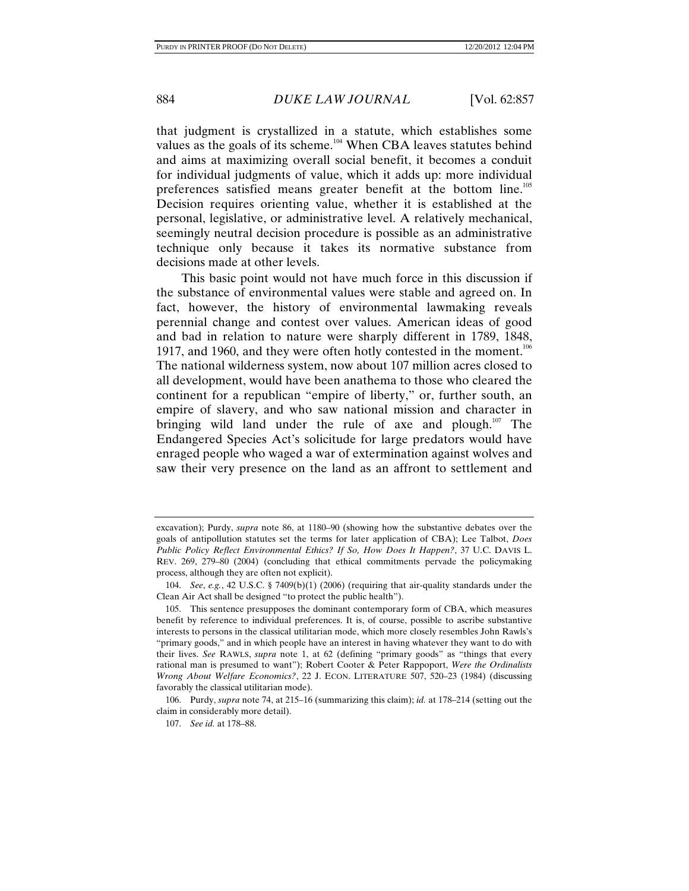that judgment is crystallized in a statute, which establishes some values as the goals of its scheme.[104] When CBA leaves statutes behind and aims at maximizing overall social benefit, it becomes a conduit for individual judgments of value, which it adds up: more individual preferences satisfied means greater benefit at the bottom line.[105] Decision requires orienting value, whether it is established at the personal, legislative, or administrative level. A relatively mechanical, seemingly neutral decision procedure is possible as an administrative technique only because it takes its normative substance from decisions made at other levels.

This basic point would not have much force in this discussion if the substance of environmental values were stable and agreed on. In fact, however, the history of environmental lawmaking reveals perennial change and contest over values. American ideas of good and bad in relation to nature were sharply different in 1789, 1848, 1917, and 1960, and they were often hotly contested in the moment.[106] The national wilderness system, now about 107 million acres closed to all development, would have been anathema to those who cleared the continent for a republican "empire of liberty," or, further south, an empire of slavery, and who saw national mission and character in bringing wild land under the rule of axe and plough.[107] The Endangered Species Act's solicitude for large predators would have enraged people who waged a war of extermination against wolves and saw their very presence on the land as an affront to settlement and

---

excavation); Purdy, *supra* note 86, at 1180–90 (showing how the substantive debates over the goals of antipollution statutes set the terms for later application of CBA); Lee Talbot, *Does Public Policy Reflect Environmental Ethics? If So, How Does It Happen?*, 37 U.C. DAVIS L. REV. 269, 279–80 (2004) (concluding that ethical commitments pervade the policymaking process, although they are often not explicit).

104. *See*, *e.g.*, 42 U.S.C. § 7409(b)(1) (2006) (requiring that air-quality standards under the Clean Air Act shall be designed "to protect the public health").

105. This sentence presupposes the dominant contemporary form of CBA, which measures benefit by reference to individual preferences. It is, of course, possible to ascribe substantive interests to persons in the classical utilitarian mode, which more closely resembles John Rawls's "primary goods," and in which people have an interest in having whatever they want to do with their lives. *See* RAWLS, *supra* note 1, at 62 (defining "primary goods" as "things that every rational man is presumed to want"); Robert Cooter & Peter Rappoport, *Were the Ordinalists Wrong About Welfare Economics?*, 22 J. ECON. LITERATURE 507, 520–23 (1984) (discussing favorably the classical utilitarian mode).

106. Purdy, *supra* note 74, at 215–16 (summarizing this claim); *id.* at 178–214 (setting out the claim in considerably more detail).

107. *See id.* at 178–88.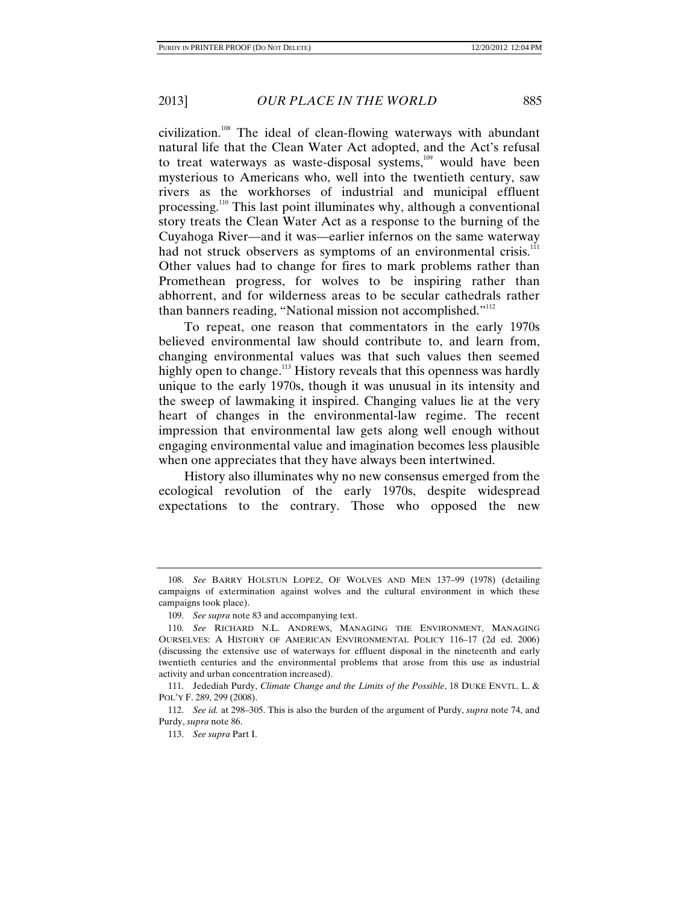civilization.[108] The ideal of clean-flowing waterways with abundant natural life that the Clean Water Act adopted, and the Act's refusal to treat waterways as waste-disposal systems,[109] would have been mysterious to Americans who, well into the twentieth century, saw rivers as the workhorses of industrial and municipal effluent processing.[110] This last point illuminates why, although a conventional story treats the Clean Water Act as a response to the burning of the Cuyahoga River—and it was—earlier infernos on the same waterway had not struck observers as symptoms of an environmental crisis.[111] Other values had to change for fires to mark problems rather than Promethean progress, for wolves to be inspiring rather than abhorrent, and for wilderness areas to be secular cathedrals rather than banners reading, "National mission not accomplished."[112]

To repeat, one reason that commentators in the early 1970s believed environmental law should contribute to, and learn from, changing environmental values was that such values then seemed highly open to change.[113] History reveals that this openness was hardly unique to the early 1970s, though it was unusual in its intensity and the sweep of lawmaking it inspired. Changing values lie at the very heart of changes in the environmental-law regime. The recent impression that environmental law gets along well enough without engaging environmental value and imagination becomes less plausible when one appreciates that they have always been intertwined.

History also illuminates why no new consensus emerged from the ecological revolution of the early 1970s, despite widespread expectations to the contrary. Those who opposed the new

---

108. *See* BARRY HOLSTUN LOPEZ, OF WOLVES AND MEN 137–99 (1978) (detailing campaigns of extermination against wolves and the cultural environment in which these campaigns took place).

109. *See supra* note 83 and accompanying text.

110. *See* RICHARD N.L. ANDREWS, MANAGING THE ENVIRONMENT, MANAGING OURSELVES: A HISTORY OF AMERICAN ENVIRONMENTAL POLICY 116–17 (2d ed. 2006) (discussing the extensive use of waterways for effluent disposal in the nineteenth and early twentieth centuries and the environmental problems that arose from this use as industrial activity and urban concentration increased).

111. Jedediah Purdy, *Climate Change and the Limits of the Possible*, 18 DUKE ENVTL. L. & POL'Y F. 289, 299 (2008).

112. *See id.* at 298–305. This is also the burden of the argument of Purdy, *supra* note 74, and Purdy, *supra* note 86.

113. *See supra* Part I.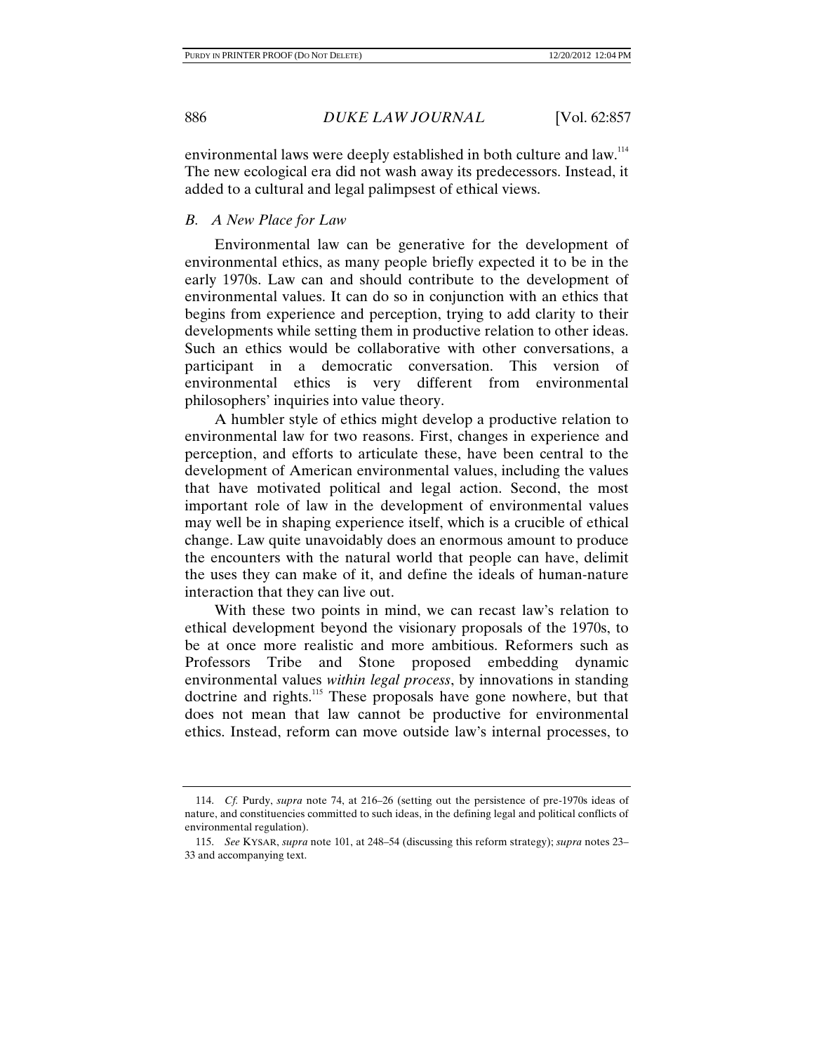environmental laws were deeply established in both culture and law.[114] The new ecological era did not wash away its predecessors. Instead, it added to a cultural and legal palimpsest of ethical views.

### *B. A New Place for Law*

Environmental law can be generative for the development of environmental ethics, as many people briefly expected it to be in the early 1970s. Law can and should contribute to the development of environmental values. It can do so in conjunction with an ethics that begins from experience and perception, trying to add clarity to their developments while setting them in productive relation to other ideas. Such an ethics would be collaborative with other conversations, a participant in a democratic conversation. This version of environmental ethics is very different from environmental philosophers' inquiries into value theory.

A humbler style of ethics might develop a productive relation to environmental law for two reasons. First, changes in experience and perception, and efforts to articulate these, have been central to the development of American environmental values, including the values that have motivated political and legal action. Second, the most important role of law in the development of environmental values may well be in shaping experience itself, which is a crucible of ethical change. Law quite unavoidably does an enormous amount to produce the encounters with the natural world that people can have, delimit the uses they can make of it, and define the ideals of human-nature interaction that they can live out.

With these two points in mind, we can recast law's relation to ethical development beyond the visionary proposals of the 1970s, to be at once more realistic and more ambitious. Reformers such as Professors Tribe and Stone proposed embedding dynamic environmental values *within legal process*, by innovations in standing doctrine and rights.[115] These proposals have gone nowhere, but that does not mean that law cannot be productive for environmental ethics. Instead, reform can move outside law's internal processes, to

---

114. *Cf.* Purdy, *supra* note 74, at 216–26 (setting out the persistence of pre-1970s ideas of nature, and constituencies committed to such ideas, in the defining legal and political conflicts of environmental regulation).

115. *See* KYSAR, *supra* note 101, at 248–54 (discussing this reform strategy); *supra* notes 23–33 and accompanying text.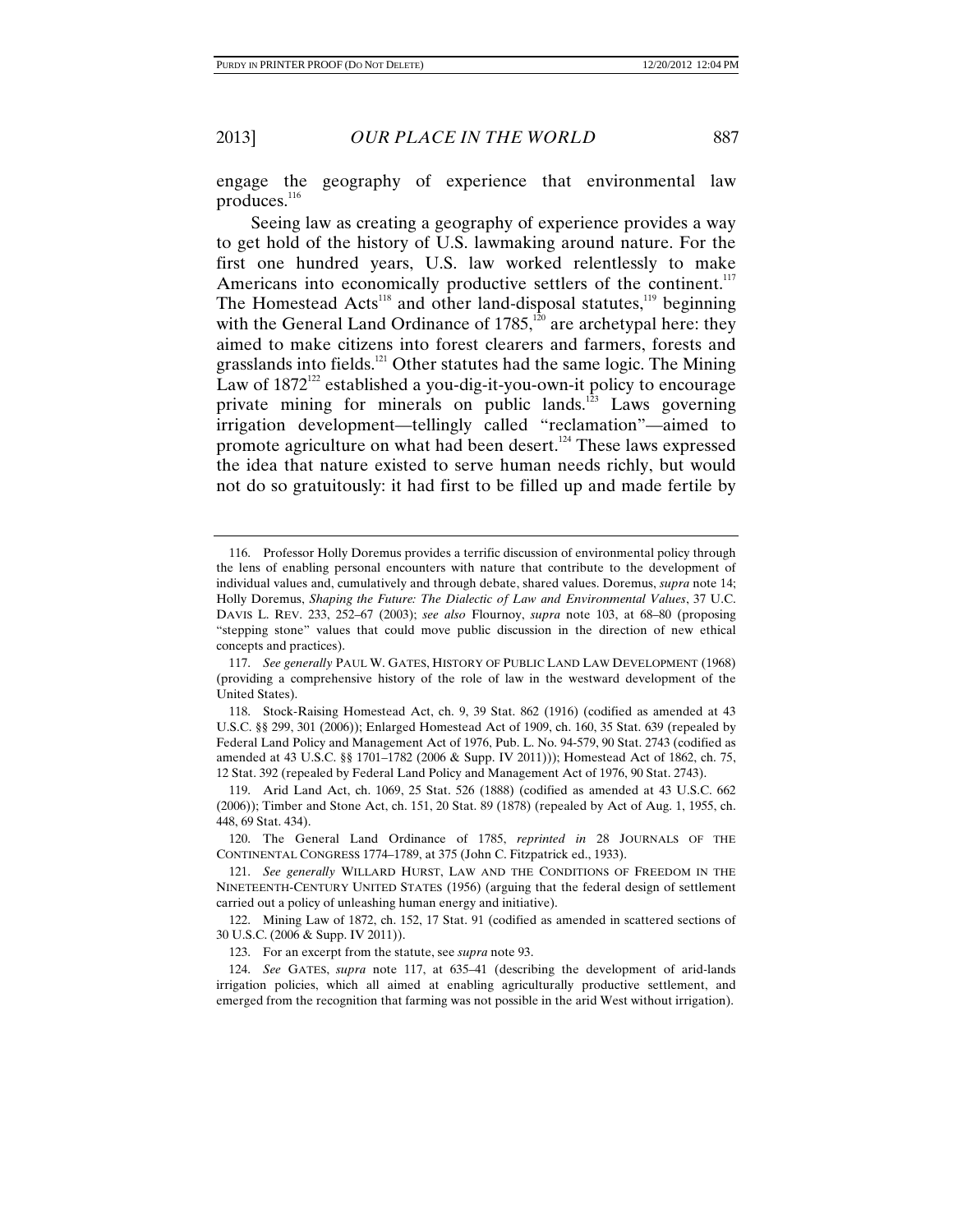engage the geography of experience that environmental law produces.[116]

Seeing law as creating a geography of experience provides a way to get hold of the history of U.S. lawmaking around nature. For the first one hundred years, U.S. law worked relentlessly to make Americans into economically productive settlers of the continent.[117] The Homestead Acts[118] and other land-disposal statutes,[119] beginning with the General Land Ordinance of 1785,[120] are archetypal here: they aimed to make citizens into forest clearers and farmers, forests and grasslands into fields.[121] Other statutes had the same logic. The Mining Law of 1872[122] established a you-dig-it-you-own-it policy to encourage private mining for minerals on public lands.[123] Laws governing irrigation development—tellingly called "reclamation"—aimed to promote agriculture on what had been desert.[124] These laws expressed the idea that nature existed to serve human needs richly, but would not do so gratuitously: it had first to be filled up and made fertile by

---

116. Professor Holly Doremus provides a terrific discussion of environmental policy through the lens of enabling personal encounters with nature that contribute to the development of individual values and, cumulatively and through debate, shared values. Doremus, *supra* note 14; Holly Doremus, *Shaping the Future: The Dialectic of Law and Environmental Values*, 37 U.C. DAVIS L. REV. 233, 252–67 (2003); *see also* Flournoy, *supra* note 103, at 68–80 (proposing "stepping stone" values that could move public discussion in the direction of new ethical concepts and practices).

117. *See generally* PAUL W. GATES, HISTORY OF PUBLIC LAND LAW DEVELOPMENT (1968) (providing a comprehensive history of the role of law in the westward development of the United States).

118. Stock-Raising Homestead Act, ch. 9, 39 Stat. 862 (1916) (codified as amended at 43 U.S.C. §§ 299, 301 (2006)); Enlarged Homestead Act of 1909, ch. 160, 35 Stat. 639 (repealed by Federal Land Policy and Management Act of 1976, Pub. L. No. 94-579, 90 Stat. 2743 (codified as amended at 43 U.S.C. §§ 1701–1782 (2006 & Supp. IV 2011))); Homestead Act of 1862, ch. 75, 12 Stat. 392 (repealed by Federal Land Policy and Management Act of 1976, 90 Stat. 2743).

119. Arid Land Act, ch. 1069, 25 Stat. 526 (1888) (codified as amended at 43 U.S.C. 662 (2006)); Timber and Stone Act, ch. 151, 20 Stat. 89 (1878) (repealed by Act of Aug. 1, 1955, ch. 448, 69 Stat. 434).

120. The General Land Ordinance of 1785, *reprinted in* 28 JOURNALS OF THE CONTINENTAL CONGRESS 1774–1789, at 375 (John C. Fitzpatrick ed., 1933).

121. *See generally* WILLARD HURST, LAW AND THE CONDITIONS OF FREEDOM IN THE NINETEENTH-CENTURY UNITED STATES (1956) (arguing that the federal design of settlement carried out a policy of unleashing human energy and initiative).

122. Mining Law of 1872, ch. 152, 17 Stat. 91 (codified as amended in scattered sections of 30 U.S.C. (2006 & Supp. IV 2011)).

123. For an excerpt from the statute, see *supra* note 93.

124. *See* GATES, *supra* note 117, at 635–41 (describing the development of arid-lands irrigation policies, which all aimed at enabling agriculturally productive settlement, and emerged from the recognition that farming was not possible in the arid West without irrigation).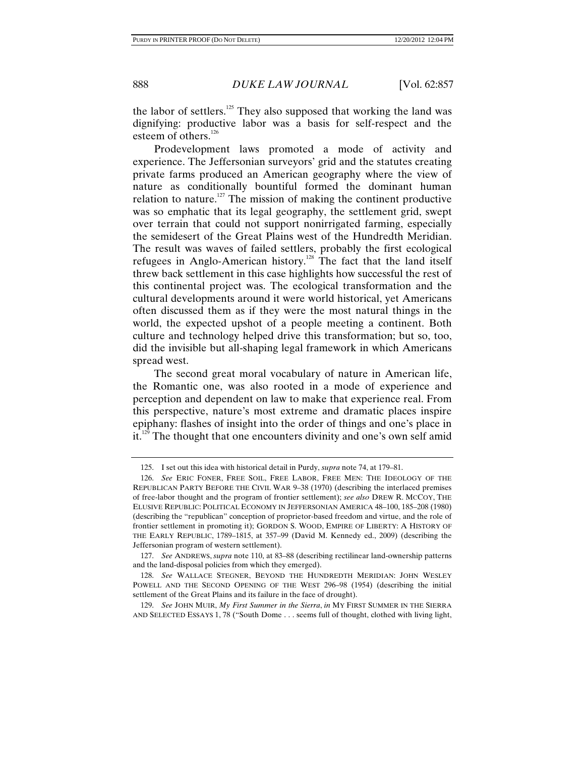the labor of settlers.[125] They also supposed that working the land was dignifying: productive labor was a basis for self-respect and the esteem of others.[126]

Prodevelopment laws promoted a mode of activity and experience. The Jeffersonian surveyors' grid and the statutes creating private farms produced an American geography where the view of nature as conditionally bountiful formed the dominant human relation to nature.[127] The mission of making the continent productive was so emphatic that its legal geography, the settlement grid, swept over terrain that could not support nonirrigated farming, especially the semidesert of the Great Plains west of the Hundredth Meridian. The result was waves of failed settlers, probably the first ecological refugees in Anglo-American history.[128] The fact that the land itself threw back settlement in this case highlights how successful the rest of this continental project was. The ecological transformation and the cultural developments around it were world historical, yet Americans often discussed them as if they were the most natural things in the world, the expected upshot of a people meeting a continent. Both culture and technology helped drive this transformation; but so, too, did the invisible but all-shaping legal framework in which Americans spread west.

The second great moral vocabulary of nature in American life, the Romantic one, was also rooted in a mode of experience and perception and dependent on law to make that experience real. From this perspective, nature's most extreme and dramatic places inspire epiphany: flashes of insight into the order of things and one's place in it.[129] The thought that one encounters divinity and one's own self amid

---

125. I set out this idea with historical detail in Purdy, *supra* note 74, at 179–81.

126. *See* ERIC FONER, FREE SOIL, FREE LABOR, FREE MEN: THE IDEOLOGY OF THE REPUBLICAN PARTY BEFORE THE CIVIL WAR 9–38 (1970) (describing the interlaced premises of free-labor thought and the program of frontier settlement); *see also* DREW R. MCCOY, THE ELUSIVE REPUBLIC: POLITICAL ECONOMY IN JEFFERSONIAN AMERICA 48–100, 185–208 (1980) (describing the "republican" conception of proprietor-based freedom and virtue, and the role of frontier settlement in promoting it); GORDON S. WOOD, EMPIRE OF LIBERTY: A HISTORY OF THE EARLY REPUBLIC, 1789–1815, at 357–99 (David M. Kennedy ed., 2009) (describing the Jeffersonian program of western settlement).

127. *See* ANDREWS, *supra* note 110, at 83–88 (describing rectilinear land-ownership patterns and the land-disposal policies from which they emerged).

128. *See* WALLACE STEGNER, BEYOND THE HUNDREDTH MERIDIAN: JOHN WESLEY POWELL AND THE SECOND OPENING OF THE WEST 296–98 (1954) (describing the initial settlement of the Great Plains and its failure in the face of drought).

129. *See* JOHN MUIR, *My First Summer in the Sierra*, *in* MY FIRST SUMMER IN THE SIERRA AND SELECTED ESSAYS 1, 78 ("South Dome . . . seems full of thought, clothed with living light,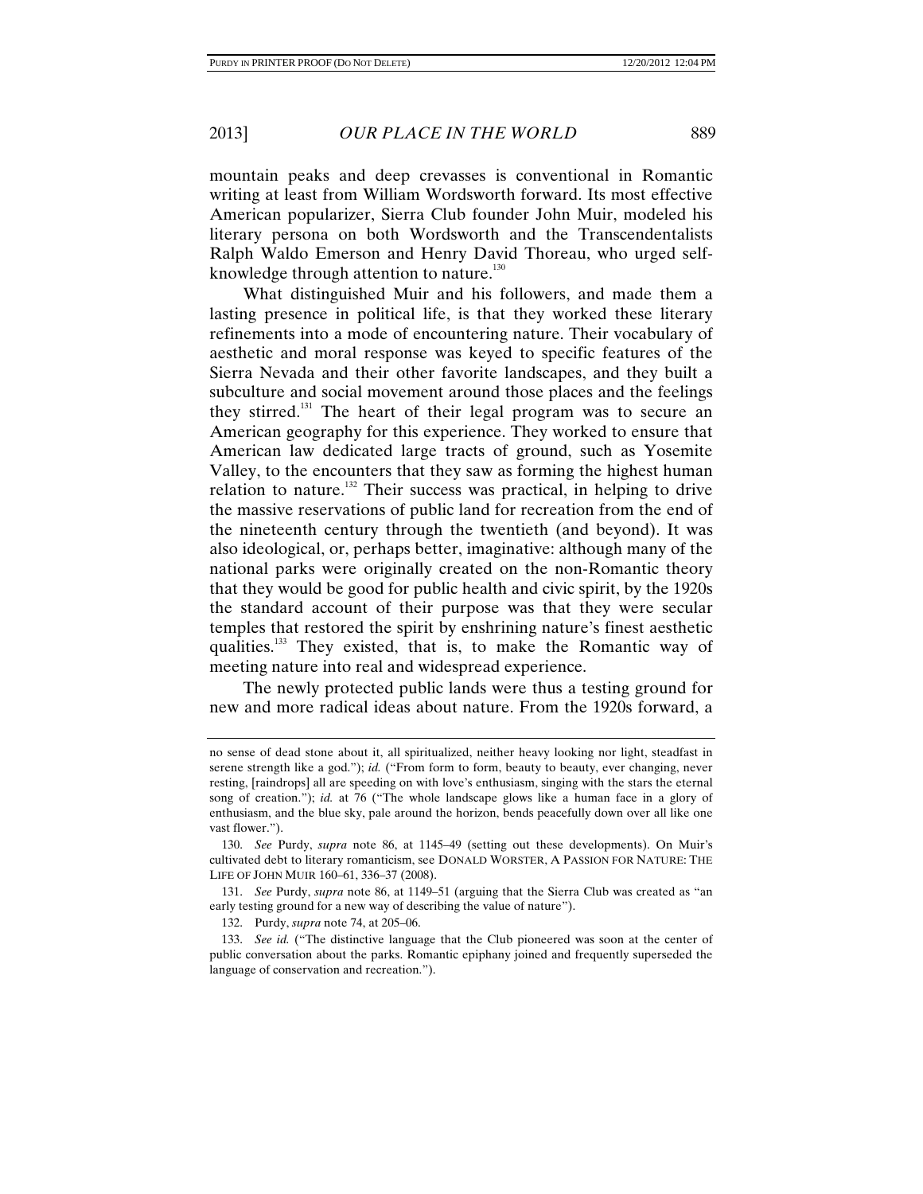mountain peaks and deep crevasses is conventional in Romantic writing at least from William Wordsworth forward. Its most effective American popularizer, Sierra Club founder John Muir, modeled his literary persona on both Wordsworth and the Transcendentalists Ralph Waldo Emerson and Henry David Thoreau, who urged self-knowledge through attention to nature.[130]

What distinguished Muir and his followers, and made them a lasting presence in political life, is that they worked these literary refinements into a mode of encountering nature. Their vocabulary of aesthetic and moral response was keyed to specific features of the Sierra Nevada and their other favorite landscapes, and they built a subculture and social movement around those places and the feelings they stirred.[131] The heart of their legal program was to secure an American geography for this experience. They worked to ensure that American law dedicated large tracts of ground, such as Yosemite Valley, to the encounters that they saw as forming the highest human relation to nature.[132] Their success was practical, in helping to drive the massive reservations of public land for recreation from the end of the nineteenth century through the twentieth (and beyond). It was also ideological, or, perhaps better, imaginative: although many of the national parks were originally created on the non-Romantic theory that they would be good for public health and civic spirit, by the 1920s the standard account of their purpose was that they were secular temples that restored the spirit by enshrining nature's finest aesthetic qualities.[133] They existed, that is, to make the Romantic way of meeting nature into real and widespread experience.

The newly protected public lands were thus a testing ground for new and more radical ideas about nature. From the 1920s forward, a

---

no sense of dead stone about it, all spiritualized, neither heavy looking nor light, steadfast in serene strength like a god."); *id.* ("From form to form, beauty to beauty, ever changing, never resting, [raindrops] all are speeding on with love's enthusiasm, singing with the stars the eternal song of creation."); *id.* at 76 ("The whole landscape glows like a human face in a glory of enthusiasm, and the blue sky, pale around the horizon, bends peacefully down over all like one vast flower.").

130. *See* Purdy, *supra* note 86, at 1145–49 (setting out these developments). On Muir's cultivated debt to literary romanticism, see DONALD WORSTER, A PASSION FOR NATURE: THE LIFE OF JOHN MUIR 160–61, 336–37 (2008).

131. *See* Purdy, *supra* note 86, at 1149–51 (arguing that the Sierra Club was created as "an early testing ground for a new way of describing the value of nature").

132. Purdy, *supra* note 74, at 205–06.

133. *See id.* ("The distinctive language that the Club pioneered was soon at the center of public conversation about the parks. Romantic epiphany joined and frequently superseded the language of conservation and recreation.").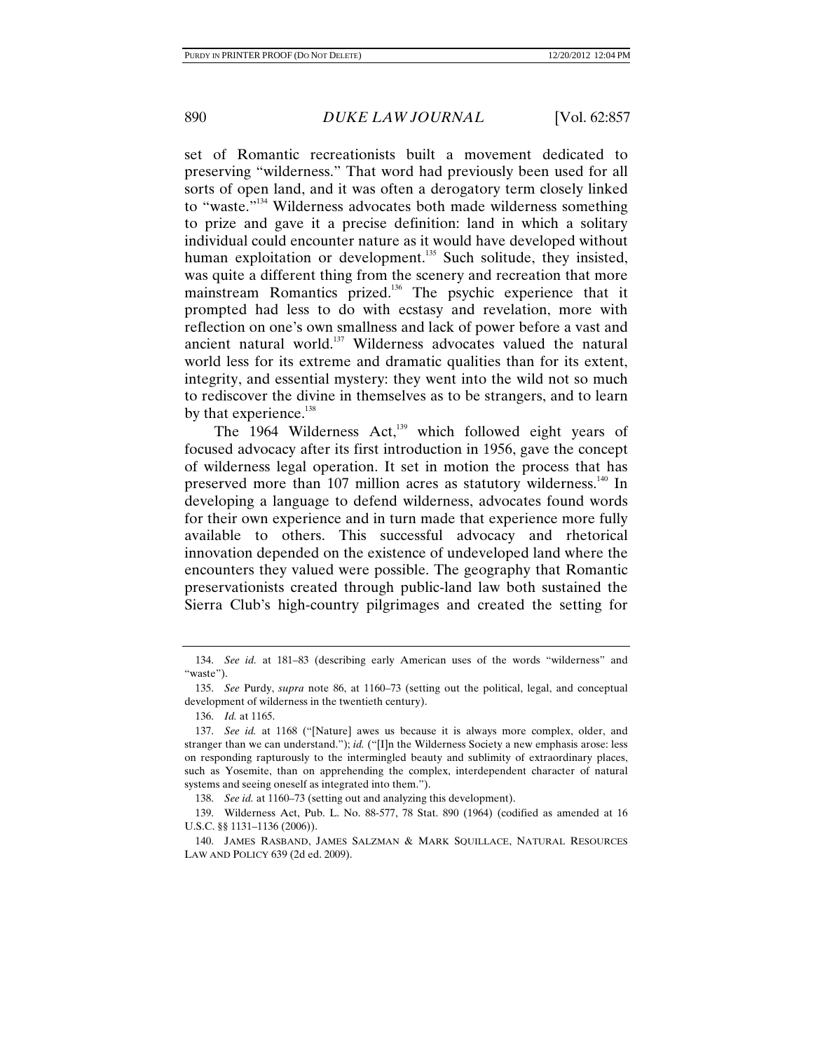set of Romantic recreationists built a movement dedicated to preserving "wilderness." That word had previously been used for all sorts of open land, and it was often a derogatory term closely linked to "waste."[134] Wilderness advocates both made wilderness something to prize and gave it a precise definition: land in which a solitary individual could encounter nature as it would have developed without human exploitation or development.[135] Such solitude, they insisted, was quite a different thing from the scenery and recreation that more mainstream Romantics prized.[136] The psychic experience that it prompted had less to do with ecstasy and revelation, more with reflection on one's own smallness and lack of power before a vast and ancient natural world.[137] Wilderness advocates valued the natural world less for its extreme and dramatic qualities than for its extent, integrity, and essential mystery: they went into the wild not so much to rediscover the divine in themselves as to be strangers, and to learn by that experience.[138]

The 1964 Wilderness Act,[139] which followed eight years of focused advocacy after its first introduction in 1956, gave the concept of wilderness legal operation. It set in motion the process that has preserved more than 107 million acres as statutory wilderness.[140] In developing a language to defend wilderness, advocates found words for their own experience and in turn made that experience more fully available to others. This successful advocacy and rhetorical innovation depended on the existence of undeveloped land where the encounters they valued were possible. The geography that Romantic preservationists created through public-land law both sustained the Sierra Club's high-country pilgrimages and created the setting for

---

134. *See id.* at 181–83 (describing early American uses of the words "wilderness" and "waste").

135. *See* Purdy, *supra* note 86, at 1160–73 (setting out the political, legal, and conceptual development of wilderness in the twentieth century).

136. *Id.* at 1165.

137. *See id.* at 1168 ("[Nature] awes us because it is always more complex, older, and stranger than we can understand."); *id.* ("[I]n the Wilderness Society a new emphasis arose: less on responding rapturously to the intermingled beauty and sublimity of extraordinary places, such as Yosemite, than on apprehending the complex, interdependent character of natural systems and seeing oneself as integrated into them.").

138. *See id.* at 1160–73 (setting out and analyzing this development).

139. Wilderness Act, Pub. L. No. 88-577, 78 Stat. 890 (1964) (codified as amended at 16 U.S.C. §§ 1131–1136 (2006)).

140. JAMES RASBAND, JAMES SALZMAN & MARK SQUILLACE, NATURAL RESOURCES LAW AND POLICY 639 (2d ed. 2009).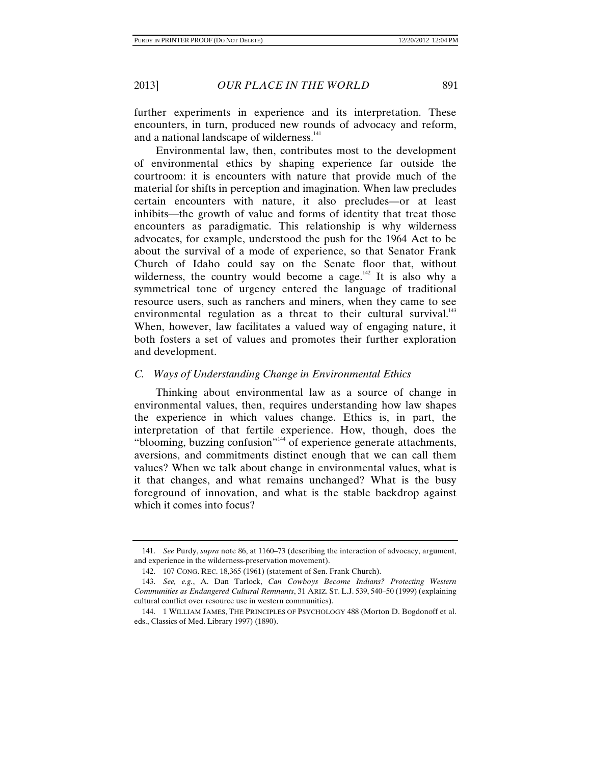further experiments in experience and its interpretation. These encounters, in turn, produced new rounds of advocacy and reform, and a national landscape of wilderness.[141]

Environmental law, then, contributes most to the development of environmental ethics by shaping experience far outside the courtroom: it is encounters with nature that provide much of the material for shifts in perception and imagination. When law precludes certain encounters with nature, it also precludes—or at least inhibits—the growth of value and forms of identity that treat those encounters as paradigmatic. This relationship is why wilderness advocates, for example, understood the push for the 1964 Act to be about the survival of a mode of experience, so that Senator Frank Church of Idaho could say on the Senate floor that, without wilderness, the country would become a cage.[142] It is also why a symmetrical tone of urgency entered the language of traditional resource users, such as ranchers and miners, when they came to see environmental regulation as a threat to their cultural survival.[143] When, however, law facilitates a valued way of engaging nature, it both fosters a set of values and promotes their further exploration and development.

### *C. Ways of Understanding Change in Environmental Ethics*

Thinking about environmental law as a source of change in environmental values, then, requires understanding how law shapes the experience in which values change. Ethics is, in part, the interpretation of that fertile experience. How, though, does the "blooming, buzzing confusion"[144] of experience generate attachments, aversions, and commitments distinct enough that we can call them values? When we talk about change in environmental values, what is it that changes, and what remains unchanged? What is the busy foreground of innovation, and what is the stable backdrop against which it comes into focus?

---

141. *See* Purdy, *supra* note 86, at 1160–73 (describing the interaction of advocacy, argument, and experience in the wilderness-preservation movement).

142. 107 CONG. REC. 18,365 (1961) (statement of Sen. Frank Church).

143. *See, e.g.*, A. Dan Tarlock, *Can Cowboys Become Indians? Protecting Western Communities as Endangered Cultural Remnants*, 31 ARIZ. ST. L.J. 539, 540–50 (1999) (explaining cultural conflict over resource use in western communities).

144. 1 WILLIAM JAMES, THE PRINCIPLES OF PSYCHOLOGY 488 (Morton D. Bogdonoff et al. eds., Classics of Med. Library 1997) (1890).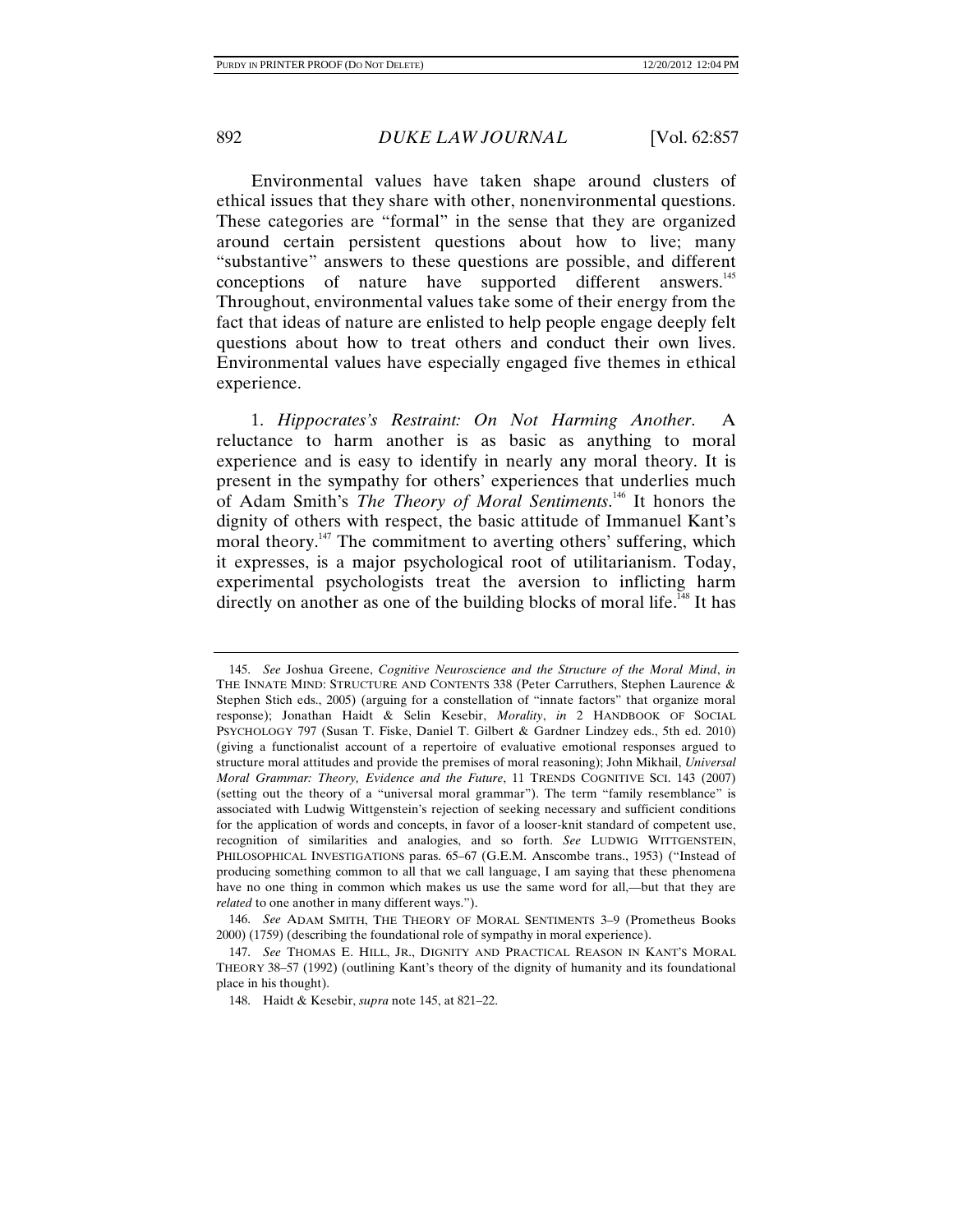Environmental values have taken shape around clusters of ethical issues that they share with other, nonenvironmental questions. These categories are "formal" in the sense that they are organized around certain persistent questions about how to live; many "substantive" answers to these questions are possible, and different conceptions of nature have supported different answers.[145] Throughout, environmental values take some of their energy from the fact that ideas of nature are enlisted to help people engage deeply felt questions about how to treat others and conduct their own lives. Environmental values have especially engaged five themes in ethical experience.

1. *Hippocrates's Restraint: On Not Harming Another*. A reluctance to harm another is as basic as anything to moral experience and is easy to identify in nearly any moral theory. It is present in the sympathy for others' experiences that underlies much of Adam Smith's *The Theory of Moral Sentiments*.[146] It honors the dignity of others with respect, the basic attitude of Immanuel Kant's moral theory.[147] The commitment to averting others' suffering, which it expresses, is a major psychological root of utilitarianism. Today, experimental psychologists treat the aversion to inflicting harm directly on another as one of the building blocks of moral life.[148] It has

---

145. *See* Joshua Greene, *Cognitive Neuroscience and the Structure of the Moral Mind*, *in* THE INNATE MIND: STRUCTURE AND CONTENTS 338 (Peter Carruthers, Stephen Laurence & Stephen Stich eds., 2005) (arguing for a constellation of "innate factors" that organize moral response); Jonathan Haidt & Selin Kesebir, *Morality*, *in* 2 HANDBOOK OF SOCIAL PSYCHOLOGY 797 (Susan T. Fiske, Daniel T. Gilbert & Gardner Lindzey eds., 5th ed. 2010) (giving a functionalist account of a repertoire of evaluative emotional responses argued to structure moral attitudes and provide the premises of moral reasoning); John Mikhail, *Universal Moral Grammar: Theory, Evidence and the Future*, 11 TRENDS COGNITIVE SCI. 143 (2007) (setting out the theory of a "universal moral grammar"). The term "family resemblance" is associated with Ludwig Wittgenstein's rejection of seeking necessary and sufficient conditions for the application of words and concepts, in favor of a looser-knit standard of competent use, recognition of similarities and analogies, and so forth. *See* LUDWIG WITTGENSTEIN, PHILOSOPHICAL INVESTIGATIONS paras. 65–67 (G.E.M. Anscombe trans., 1953) ("Instead of producing something common to all that we call language, I am saying that these phenomena have no one thing in common which makes us use the same word for all,—but that they are *related* to one another in many different ways.").

146. *See* ADAM SMITH, THE THEORY OF MORAL SENTIMENTS 3–9 (Prometheus Books 2000) (1759) (describing the foundational role of sympathy in moral experience).

147. *See* THOMAS E. HILL, JR., DIGNITY AND PRACTICAL REASON IN KANT'S MORAL THEORY 38–57 (1992) (outlining Kant's theory of the dignity of humanity and its foundational place in his thought).

148. Haidt & Kesebir, *supra* note 145, at 821–22.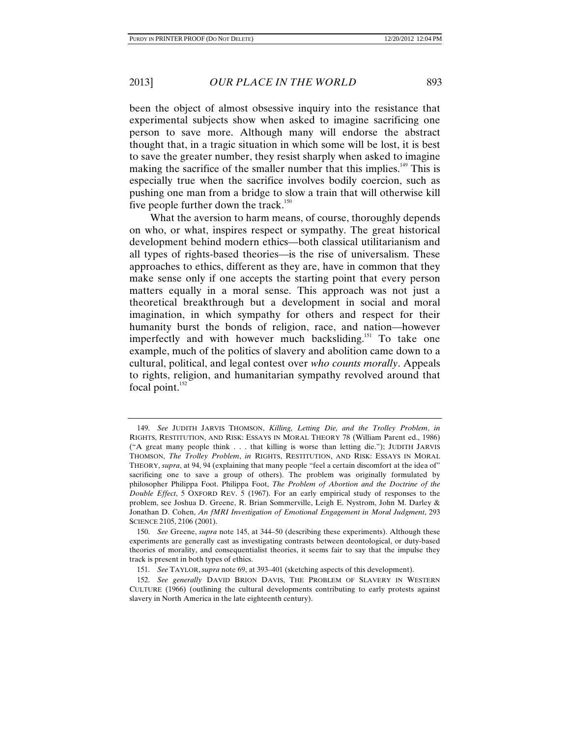been the object of almost obsessive inquiry into the resistance that experimental subjects show when asked to imagine sacrificing one person to save more. Although many will endorse the abstract thought that, in a tragic situation in which some will be lost, it is best to save the greater number, they resist sharply when asked to imagine making the sacrifice of the smaller number that this implies.[149] This is especially true when the sacrifice involves bodily coercion, such as pushing one man from a bridge to slow a train that will otherwise kill five people further down the track.[150]

What the aversion to harm means, of course, thoroughly depends on who, or what, inspires respect or sympathy. The great historical development behind modern ethics—both classical utilitarianism and all types of rights-based theories—is the rise of universalism. These approaches to ethics, different as they are, have in common that they make sense only if one accepts the starting point that every person matters equally in a moral sense. This approach was not just a theoretical breakthrough but a development in social and moral imagination, in which sympathy for others and respect for their humanity burst the bonds of religion, race, and nation—however imperfectly and with however much backsliding.[151] To take one example, much of the politics of slavery and abolition came down to a cultural, political, and legal contest over *who counts morally*. Appeals to rights, religion, and humanitarian sympathy revolved around that focal point.[152]

---

149. *See* JUDITH JARVIS THOMSON, *Killing, Letting Die, and the Trolley Problem*, *in* RIGHTS, RESTITUTION, AND RISK: ESSAYS IN MORAL THEORY 78 (William Parent ed., 1986) ("A great many people think . . . that killing is worse than letting die."); JUDITH JARVIS THOMSON, *The Trolley Problem*, *in* RIGHTS, RESTITUTION, AND RISK: ESSAYS IN MORAL THEORY, *supra*, at 94, 94 (explaining that many people "feel a certain discomfort at the idea of" sacrificing one to save a group of others). The problem was originally formulated by philosopher Philippa Foot. Philippa Foot, *The Problem of Abortion and the Doctrine of the Double Effect*, 5 OXFORD REV. 5 (1967). For an early empirical study of responses to the problem, see Joshua D. Greene, R. Brian Sommerville, Leigh E. Nystrom, John M. Darley & Jonathan D. Cohen, *An fMRI Investigation of Emotional Engagement in Moral Judgment*, 293 SCIENCE 2105, 2106 (2001).

150. *See* Greene, *supra* note 145, at 344–50 (describing these experiments). Although these experiments are generally cast as investigating contrasts between deontological, or duty-based theories of morality, and consequentialist theories, it seems fair to say that the impulse they track is present in both types of ethics.

151. *See* TAYLOR, *supra* note 69, at 393–401 (sketching aspects of this development).

152. *See generally* DAVID BRION DAVIS, THE PROBLEM OF SLAVERY IN WESTERN CULTURE (1966) (outlining the cultural developments contributing to early protests against slavery in North America in the late eighteenth century).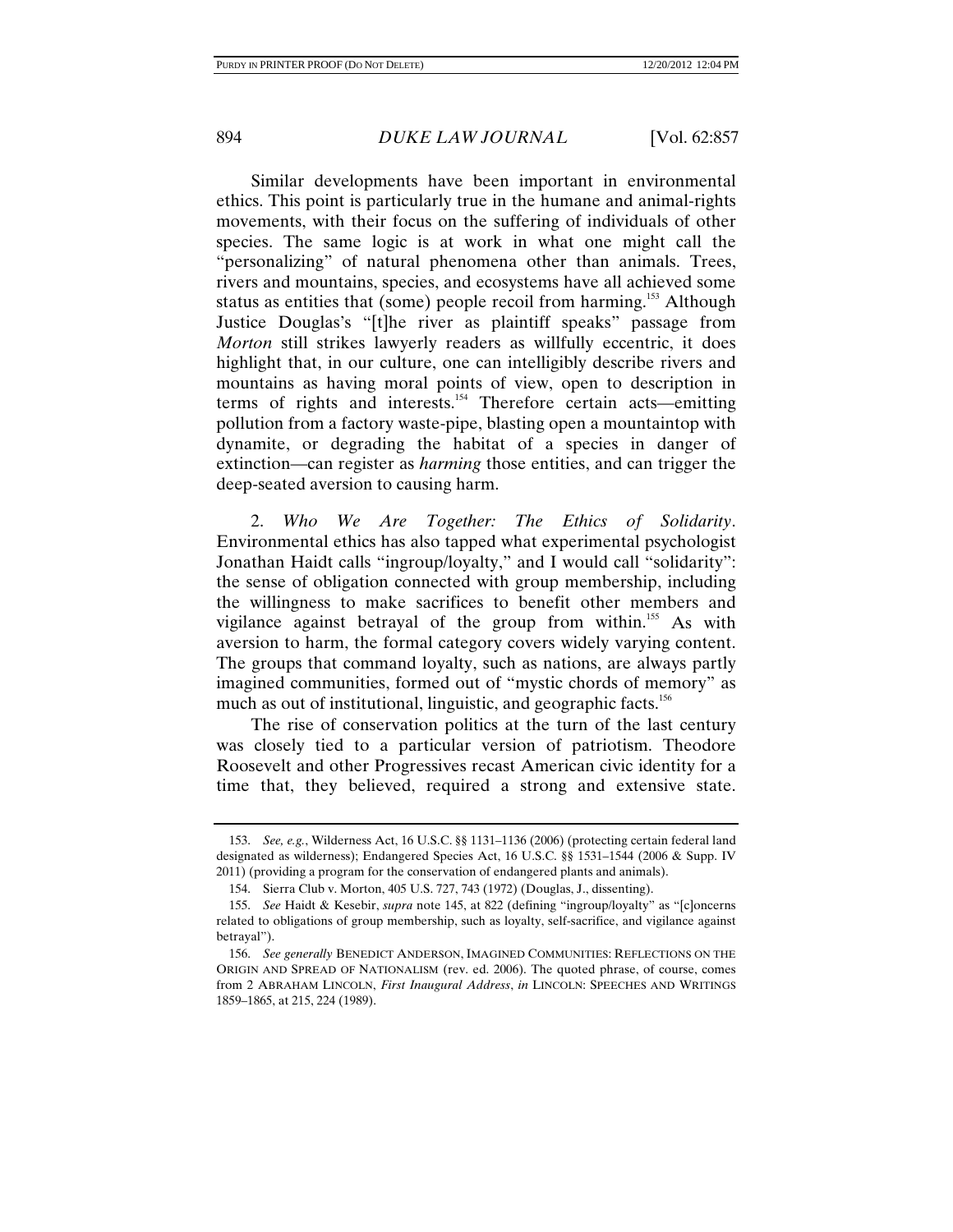Similar developments have been important in environmental ethics. This point is particularly true in the humane and animal-rights movements, with their focus on the suffering of individuals of other species. The same logic is at work in what one might call the "personalizing" of natural phenomena other than animals. Trees, rivers and mountains, species, and ecosystems have all achieved some status as entities that (some) people recoil from harming.[153] Although Justice Douglas's "[t]he river as plaintiff speaks" passage from *Morton* still strikes lawyerly readers as willfully eccentric, it does highlight that, in our culture, one can intelligibly describe rivers and mountains as having moral points of view, open to description in terms of rights and interests.[154] Therefore certain acts—emitting pollution from a factory waste-pipe, blasting open a mountaintop with dynamite, or degrading the habitat of a species in danger of extinction—can register as *harming* those entities, and can trigger the deep-seated aversion to causing harm.

2. *Who We Are Together: The Ethics of Solidarity*. Environmental ethics has also tapped what experimental psychologist Jonathan Haidt calls "ingroup/loyalty," and I would call "solidarity": the sense of obligation connected with group membership, including the willingness to make sacrifices to benefit other members and vigilance against betrayal of the group from within.[155] As with aversion to harm, the formal category covers widely varying content. The groups that command loyalty, such as nations, are always partly imagined communities, formed out of "mystic chords of memory" as much as out of institutional, linguistic, and geographic facts.[156]

The rise of conservation politics at the turn of the last century was closely tied to a particular version of patriotism. Theodore Roosevelt and other Progressives recast American civic identity for a time that, they believed, required a strong and extensive state.

---

153. *See, e.g.*, Wilderness Act, 16 U.S.C. §§ 1131–1136 (2006) (protecting certain federal land designated as wilderness); Endangered Species Act, 16 U.S.C. §§ 1531–1544 (2006 & Supp. IV 2011) (providing a program for the conservation of endangered plants and animals).

154. Sierra Club v. Morton, 405 U.S. 727, 743 (1972) (Douglas, J., dissenting).

155. *See* Haidt & Kesebir, *supra* note 145, at 822 (defining "ingroup/loyalty" as "[c]oncerns related to obligations of group membership, such as loyalty, self-sacrifice, and vigilance against betrayal").

156. *See generally* BENEDICT ANDERSON, IMAGINED COMMUNITIES: REFLECTIONS ON THE ORIGIN AND SPREAD OF NATIONALISM (rev. ed. 2006). The quoted phrase, of course, comes from 2 ABRAHAM LINCOLN, *First Inaugural Address*, *in* LINCOLN: SPEECHES AND WRITINGS 1859–1865, at 215, 224 (1989).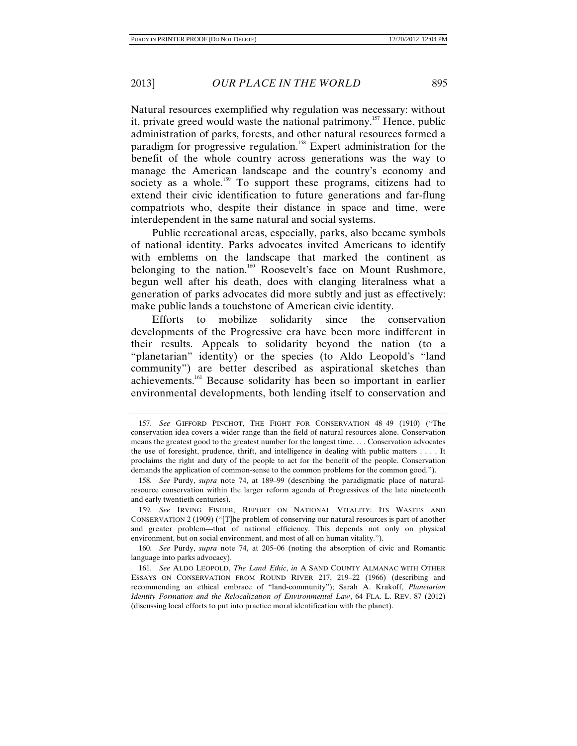Natural resources exemplified why regulation was necessary: without it, private greed would waste the national patrimony.[157] Hence, public administration of parks, forests, and other natural resources formed a paradigm for progressive regulation.[158] Expert administration for the benefit of the whole country across generations was the way to manage the American landscape and the country's economy and society as a whole.[159] To support these programs, citizens had to extend their civic identification to future generations and far-flung compatriots who, despite their distance in space and time, were interdependent in the same natural and social systems.

Public recreational areas, especially, parks, also became symbols of national identity. Parks advocates invited Americans to identify with emblems on the landscape that marked the continent as belonging to the nation.[160] Roosevelt's face on Mount Rushmore, begun well after his death, does with clanging literalness what a generation of parks advocates did more subtly and just as effectively: make public lands a touchstone of American civic identity.

Efforts to mobilize solidarity since the conservation developments of the Progressive era have been more indifferent in their results. Appeals to solidarity beyond the nation (to a "planetarian" identity) or the species (to Aldo Leopold's "land community") are better described as aspirational sketches than achievements.[161] Because solidarity has been so important in earlier environmental developments, both lending itself to conservation and

---

157. *See* GIFFORD PINCHOT, THE FIGHT FOR CONSERVATION 48–49 (1910) ("The conservation idea covers a wider range than the field of natural resources alone. Conservation means the greatest good to the greatest number for the longest time. . . . Conservation advocates the use of foresight, prudence, thrift, and intelligence in dealing with public matters . . . . It proclaims the right and duty of the people to act for the benefit of the people. Conservation demands the application of common-sense to the common problems for the common good.").

158. *See* Purdy, *supra* note 74, at 189–99 (describing the paradigmatic place of natural-resource conservation within the larger reform agenda of Progressives of the late nineteenth and early twentieth centuries).

159. *See* IRVING FISHER, REPORT ON NATIONAL VITALITY: ITS WASTES AND CONSERVATION 2 (1909) ("[T]he problem of conserving our natural resources is part of another and greater problem—that of national efficiency. This depends not only on physical environment, but on social environment, and most of all on human vitality.").

160. *See* Purdy, *supra* note 74, at 205–06 (noting the absorption of civic and Romantic language into parks advocacy).

161. *See* ALDO LEOPOLD, *The Land Ethic*, *in* A SAND COUNTY ALMANAC WITH OTHER ESSAYS ON CONSERVATION FROM ROUND RIVER 217, 219–22 (1966) (describing and recommending an ethical embrace of "land-community"); Sarah A. Krakoff, *Planetarian Identity Formation and the Relocalization of Environmental Law*, 64 FLA. L. REV. 87 (2012) (discussing local efforts to put into practice moral identification with the planet).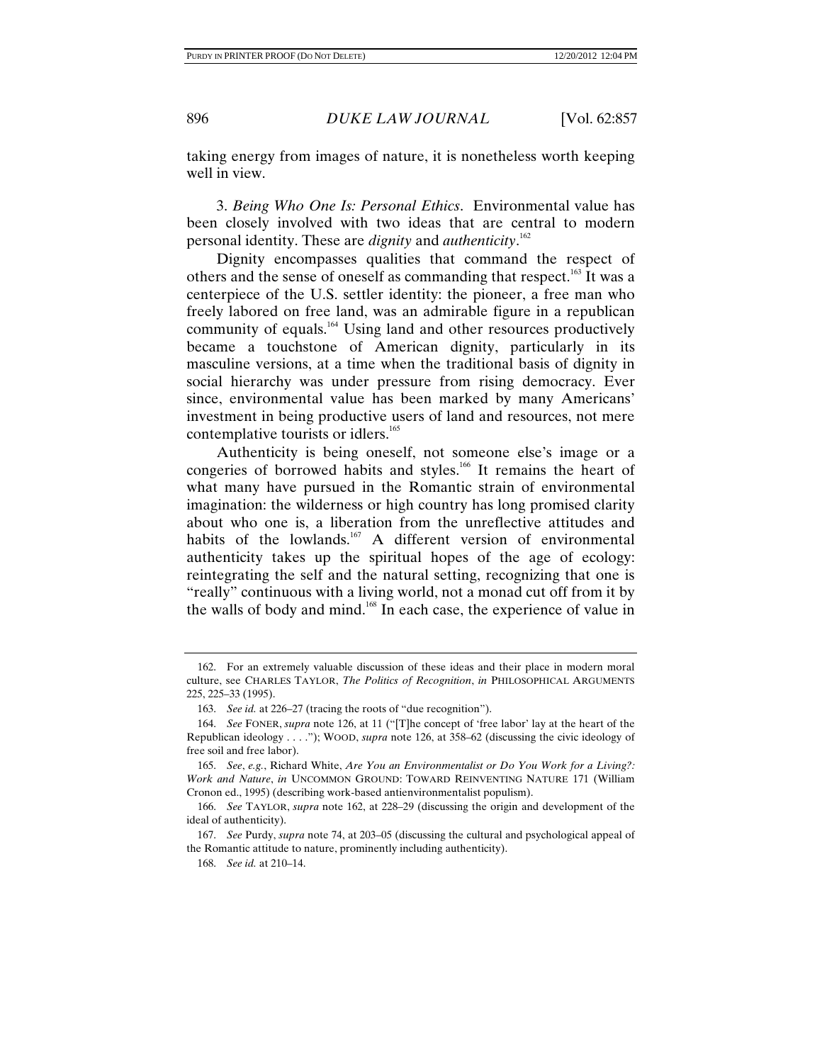taking energy from images of nature, it is nonetheless worth keeping well in view.

3. *Being Who One Is: Personal Ethics*. Environmental value has been closely involved with two ideas that are central to modern personal identity. These are *dignity* and *authenticity*.[162]

Dignity encompasses qualities that command the respect of others and the sense of oneself as commanding that respect.[163] It was a centerpiece of the U.S. settler identity: the pioneer, a free man who freely labored on free land, was an admirable figure in a republican community of equals.[164] Using land and other resources productively became a touchstone of American dignity, particularly in its masculine versions, at a time when the traditional basis of dignity in social hierarchy was under pressure from rising democracy. Ever since, environmental value has been marked by many Americans' investment in being productive users of land and resources, not mere contemplative tourists or idlers.[165]

Authenticity is being oneself, not someone else's image or a congeries of borrowed habits and styles.[166] It remains the heart of what many have pursued in the Romantic strain of environmental imagination: the wilderness or high country has long promised clarity about who one is, a liberation from the unreflective attitudes and habits of the lowlands.[167] A different version of environmental authenticity takes up the spiritual hopes of the age of ecology: reintegrating the self and the natural setting, recognizing that one is "really" continuous with a living world, not a monad cut off from it by the walls of body and mind.[168] In each case, the experience of value in

---

162. For an extremely valuable discussion of these ideas and their place in modern moral culture, see CHARLES TAYLOR, *The Politics of Recognition*, *in* PHILOSOPHICAL ARGUMENTS 225, 225–33 (1995).

163. *See id.* at 226–27 (tracing the roots of "due recognition").

164. *See* FONER, *supra* note 126, at 11 ("[T]he concept of 'free labor' lay at the heart of the Republican ideology . . . ."); WOOD, *supra* note 126, at 358–62 (discussing the civic ideology of free soil and free labor).

165. *See*, *e.g.*, Richard White, *Are You an Environmentalist or Do You Work for a Living?: Work and Nature*, *in* UNCOMMON GROUND: TOWARD REINVENTING NATURE 171 (William Cronon ed., 1995) (describing work-based antienvironmentalist populism).

166. *See* TAYLOR, *supra* note 162, at 228–29 (discussing the origin and development of the ideal of authenticity).

167. *See* Purdy, *supra* note 74, at 203–05 (discussing the cultural and psychological appeal of the Romantic attitude to nature, prominently including authenticity).

168. *See id.* at 210–14.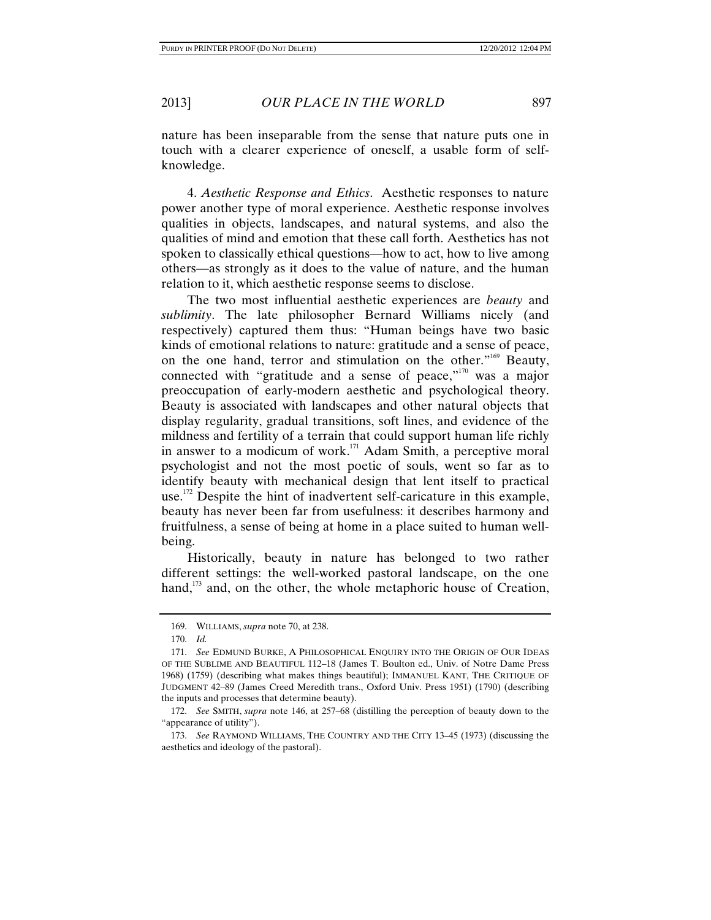nature has been inseparable from the sense that nature puts one in touch with a clearer experience of oneself, a usable form of self-knowledge.

4. *Aesthetic Response and Ethics*. Aesthetic responses to nature power another type of moral experience. Aesthetic response involves qualities in objects, landscapes, and natural systems, and also the qualities of mind and emotion that these call forth. Aesthetics has not spoken to classically ethical questions—how to act, how to live among others—as strongly as it does to the value of nature, and the human relation to it, which aesthetic response seems to disclose.

The two most influential aesthetic experiences are *beauty* and *sublimity*. The late philosopher Bernard Williams nicely (and respectively) captured them thus: "Human beings have two basic kinds of emotional relations to nature: gratitude and a sense of peace, on the one hand, terror and stimulation on the other."[169] Beauty, connected with "gratitude and a sense of peace,"[170] was a major preoccupation of early-modern aesthetic and psychological theory. Beauty is associated with landscapes and other natural objects that display regularity, gradual transitions, soft lines, and evidence of the mildness and fertility of a terrain that could support human life richly in answer to a modicum of work.[171] Adam Smith, a perceptive moral psychologist and not the most poetic of souls, went so far as to identify beauty with mechanical design that lent itself to practical use.[172] Despite the hint of inadvertent self-caricature in this example, beauty has never been far from usefulness: it describes harmony and fruitfulness, a sense of being at home in a place suited to human well-being.

Historically, beauty in nature has belonged to two rather different settings: the well-worked pastoral landscape, on the one hand,[173] and, on the other, the whole metaphoric house of Creation,

---

169. WILLIAMS, *supra* note 70, at 238.

170. *Id.*

171. *See* EDMUND BURKE, A PHILOSOPHICAL ENQUIRY INTO THE ORIGIN OF OUR IDEAS OF THE SUBLIME AND BEAUTIFUL 112–18 (James T. Boulton ed., Univ. of Notre Dame Press 1968) (1759) (describing what makes things beautiful); IMMANUEL KANT, THE CRITIQUE OF JUDGMENT 42–89 (James Creed Meredith trans., Oxford Univ. Press 1951) (1790) (describing the inputs and processes that determine beauty).

172. *See* SMITH, *supra* note 146, at 257–68 (distilling the perception of beauty down to the "appearance of utility").

173. *See* RAYMOND WILLIAMS, THE COUNTRY AND THE CITY 13–45 (1973) (discussing the aesthetics and ideology of the pastoral).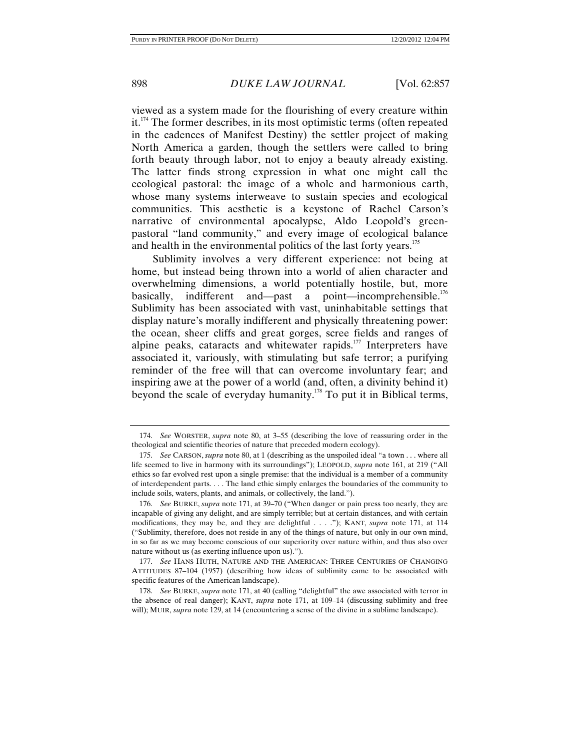viewed as a system made for the flourishing of every creature within it.[174] The former describes, in its most optimistic terms (often repeated in the cadences of Manifest Destiny) the settler project of making North America a garden, though the settlers were called to bring forth beauty through labor, not to enjoy a beauty already existing. The latter finds strong expression in what one might call the ecological pastoral: the image of a whole and harmonious earth, whose many systems interweave to sustain species and ecological communities. This aesthetic is a keystone of Rachel Carson's narrative of environmental apocalypse, Aldo Leopold's green-pastoral "land community," and every image of ecological balance and health in the environmental politics of the last forty years.[175]

Sublimity involves a very different experience: not being at home, but instead being thrown into a world of alien character and overwhelming dimensions, a world potentially hostile, but, more basically, indifferent and—past a point—incomprehensible.[176] Sublimity has been associated with vast, uninhabitable settings that display nature's morally indifferent and physically threatening power: the ocean, sheer cliffs and great gorges, scree fields and ranges of alpine peaks, cataracts and whitewater rapids.[177] Interpreters have associated it, variously, with stimulating but safe terror; a purifying reminder of the free will that can overcome involuntary fear; and inspiring awe at the power of a world (and, often, a divinity behind it) beyond the scale of everyday humanity.[178] To put it in Biblical terms,

---

174. *See* WORSTER, *supra* note 80, at 3–55 (describing the love of reassuring order in the theological and scientific theories of nature that preceded modern ecology).

175. *See* CARSON, *supra* note 80, at 1 (describing as the unspoiled ideal "a town . . . where all life seemed to live in harmony with its surroundings"); LEOPOLD, *supra* note 161, at 219 ("All ethics so far evolved rest upon a single premise: that the individual is a member of a community of interdependent parts. . . . The land ethic simply enlarges the boundaries of the community to include soils, waters, plants, and animals, or collectively, the land.").

176. *See* BURKE, *supra* note 171, at 39–70 ("When danger or pain press too nearly, they are incapable of giving any delight, and are simply terrible; but at certain distances, and with certain modifications, they may be, and they are delightful . . . ."); KANT, *supra* note 171, at 114 ("Sublimity, therefore, does not reside in any of the things of nature, but only in our own mind, in so far as we may become conscious of our superiority over nature within, and thus also over nature without us (as exerting influence upon us).").

177. *See* HANS HUTH, NATURE AND THE AMERICAN: THREE CENTURIES OF CHANGING ATTITUDES 87–104 (1957) (describing how ideas of sublimity came to be associated with specific features of the American landscape).

178. *See* BURKE, *supra* note 171, at 40 (calling "delightful" the awe associated with terror in the absence of real danger); KANT, *supra* note 171, at 109–14 (discussing sublimity and free will); MUIR, *supra* note 129, at 14 (encountering a sense of the divine in a sublime landscape).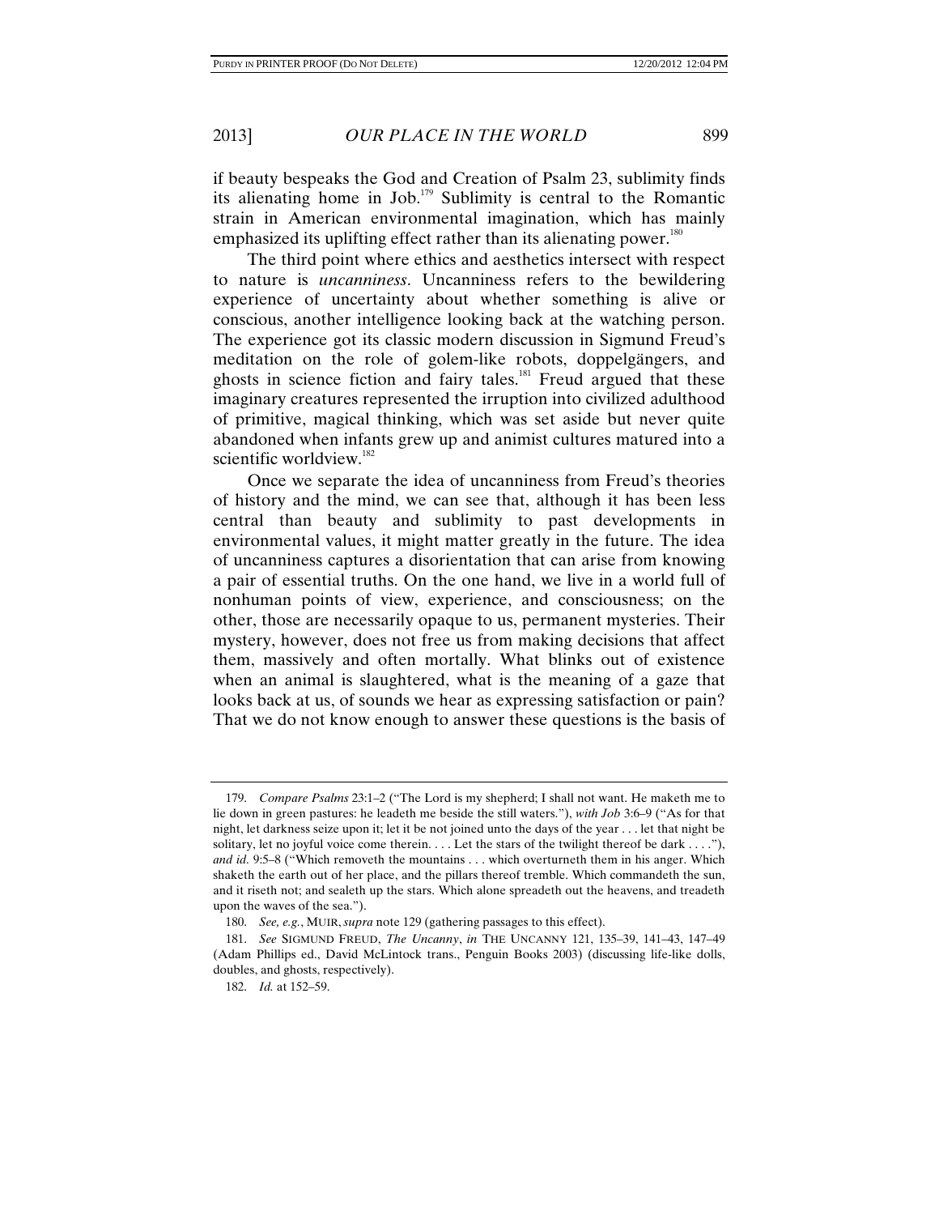if beauty bespeaks the God and Creation of Psalm 23, sublimity finds its alienating home in Job.[179] Sublimity is central to the Romantic strain in American environmental imagination, which has mainly emphasized its uplifting effect rather than its alienating power.[180]

The third point where ethics and aesthetics intersect with respect to nature is *uncanniness*. Uncanniness refers to the bewildering experience of uncertainty about whether something is alive or conscious, another intelligence looking back at the watching person. The experience got its classic modern discussion in Sigmund Freud's meditation on the role of golem-like robots, doppelgängers, and ghosts in science fiction and fairy tales.[181] Freud argued that these imaginary creatures represented the irruption into civilized adulthood of primitive, magical thinking, which was set aside but never quite abandoned when infants grew up and animist cultures matured into a scientific worldview.[182]

Once we separate the idea of uncanniness from Freud's theories of history and the mind, we can see that, although it has been less central than beauty and sublimity to past developments in environmental values, it might matter greatly in the future. The idea of uncanniness captures a disorientation that can arise from knowing a pair of essential truths. On the one hand, we live in a world full of nonhuman points of view, experience, and consciousness; on the other, those are necessarily opaque to us, permanent mysteries. Their mystery, however, does not free us from making decisions that affect them, massively and often mortally. What blinks out of existence when an animal is slaughtered, what is the meaning of a gaze that looks back at us, of sounds we hear as expressing satisfaction or pain? That we do not know enough to answer these questions is the basis of

---

179. *Compare Psalms* 23:1–2 ("The Lord is my shepherd; I shall not want. He maketh me to lie down in green pastures: he leadeth me beside the still waters."), *with Job* 3:6–9 ("As for that night, let darkness seize upon it; let it be not joined unto the days of the year . . . let that night be solitary, let no joyful voice come therein. . . . Let the stars of the twilight thereof be dark . . . ."), *and id.* 9:5–8 ("Which removeth the mountains . . . which overturneth them in his anger. Which shaketh the earth out of her place, and the pillars thereof tremble. Which commandeth the sun, and it riseth not; and sealeth up the stars. Which alone spreadeth out the heavens, and treadeth upon the waves of the sea.").

180. *See, e.g.*, MUIR, *supra* note 129 (gathering passages to this effect).

181. *See* SIGMUND FREUD, *The Uncanny*, *in* THE UNCANNY 121, 135–39, 141–43, 147–49 (Adam Phillips ed., David McLintock trans., Penguin Books 2003) (discussing life-like dolls, doubles, and ghosts, respectively).

182. *Id.* at 152–59.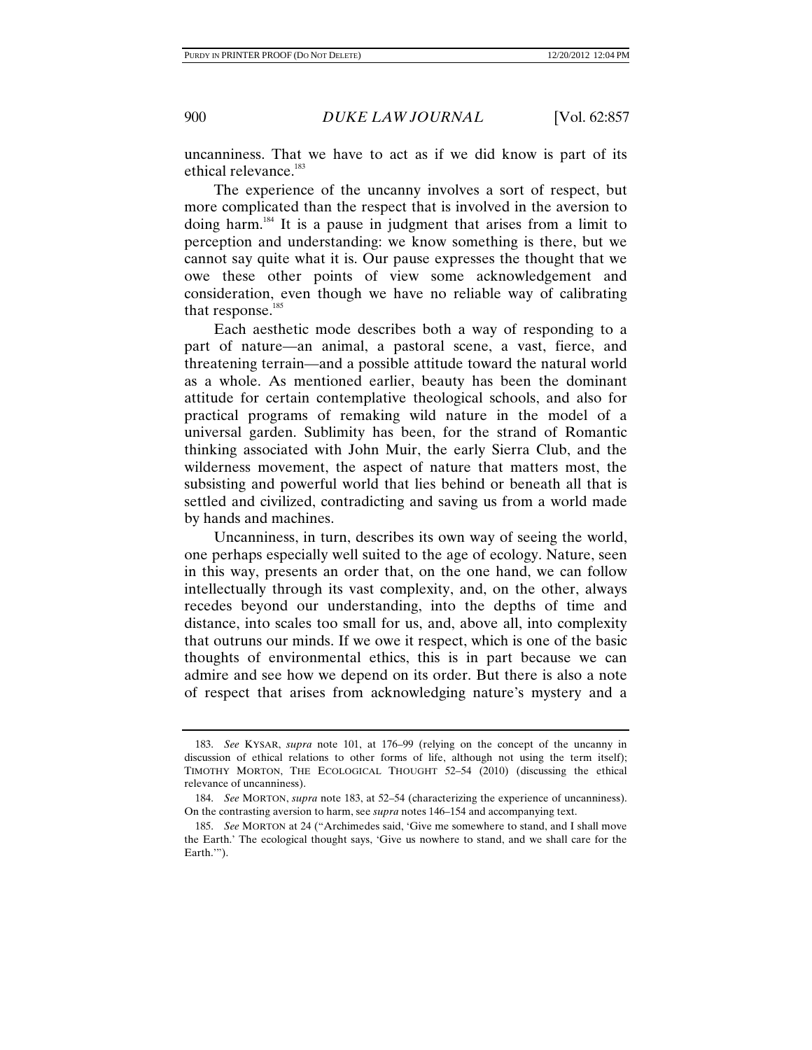uncanniness. That we have to act as if we did know is part of its ethical relevance.[183]

The experience of the uncanny involves a sort of respect, but more complicated than the respect that is involved in the aversion to doing harm.[184] It is a pause in judgment that arises from a limit to perception and understanding: we know something is there, but we cannot say quite what it is. Our pause expresses the thought that we owe these other points of view some acknowledgement and consideration, even though we have no reliable way of calibrating that response.[185]

Each aesthetic mode describes both a way of responding to a part of nature—an animal, a pastoral scene, a vast, fierce, and threatening terrain—and a possible attitude toward the natural world as a whole. As mentioned earlier, beauty has been the dominant attitude for certain contemplative theological schools, and also for practical programs of remaking wild nature in the model of a universal garden. Sublimity has been, for the strand of Romantic thinking associated with John Muir, the early Sierra Club, and the wilderness movement, the aspect of nature that matters most, the subsisting and powerful world that lies behind or beneath all that is settled and civilized, contradicting and saving us from a world made by hands and machines.

Uncanniness, in turn, describes its own way of seeing the world, one perhaps especially well suited to the age of ecology. Nature, seen in this way, presents an order that, on the one hand, we can follow intellectually through its vast complexity, and, on the other, always recedes beyond our understanding, into the depths of time and distance, into scales too small for us, and, above all, into complexity that outruns our minds. If we owe it respect, which is one of the basic thoughts of environmental ethics, this is in part because we can admire and see how we depend on its order. But there is also a note of respect that arises from acknowledging nature's mystery and a

---

183. *See* KYSAR, *supra* note 101, at 176–99 (relying on the concept of the uncanny in discussion of ethical relations to other forms of life, although not using the term itself); TIMOTHY MORTON, THE ECOLOGICAL THOUGHT 52–54 (2010) (discussing the ethical relevance of uncanniness).

184. *See* MORTON, *supra* note 183, at 52–54 (characterizing the experience of uncanniness). On the contrasting aversion to harm, see *supra* notes 146–154 and accompanying text.

185. *See* MORTON at 24 ("Archimedes said, 'Give me somewhere to stand, and I shall move the Earth.' The ecological thought says, 'Give us nowhere to stand, and we shall care for the Earth.'").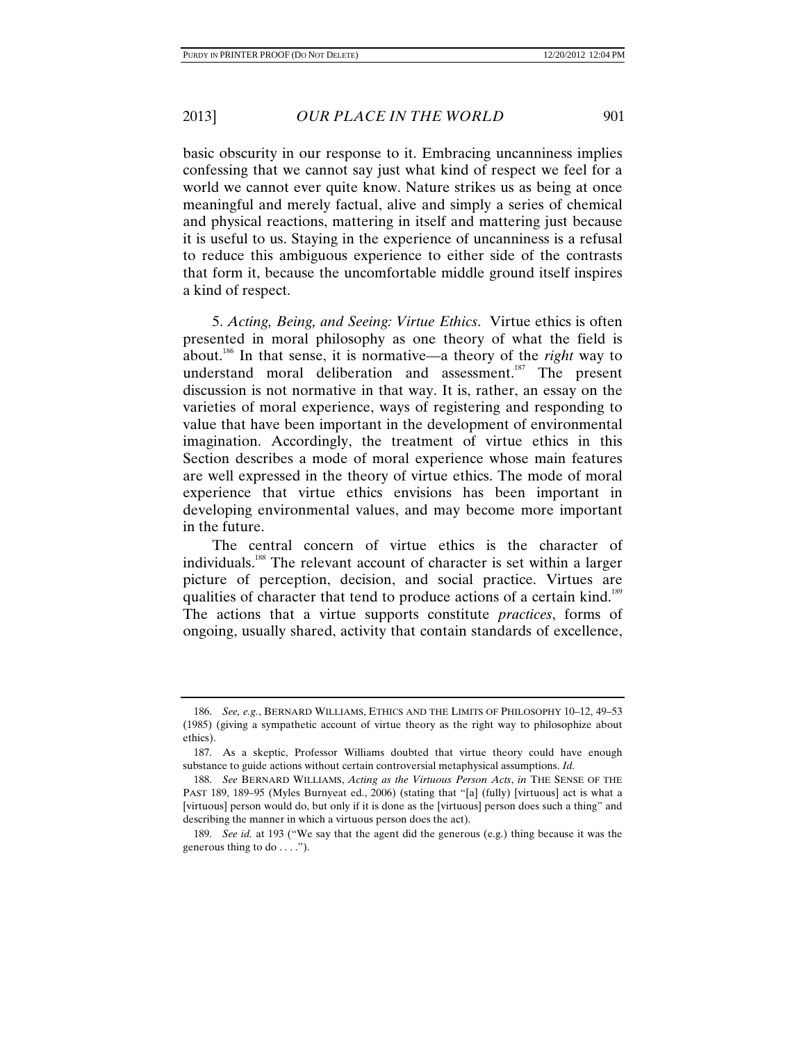basic obscurity in our response to it. Embracing uncanniness implies confessing that we cannot say just what kind of respect we feel for a world we cannot ever quite know. Nature strikes us as being at once meaningful and merely factual, alive and simply a series of chemical and physical reactions, mattering in itself and mattering just because it is useful to us. Staying in the experience of uncanniness is a refusal to reduce this ambiguous experience to either side of the contrasts that form it, because the uncomfortable middle ground itself inspires a kind of respect.

5. *Acting, Being, and Seeing: Virtue Ethics*. Virtue ethics is often presented in moral philosophy as one theory of what the field is about.[186] In that sense, it is normative—a theory of the *right* way to understand moral deliberation and assessment.[187] The present discussion is not normative in that way. It is, rather, an essay on the varieties of moral experience, ways of registering and responding to value that have been important in the development of environmental imagination. Accordingly, the treatment of virtue ethics in this Section describes a mode of moral experience whose main features are well expressed in the theory of virtue ethics. The mode of moral experience that virtue ethics envisions has been important in developing environmental values, and may become more important in the future.

The central concern of virtue ethics is the character of individuals.[188] The relevant account of character is set within a larger picture of perception, decision, and social practice. Virtues are qualities of character that tend to produce actions of a certain kind.[189] The actions that a virtue supports constitute *practices*, forms of ongoing, usually shared, activity that contain standards of excellence,

---

186. *See, e.g.*, BERNARD WILLIAMS, ETHICS AND THE LIMITS OF PHILOSOPHY 10–12, 49–53 (1985) (giving a sympathetic account of virtue theory as the right way to philosophize about ethics).

187. As a skeptic, Professor Williams doubted that virtue theory could have enough substance to guide actions without certain controversial metaphysical assumptions. *Id.*

188. *See* BERNARD WILLIAMS, *Acting as the Virtuous Person Acts*, *in* THE SENSE OF THE PAST 189, 189–95 (Myles Burnyeat ed., 2006) (stating that "[a] (fully) [virtuous] act is what a [virtuous] person would do, but only if it is done as the [virtuous] person does such a thing" and describing the manner in which a virtuous person does the act).

189. *See id.* at 193 ("We say that the agent did the generous (e.g.) thing because it was the generous thing to do . . . .").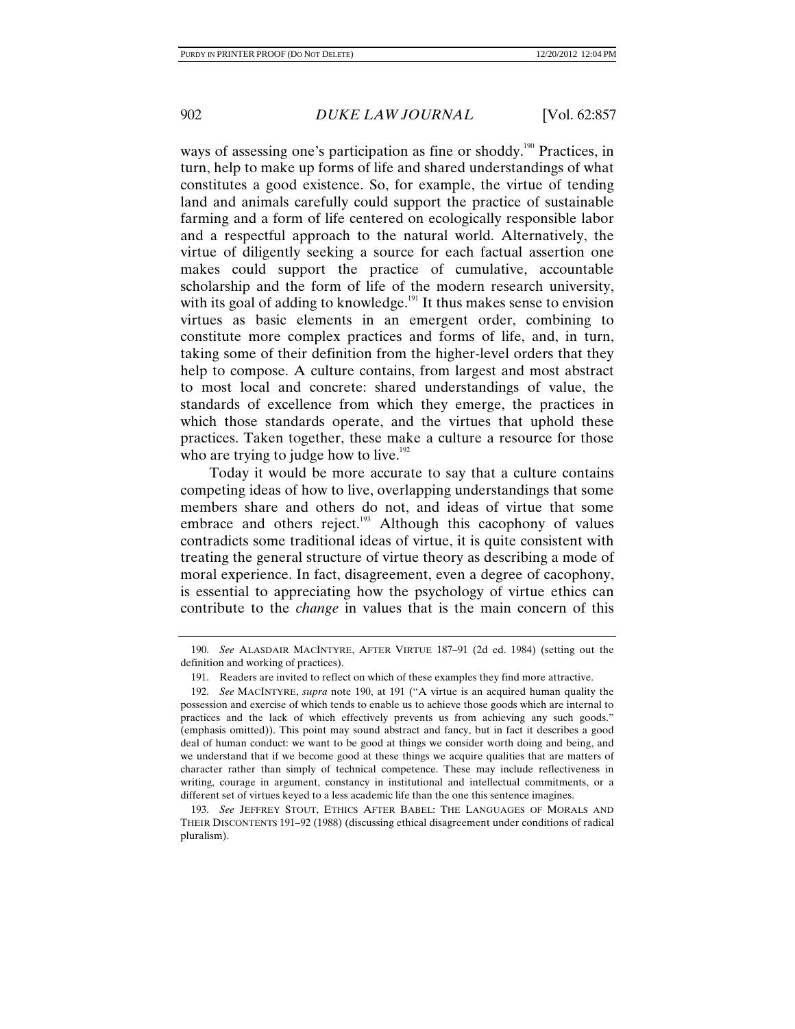ways of assessing one's participation as fine or shoddy.[190] Practices, in turn, help to make up forms of life and shared understandings of what constitutes a good existence. So, for example, the virtue of tending land and animals carefully could support the practice of sustainable farming and a form of life centered on ecologically responsible labor and a respectful approach to the natural world. Alternatively, the virtue of diligently seeking a source for each factual assertion one makes could support the practice of cumulative, accountable scholarship and the form of life of the modern research university, with its goal of adding to knowledge.[191] It thus makes sense to envision virtues as basic elements in an emergent order, combining to constitute more complex practices and forms of life, and, in turn, taking some of their definition from the higher-level orders that they help to compose. A culture contains, from largest and most abstract to most local and concrete: shared understandings of value, the standards of excellence from which they emerge, the practices in which those standards operate, and the virtues that uphold these practices. Taken together, these make a culture a resource for those who are trying to judge how to live.[192]

Today it would be more accurate to say that a culture contains competing ideas of how to live, overlapping understandings that some members share and others do not, and ideas of virtue that some embrace and others reject.[193] Although this cacophony of values contradicts some traditional ideas of virtue, it is quite consistent with treating the general structure of virtue theory as describing a mode of moral experience. In fact, disagreement, even a degree of cacophony, is essential to appreciating how the psychology of virtue ethics can contribute to the *change* in values that is the main concern of this

---

190. *See* ALASDAIR MACINTYRE, AFTER VIRTUE 187–91 (2d ed. 1984) (setting out the definition and working of practices).

191. Readers are invited to reflect on which of these examples they find more attractive.

192. *See* MACINTYRE, *supra* note 190, at 191 ("A virtue is an acquired human quality the possession and exercise of which tends to enable us to achieve those goods which are internal to practices and the lack of which effectively prevents us from achieving any such goods." (emphasis omitted)). This point may sound abstract and fancy, but in fact it describes a good deal of human conduct: we want to be good at things we consider worth doing and being, and we understand that if we become good at these things we acquire qualities that are matters of character rather than simply of technical competence. These may include reflectiveness in writing, courage in argument, constancy in institutional and intellectual commitments, or a different set of virtues keyed to a less academic life than the one this sentence imagines.

193. *See* JEFFREY STOUT, ETHICS AFTER BABEL: THE LANGUAGES OF MORALS AND THEIR DISCONTENTS 191–92 (1988) (discussing ethical disagreement under conditions of radical pluralism).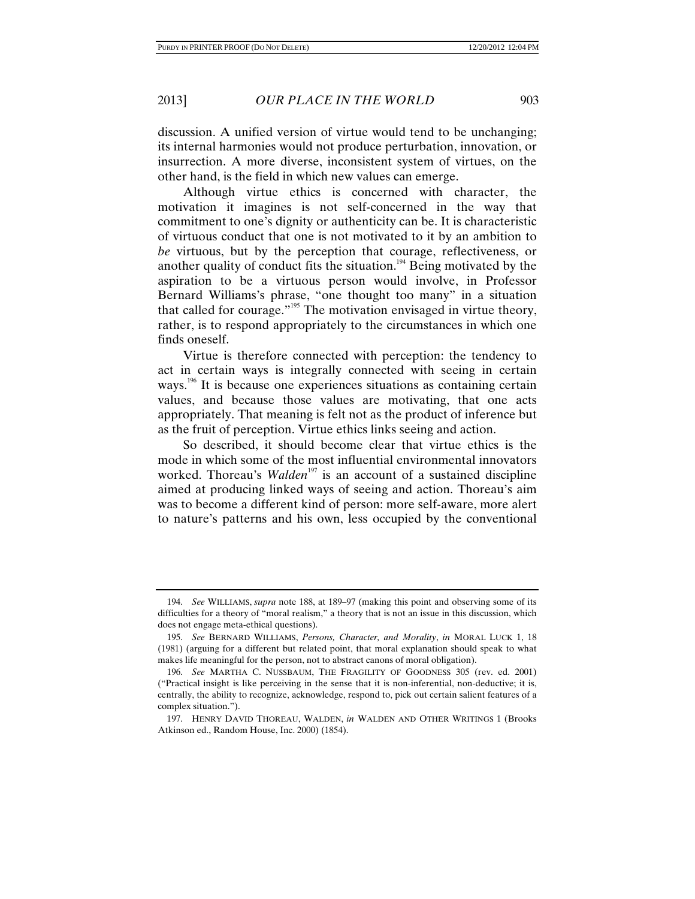discussion. A unified version of virtue would tend to be unchanging; its internal harmonies would not produce perturbation, innovation, or insurrection. A more diverse, inconsistent system of virtues, on the other hand, is the field in which new values can emerge.

Although virtue ethics is concerned with character, the motivation it imagines is not self-concerned in the way that commitment to one's dignity or authenticity can be. It is characteristic of virtuous conduct that one is not motivated to it by an ambition to *be* virtuous, but by the perception that courage, reflectiveness, or another quality of conduct fits the situation.[194] Being motivated by the aspiration to be a virtuous person would involve, in Professor Bernard Williams's phrase, "one thought too many" in a situation that called for courage."[195] The motivation envisaged in virtue theory, rather, is to respond appropriately to the circumstances in which one finds oneself.

Virtue is therefore connected with perception: the tendency to act in certain ways is integrally connected with seeing in certain ways.[196] It is because one experiences situations as containing certain values, and because those values are motivating, that one acts appropriately. That meaning is felt not as the product of inference but as the fruit of perception. Virtue ethics links seeing and action.

So described, it should become clear that virtue ethics is the mode in which some of the most influential environmental innovators worked. Thoreau's *Walden*[197] is an account of a sustained discipline aimed at producing linked ways of seeing and action. Thoreau's aim was to become a different kind of person: more self-aware, more alert to nature's patterns and his own, less occupied by the conventional

---

194. *See* WILLIAMS, *supra* note 188, at 189–97 (making this point and observing some of its difficulties for a theory of "moral realism," a theory that is not an issue in this discussion, which does not engage meta-ethical questions).

195. *See* BERNARD WILLIAMS, *Persons, Character, and Morality*, *in* MORAL LUCK 1, 18 (1981) (arguing for a different but related point, that moral explanation should speak to what makes life meaningful for the person, not to abstract canons of moral obligation).

196. *See* MARTHA C. NUSSBAUM, THE FRAGILITY OF GOODNESS 305 (rev. ed. 2001) ("Practical insight is like perceiving in the sense that it is non-inferential, non-deductive; it is, centrally, the ability to recognize, acknowledge, respond to, pick out certain salient features of a complex situation.").

197. HENRY DAVID THOREAU, WALDEN, *in* WALDEN AND OTHER WRITINGS 1 (Brooks Atkinson ed., Random House, Inc. 2000) (1854).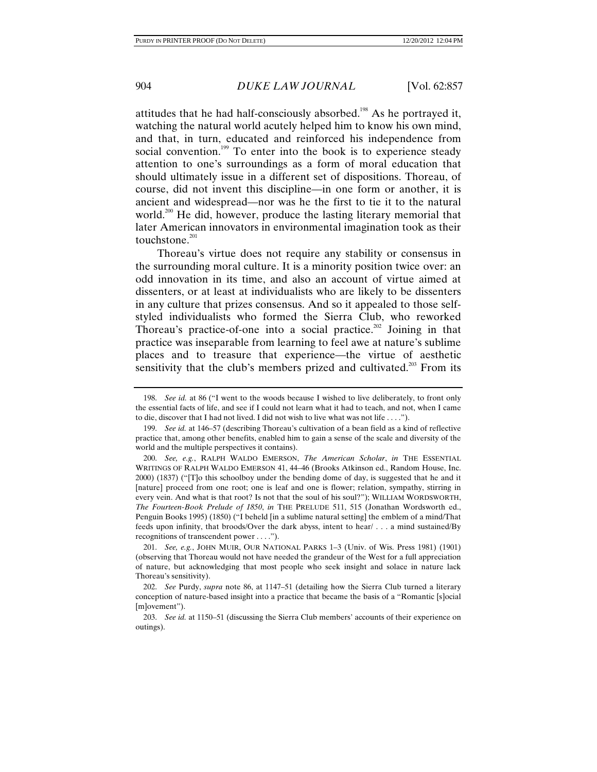attitudes that he had half-consciously absorbed.[198] As he portrayed it, watching the natural world acutely helped him to know his own mind, and that, in turn, educated and reinforced his independence from social convention.[199] To enter into the book is to experience steady attention to one's surroundings as a form of moral education that should ultimately issue in a different set of dispositions. Thoreau, of course, did not invent this discipline—in one form or another, it is ancient and widespread—nor was he the first to tie it to the natural world.[200] He did, however, produce the lasting literary memorial that later American innovators in environmental imagination took as their touchstone.[201]

Thoreau's virtue does not require any stability or consensus in the surrounding moral culture. It is a minority position twice over: an odd innovation in its time, and also an account of virtue aimed at dissenters, or at least at individualists who are likely to be dissenters in any culture that prizes consensus. And so it appealed to those self-styled individualists who formed the Sierra Club, who reworked Thoreau's practice-of-one into a social practice.[202] Joining in that practice was inseparable from learning to feel awe at nature's sublime places and to treasure that experience—the virtue of aesthetic sensitivity that the club's members prized and cultivated.[203] From its

---

198. *See id.* at 86 ("I went to the woods because I wished to live deliberately, to front only the essential facts of life, and see if I could not learn what it had to teach, and not, when I came to die, discover that I had not lived. I did not wish to live what was not life . . . .").

199. *See id.* at 146–57 (describing Thoreau's cultivation of a bean field as a kind of reflective practice that, among other benefits, enabled him to gain a sense of the scale and diversity of the world and the multiple perspectives it contains).

200. *See, e.g.*, RALPH WALDO EMERSON, *The American Scholar*, *in* THE ESSENTIAL WRITINGS OF RALPH WALDO EMERSON 41, 44–46 (Brooks Atkinson ed., Random House, Inc. 2000) (1837) ("[T]o this schoolboy under the bending dome of day, is suggested that he and it [nature] proceed from one root; one is leaf and one is flower; relation, sympathy, stirring in every vein. And what is that root? Is not that the soul of his soul?"); WILLIAM WORDSWORTH, *The Fourteen-Book Prelude of 1850*, *in* THE PRELUDE 511, 515 (Jonathan Wordsworth ed., Penguin Books 1995) (1850) ("I beheld [in a sublime natural setting] the emblem of a mind/That feeds upon infinity, that broods/Over the dark abyss, intent to hear/ . . . a mind sustained/By recognitions of transcendent power . . . .").

201. *See, e.g.*, JOHN MUIR, OUR NATIONAL PARKS 1–3 (Univ. of Wis. Press 1981) (1901) (observing that Thoreau would not have needed the grandeur of the West for a full appreciation of nature, but acknowledging that most people who seek insight and solace in nature lack Thoreau's sensitivity).

202. *See* Purdy, *supra* note 86, at 1147–51 (detailing how the Sierra Club turned a literary conception of nature-based insight into a practice that became the basis of a "Romantic [s]ocial [m]ovement").

203. *See id.* at 1150–51 (discussing the Sierra Club members' accounts of their experience on outings).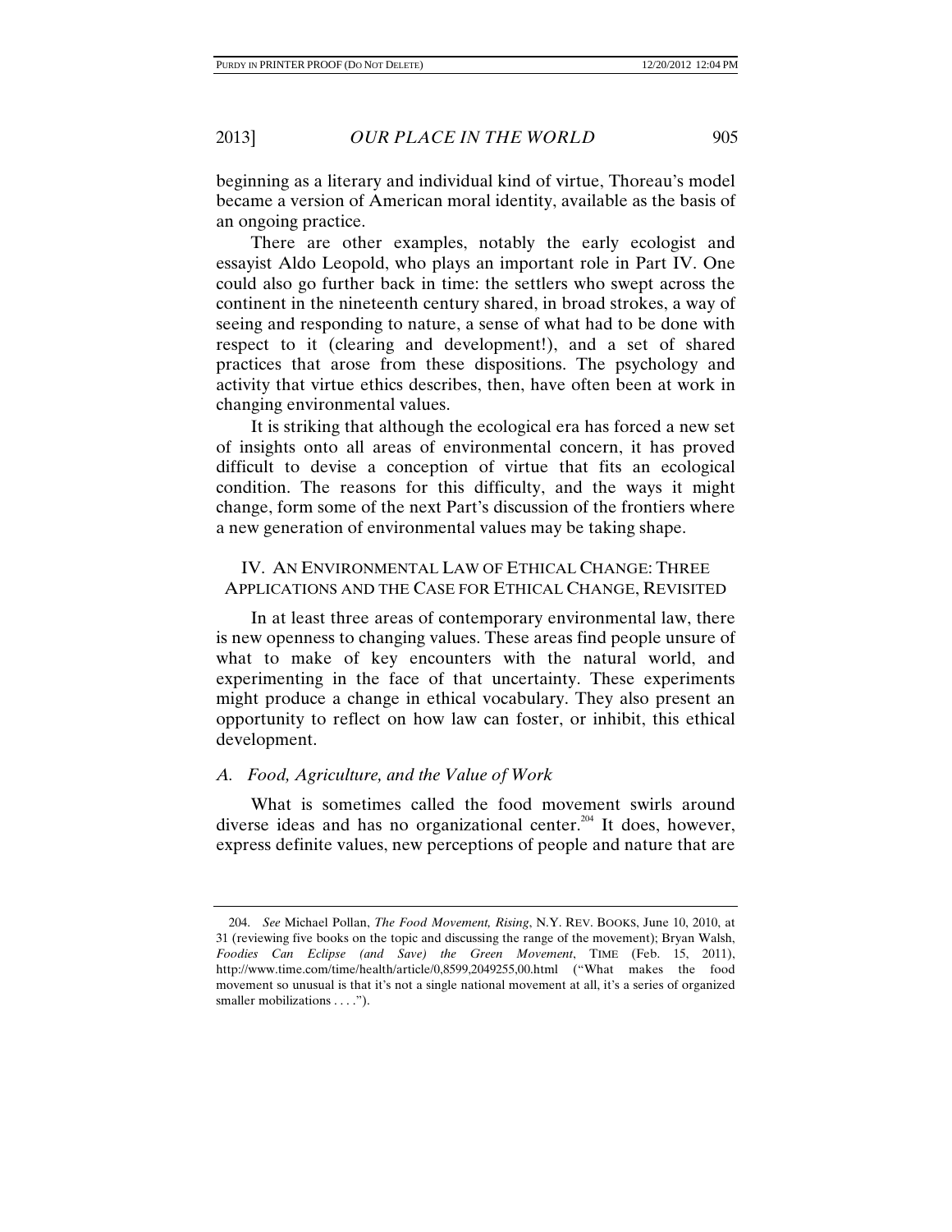beginning as a literary and individual kind of virtue, Thoreau's model became a version of American moral identity, available as the basis of an ongoing practice.

There are other examples, notably the early ecologist and essayist Aldo Leopold, who plays an important role in Part IV. One could also go further back in time: the settlers who swept across the continent in the nineteenth century shared, in broad strokes, a way of seeing and responding to nature, a sense of what had to be done with respect to it (clearing and development!), and a set of shared practices that arose from these dispositions. The psychology and activity that virtue ethics describes, then, have often been at work in changing environmental values.

It is striking that although the ecological era has forced a new set of insights onto all areas of environmental concern, it has proved difficult to devise a conception of virtue that fits an ecological condition. The reasons for this difficulty, and the ways it might change, form some of the next Part's discussion of the frontiers where a new generation of environmental values may be taking shape.

## IV. AN ENVIRONMENTAL LAW OF ETHICAL CHANGE: THREE APPLICATIONS AND THE CASE FOR ETHICAL CHANGE, REVISITED

In at least three areas of contemporary environmental law, there is new openness to changing values. These areas find people unsure of what to make of key encounters with the natural world, and experimenting in the face of that uncertainty. These experiments might produce a change in ethical vocabulary. They also present an opportunity to reflect on how law can foster, or inhibit, this ethical development.

### *A. Food, Agriculture, and the Value of Work*

What is sometimes called the food movement swirls around diverse ideas and has no organizational center.[204] It does, however, express definite values, new perceptions of people and nature that are

---

204. *See* Michael Pollan, *The Food Movement, Rising*, N.Y. REV. BOOKS, June 10, 2010, at 31 (reviewing five books on the topic and discussing the range of the movement); Bryan Walsh, *Foodies Can Eclipse (and Save) the Green Movement*, TIME (Feb. 15, 2011), http://www.time.com/time/health/article/0,8599,2049255,00.html ("What makes the food movement so unusual is that it's not a single national movement at all, it's a series of organized smaller mobilizations . . . .").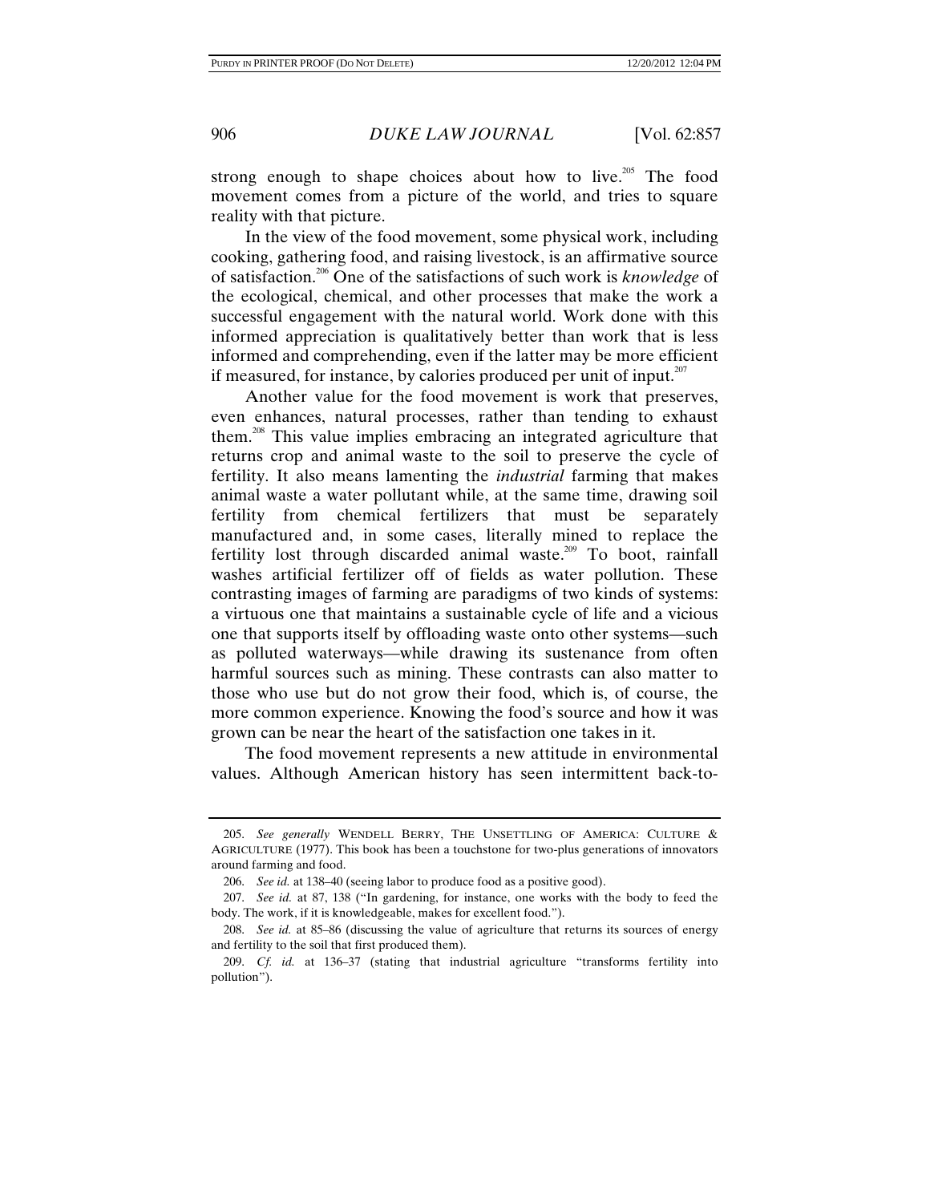strong enough to shape choices about how to live.[205] The food movement comes from a picture of the world, and tries to square reality with that picture.

In the view of the food movement, some physical work, including cooking, gathering food, and raising livestock, is an affirmative source of satisfaction.[206] One of the satisfactions of such work is *knowledge* of the ecological, chemical, and other processes that make the work a successful engagement with the natural world. Work done with this informed appreciation is qualitatively better than work that is less informed and comprehending, even if the latter may be more efficient if measured, for instance, by calories produced per unit of input.[207]

Another value for the food movement is work that preserves, even enhances, natural processes, rather than tending to exhaust them.[208] This value implies embracing an integrated agriculture that returns crop and animal waste to the soil to preserve the cycle of fertility. It also means lamenting the *industrial* farming that makes animal waste a water pollutant while, at the same time, drawing soil fertility from chemical fertilizers that must be separately manufactured and, in some cases, literally mined to replace the fertility lost through discarded animal waste.[209] To boot, rainfall washes artificial fertilizer off of fields as water pollution. These contrasting images of farming are paradigms of two kinds of systems: a virtuous one that maintains a sustainable cycle of life and a vicious one that supports itself by offloading waste onto other systems—such as polluted waterways—while drawing its sustenance from often harmful sources such as mining. These contrasts can also matter to those who use but do not grow their food, which is, of course, the more common experience. Knowing the food's source and how it was grown can be near the heart of the satisfaction one takes in it.

The food movement represents a new attitude in environmental values. Although American history has seen intermittent back-to-

---

205. *See generally* WENDELL BERRY, THE UNSETTLING OF AMERICA: CULTURE & AGRICULTURE (1977). This book has been a touchstone for two-plus generations of innovators around farming and food.

206. *See id.* at 138–40 (seeing labor to produce food as a positive good).

207. *See id.* at 87, 138 ("In gardening, for instance, one works with the body to feed the body. The work, if it is knowledgeable, makes for excellent food.").

208. *See id.* at 85–86 (discussing the value of agriculture that returns its sources of energy and fertility to the soil that first produced them).

209. *Cf. id.* at 136–37 (stating that industrial agriculture "transforms fertility into pollution").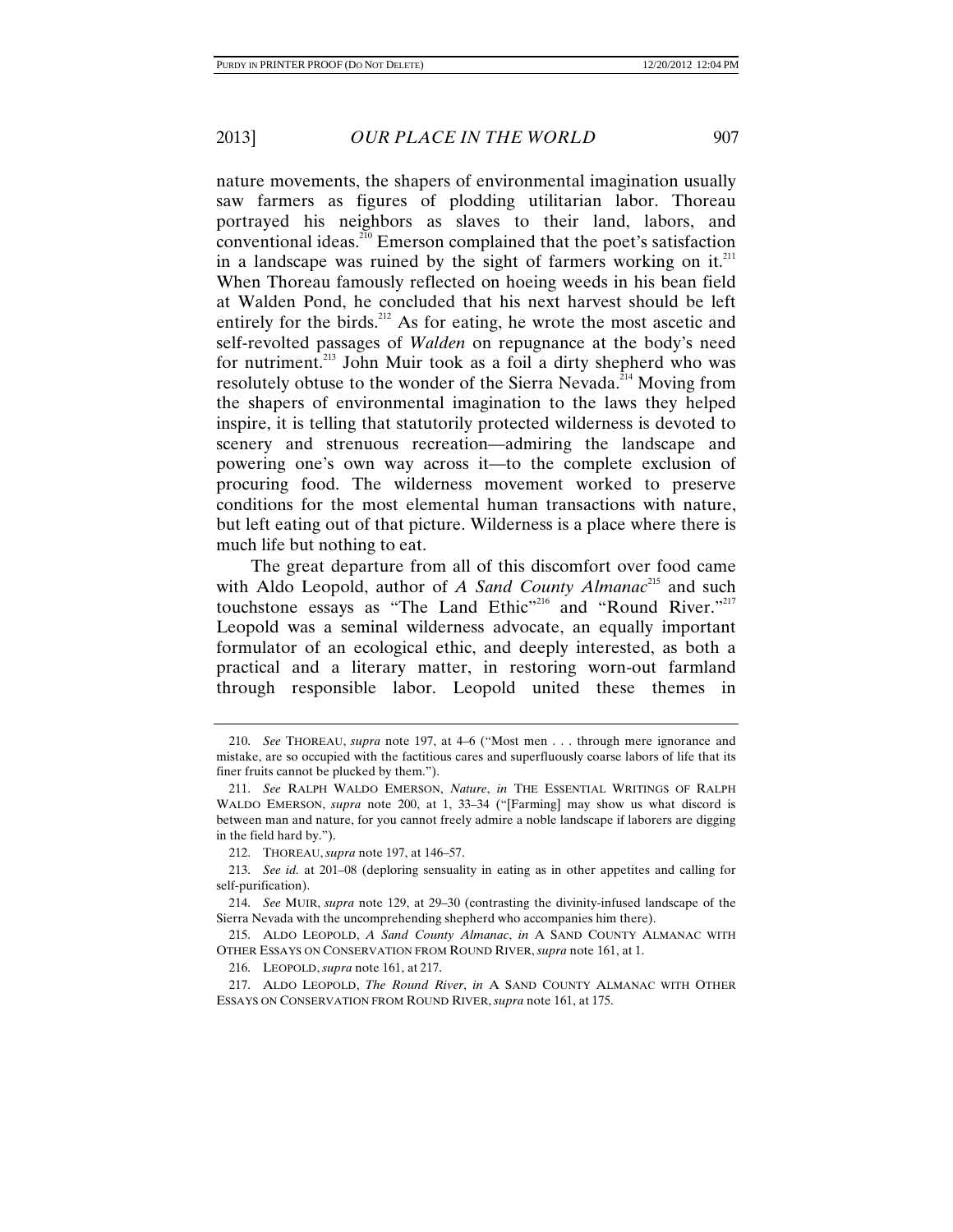nature movements, the shapers of environmental imagination usually saw farmers as figures of plodding utilitarian labor. Thoreau portrayed his neighbors as slaves to their land, labors, and conventional ideas.[210] Emerson complained that the poet's satisfaction in a landscape was ruined by the sight of farmers working on it.[211] When Thoreau famously reflected on hoeing weeds in his bean field at Walden Pond, he concluded that his next harvest should be left entirely for the birds.[212] As for eating, he wrote the most ascetic and self-revolted passages of *Walden* on repugnance at the body's need for nutriment.[213] John Muir took as a foil a dirty shepherd who was resolutely obtuse to the wonder of the Sierra Nevada.[214] Moving from the shapers of environmental imagination to the laws they helped inspire, it is telling that statutorily protected wilderness is devoted to scenery and strenuous recreation—admiring the landscape and powering one's own way across it—to the complete exclusion of procuring food. The wilderness movement worked to preserve conditions for the most elemental human transactions with nature, but left eating out of that picture. Wilderness is a place where there is much life but nothing to eat.

The great departure from all of this discomfort over food came with Aldo Leopold, author of *A Sand County Almanac*[215] and such touchstone essays as "The Land Ethic"[216] and "Round River."[217] Leopold was a seminal wilderness advocate, an equally important formulator of an ecological ethic, and deeply interested, as both a practical and a literary matter, in restoring worn-out farmland through responsible labor. Leopold united these themes in

---

210. *See* THOREAU, *supra* note 197, at 4–6 ("Most men . . . through mere ignorance and mistake, are so occupied with the factitious cares and superfluously coarse labors of life that its finer fruits cannot be plucked by them.").

211. *See* RALPH WALDO EMERSON, *Nature*, *in* THE ESSENTIAL WRITINGS OF RALPH WALDO EMERSON, *supra* note 200, at 1, 33–34 ("[Farming] may show us what discord is between man and nature, for you cannot freely admire a noble landscape if laborers are digging in the field hard by.").

212. THOREAU, *supra* note 197, at 146–57.

213. *See id.* at 201–08 (deploring sensuality in eating as in other appetites and calling for self-purification).

214. *See* MUIR, *supra* note 129, at 29–30 (contrasting the divinity-infused landscape of the Sierra Nevada with the uncomprehending shepherd who accompanies him there).

215. ALDO LEOPOLD, *A Sand County Almanac*, *in* A SAND COUNTY ALMANAC WITH OTHER ESSAYS ON CONSERVATION FROM ROUND RIVER, *supra* note 161, at 1.

216. LEOPOLD, *supra* note 161, at 217.

217. ALDO LEOPOLD, *The Round River*, *in* A SAND COUNTY ALMANAC WITH OTHER ESSAYS ON CONSERVATION FROM ROUND RIVER, *supra* note 161, at 175.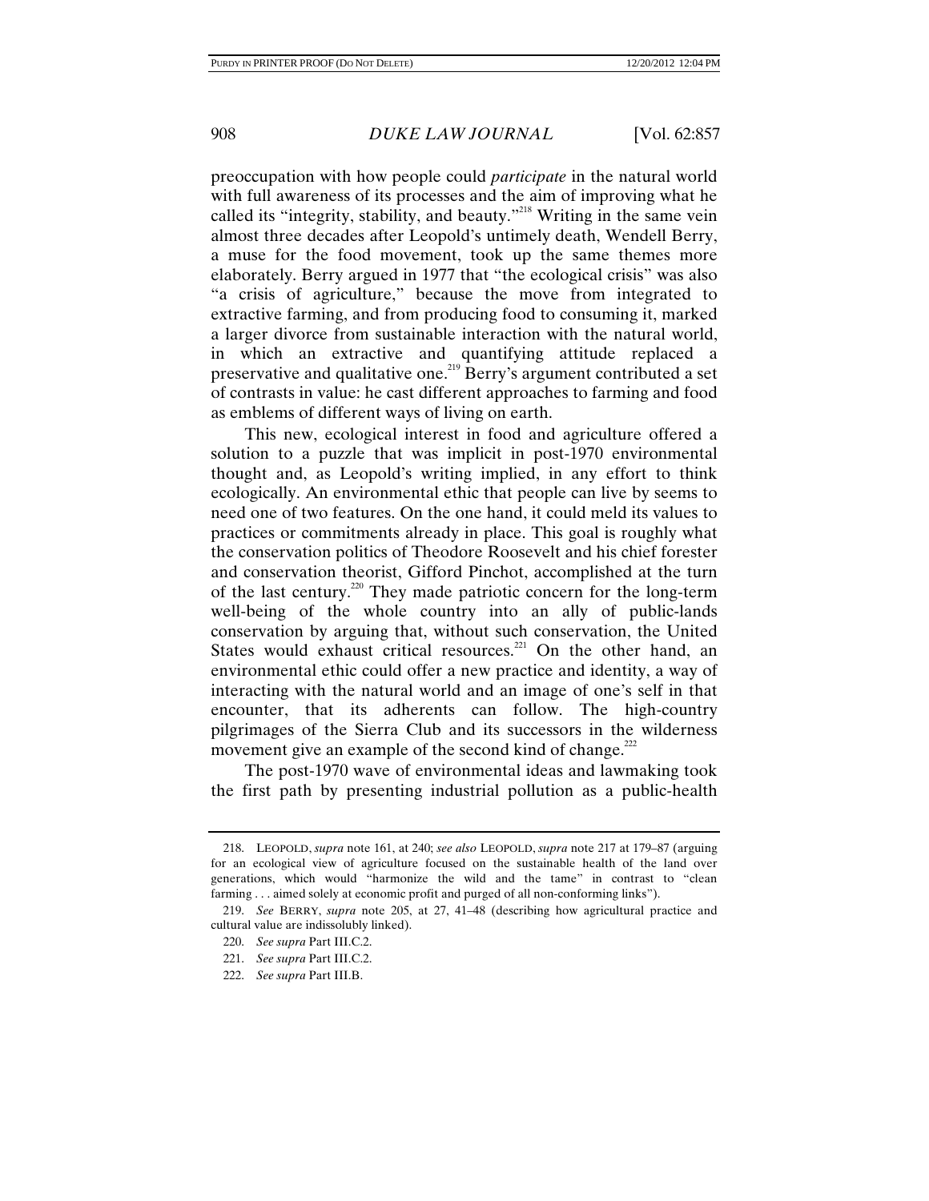preoccupation with how people could *participate* in the natural world with full awareness of its processes and the aim of improving what he called its "integrity, stability, and beauty."[218] Writing in the same vein almost three decades after Leopold's untimely death, Wendell Berry, a muse for the food movement, took up the same themes more elaborately. Berry argued in 1977 that "the ecological crisis" was also "a crisis of agriculture," because the move from integrated to extractive farming, and from producing food to consuming it, marked a larger divorce from sustainable interaction with the natural world, in which an extractive and quantifying attitude replaced a preservative and qualitative one.[219] Berry's argument contributed a set of contrasts in value: he cast different approaches to farming and food as emblems of different ways of living on earth.

This new, ecological interest in food and agriculture offered a solution to a puzzle that was implicit in post-1970 environmental thought and, as Leopold's writing implied, in any effort to think ecologically. An environmental ethic that people can live by seems to need one of two features. On the one hand, it could meld its values to practices or commitments already in place. This goal is roughly what the conservation politics of Theodore Roosevelt and his chief forester and conservation theorist, Gifford Pinchot, accomplished at the turn of the last century.[220] They made patriotic concern for the long-term well-being of the whole country into an ally of public-lands conservation by arguing that, without such conservation, the United States would exhaust critical resources.[221] On the other hand, an environmental ethic could offer a new practice and identity, a way of interacting with the natural world and an image of one's self in that encounter, that its adherents can follow. The high-country pilgrimages of the Sierra Club and its successors in the wilderness movement give an example of the second kind of change.[222]

The post-1970 wave of environmental ideas and lawmaking took the first path by presenting industrial pollution as a public-health

---

218. LEOPOLD, *supra* note 161, at 240; *see also* LEOPOLD, *supra* note 217 at 179–87 (arguing for an ecological view of agriculture focused on the sustainable health of the land over generations, which would "harmonize the wild and the tame" in contrast to "clean farming . . . aimed solely at economic profit and purged of all non-conforming links").

219. *See* BERRY, *supra* note 205, at 27, 41–48 (describing how agricultural practice and cultural value are indissolubly linked).

220. *See supra* Part III.C.2.

221. *See supra* Part III.C.2.

222. *See supra* Part III.B.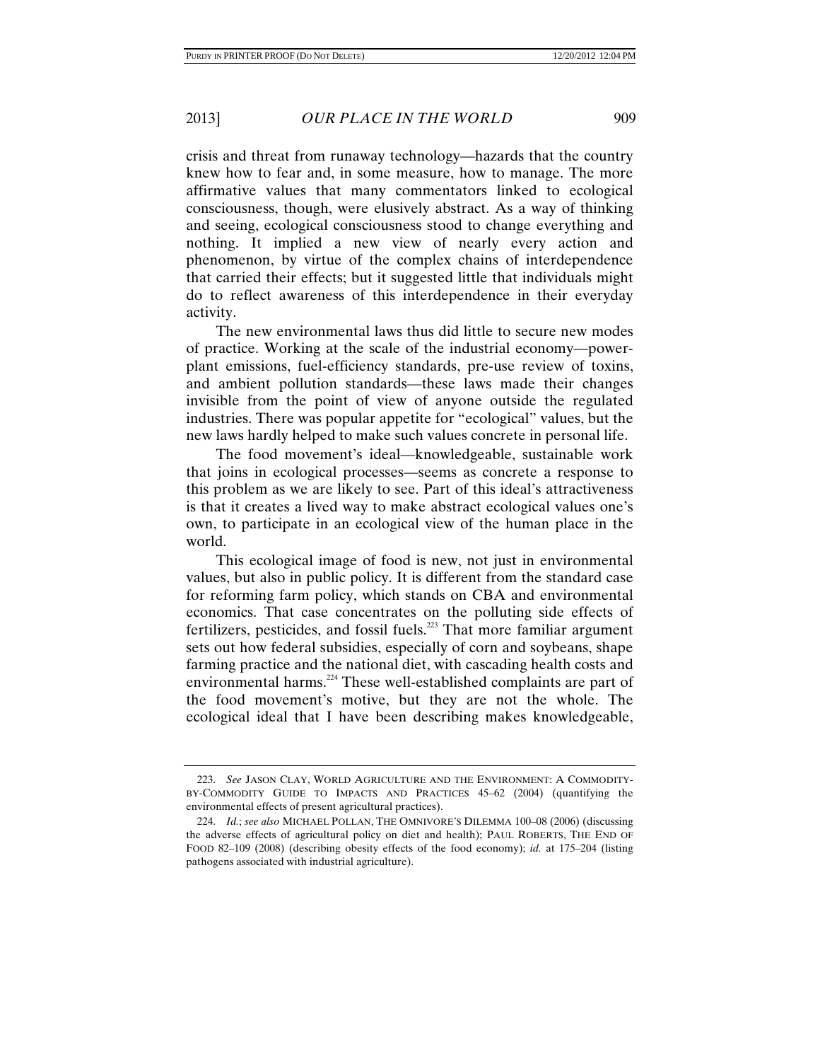crisis and threat from runaway technology—hazards that the country knew how to fear and, in some measure, how to manage. The more affirmative values that many commentators linked to ecological consciousness, though, were elusively abstract. As a way of thinking and seeing, ecological consciousness stood to change everything and nothing. It implied a new view of nearly every action and phenomenon, by virtue of the complex chains of interdependence that carried their effects; but it suggested little that individuals might do to reflect awareness of this interdependence in their everyday activity.

The new environmental laws thus did little to secure new modes of practice. Working at the scale of the industrial economy—power-plant emissions, fuel-efficiency standards, pre-use review of toxins, and ambient pollution standards—these laws made their changes invisible from the point of view of anyone outside the regulated industries. There was popular appetite for "ecological" values, but the new laws hardly helped to make such values concrete in personal life.

The food movement's ideal—knowledgeable, sustainable work that joins in ecological processes—seems as concrete a response to this problem as we are likely to see. Part of this ideal's attractiveness is that it creates a lived way to make abstract ecological values one's own, to participate in an ecological view of the human place in the world.

This ecological image of food is new, not just in environmental values, but also in public policy. It is different from the standard case for reforming farm policy, which stands on CBA and environmental economics. That case concentrates on the polluting side effects of fertilizers, pesticides, and fossil fuels.[223] That more familiar argument sets out how federal subsidies, especially of corn and soybeans, shape farming practice and the national diet, with cascading health costs and environmental harms.[224] These well-established complaints are part of the food movement's motive, but they are not the whole. The ecological ideal that I have been describing makes knowledgeable,

223. *See* JASON CLAY, WORLD AGRICULTURE AND THE ENVIRONMENT: A COMMODITY-BY-COMMODITY GUIDE TO IMPACTS AND PRACTICES 45–62 (2004) (quantifying the environmental effects of present agricultural practices).

224. *Id.*; *see also* MICHAEL POLLAN, THE OMNIVORE'S DILEMMA 100–08 (2006) (discussing the adverse effects of agricultural policy on diet and health); PAUL ROBERTS, THE END OF FOOD 82–109 (2008) (describing obesity effects of the food economy); *id.* at 175–204 (listing pathogens associated with industrial agriculture).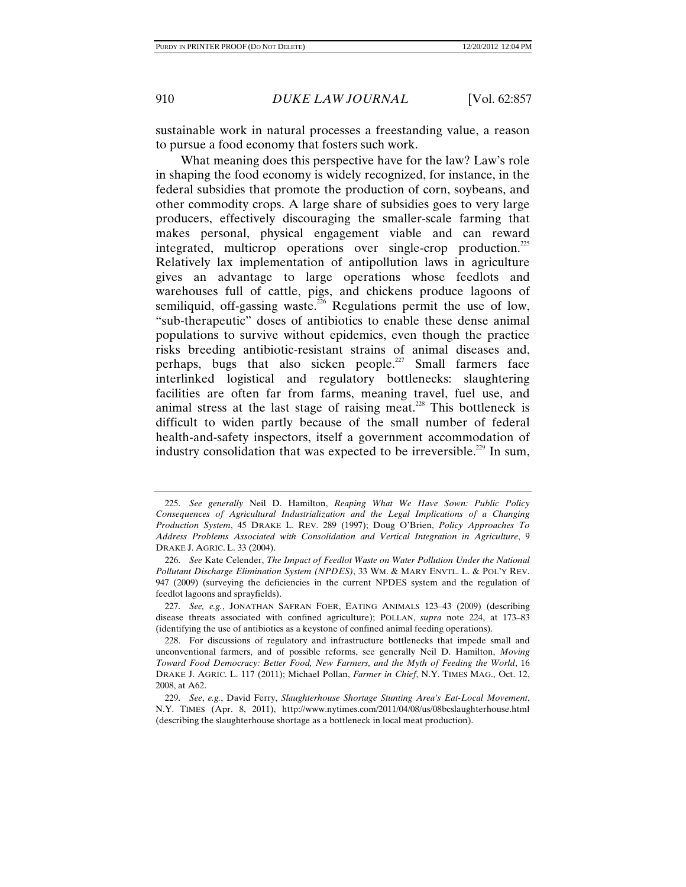sustainable work in natural processes a freestanding value, a reason to pursue a food economy that fosters such work.

What meaning does this perspective have for the law? Law's role in shaping the food economy is widely recognized, for instance, in the federal subsidies that promote the production of corn, soybeans, and other commodity crops. A large share of subsidies goes to very large producers, effectively discouraging the smaller-scale farming that makes personal, physical engagement viable and can reward integrated, multicrop operations over single-crop production.[225] Relatively lax implementation of antipollution laws in agriculture gives an advantage to large operations whose feedlots and warehouses full of cattle, pigs, and chickens produce lagoons of semiliquid, off-gassing waste.[226] Regulations permit the use of low, "sub-therapeutic" doses of antibiotics to enable these dense animal populations to survive without epidemics, even though the practice risks breeding antibiotic-resistant strains of animal diseases and, perhaps, bugs that also sicken people.[227] Small farmers face interlinked logistical and regulatory bottlenecks: slaughtering facilities are often far from farms, meaning travel, fuel use, and animal stress at the last stage of raising meat.[228] This bottleneck is difficult to widen partly because of the small number of federal health-and-safety inspectors, itself a government accommodation of industry consolidation that was expected to be irreversible.[229] In sum,

---

225. *See generally* Neil D. Hamilton, *Reaping What We Have Sown: Public Policy Consequences of Agricultural Industrialization and the Legal Implications of a Changing Production System*, 45 DRAKE L. REV. 289 (1997); Doug O'Brien, *Policy Approaches To Address Problems Associated with Consolidation and Vertical Integration in Agriculture*, 9 DRAKE J. AGRIC. L. 33 (2004).

226. *See* Kate Celender, *The Impact of Feedlot Waste on Water Pollution Under the National Pollutant Discharge Elimination System (NPDES)*, 33 WM. & MARY ENVTL. L. & POL'Y REV. 947 (2009) (surveying the deficiencies in the current NPDES system and the regulation of feedlot lagoons and sprayfields).

227. *See, e.g.*, JONATHAN SAFRAN FOER, EATING ANIMALS 123–43 (2009) (describing disease threats associated with confined agriculture); POLLAN, *supra* note 224, at 173–83 (identifying the use of antibiotics as a keystone of confined animal feeding operations).

228. For discussions of regulatory and infrastructure bottlenecks that impede small and unconventional farmers, and of possible reforms, see generally Neil D. Hamilton, *Moving Toward Food Democracy: Better Food, New Farmers, and the Myth of Feeding the World*, 16 DRAKE J. AGRIC. L. 117 (2011); Michael Pollan, *Farmer in Chief*, N.Y. TIMES MAG., Oct. 12, 2008, at A62.

229. *See*, *e.g.*, David Ferry, *Slaughterhouse Shortage Stunting Area's Eat-Local Movement*, N.Y. TIMES (Apr. 8, 2011), http://www.nytimes.com/2011/04/08/us/08bcslaughterhouse.html (describing the slaughterhouse shortage as a bottleneck in local meat production).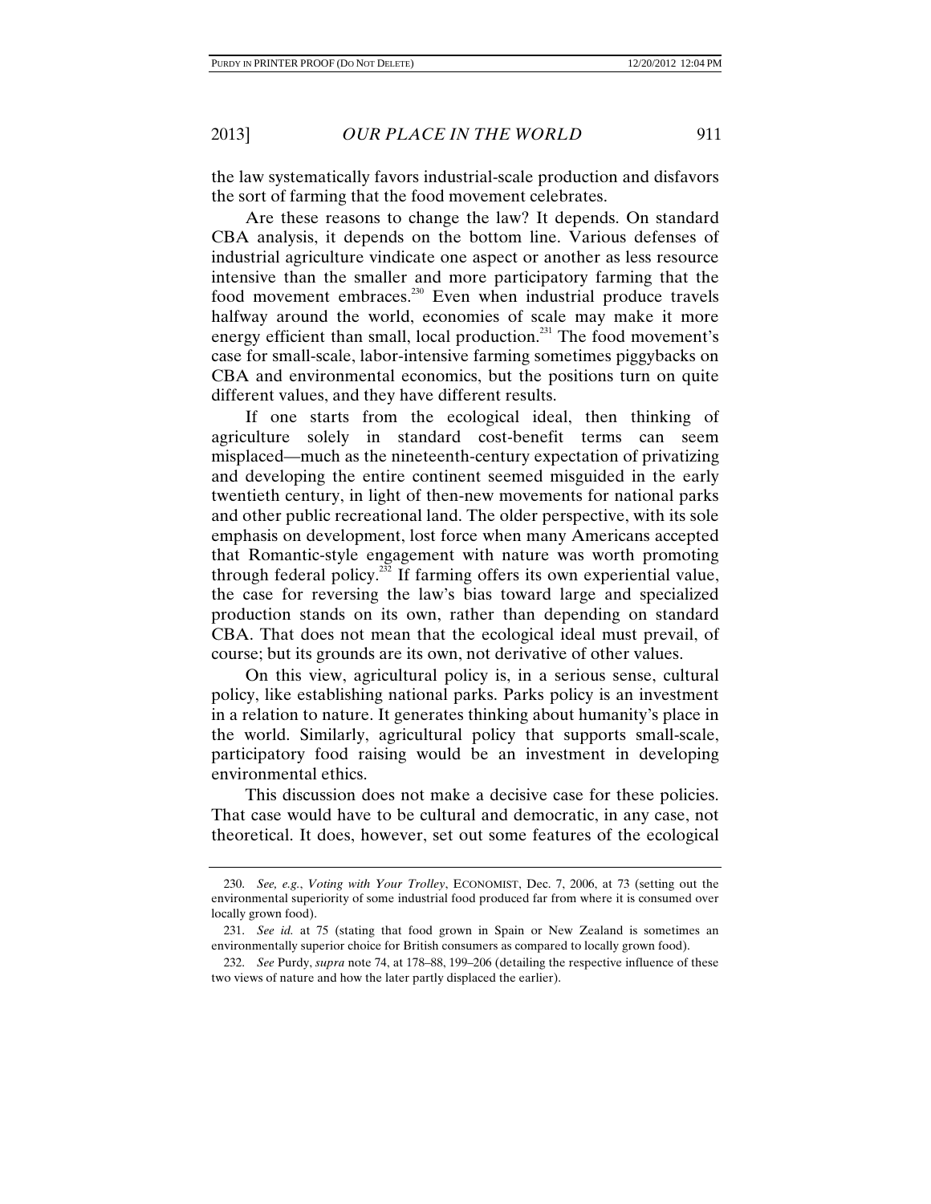the law systematically favors industrial-scale production and disfavors the sort of farming that the food movement celebrates.

Are these reasons to change the law? It depends. On standard CBA analysis, it depends on the bottom line. Various defenses of industrial agriculture vindicate one aspect or another as less resource intensive than the smaller and more participatory farming that the food movement embraces.[230] Even when industrial produce travels halfway around the world, economies of scale may make it more energy efficient than small, local production.[231] The food movement's case for small-scale, labor-intensive farming sometimes piggybacks on CBA and environmental economics, but the positions turn on quite different values, and they have different results.

If one starts from the ecological ideal, then thinking of agriculture solely in standard cost-benefit terms can seem misplaced—much as the nineteenth-century expectation of privatizing and developing the entire continent seemed misguided in the early twentieth century, in light of then-new movements for national parks and other public recreational land. The older perspective, with its sole emphasis on development, lost force when many Americans accepted that Romantic-style engagement with nature was worth promoting through federal policy.[232] If farming offers its own experiential value, the case for reversing the law's bias toward large and specialized production stands on its own, rather than depending on standard CBA. That does not mean that the ecological ideal must prevail, of course; but its grounds are its own, not derivative of other values.

On this view, agricultural policy is, in a serious sense, cultural policy, like establishing national parks. Parks policy is an investment in a relation to nature. It generates thinking about humanity's place in the world. Similarly, agricultural policy that supports small-scale, participatory food raising would be an investment in developing environmental ethics.

This discussion does not make a decisive case for these policies. That case would have to be cultural and democratic, in any case, not theoretical. It does, however, set out some features of the ecological

---

230. *See, e.g.*, *Voting with Your Trolley*, ECONOMIST, Dec. 7, 2006, at 73 (setting out the environmental superiority of some industrial food produced far from where it is consumed over locally grown food).

231. *See id.* at 75 (stating that food grown in Spain or New Zealand is sometimes an environmentally superior choice for British consumers as compared to locally grown food).

232. *See* Purdy, *supra* note 74, at 178–88, 199–206 (detailing the respective influence of these two views of nature and how the later partly displaced the earlier).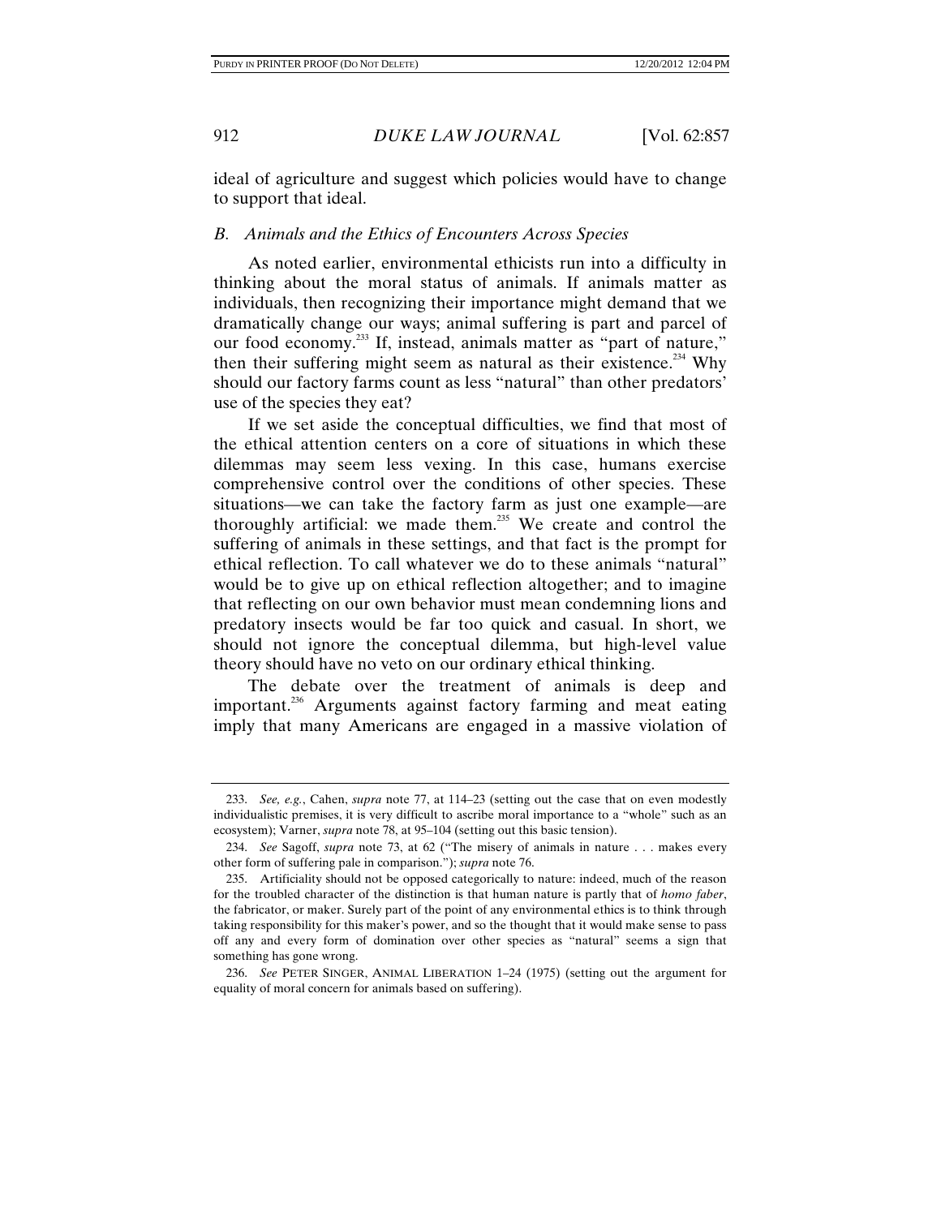ideal of agriculture and suggest which policies would have to change to support that ideal.

### *B. Animals and the Ethics of Encounters Across Species*

As noted earlier, environmental ethicists run into a difficulty in thinking about the moral status of animals. If animals matter as individuals, then recognizing their importance might demand that we dramatically change our ways; animal suffering is part and parcel of our food economy.[233] If, instead, animals matter as "part of nature," then their suffering might seem as natural as their existence.[234] Why should our factory farms count as less "natural" than other predators' use of the species they eat?

If we set aside the conceptual difficulties, we find that most of the ethical attention centers on a core of situations in which these dilemmas may seem less vexing. In this case, humans exercise comprehensive control over the conditions of other species. These situations—we can take the factory farm as just one example—are thoroughly artificial: we made them.[235] We create and control the suffering of animals in these settings, and that fact is the prompt for ethical reflection. To call whatever we do to these animals "natural" would be to give up on ethical reflection altogether; and to imagine that reflecting on our own behavior must mean condemning lions and predatory insects would be far too quick and casual. In short, we should not ignore the conceptual dilemma, but high-level value theory should have no veto on our ordinary ethical thinking.

The debate over the treatment of animals is deep and important.[236] Arguments against factory farming and meat eating imply that many Americans are engaged in a massive violation of

---

233. *See, e.g.*, Cahen, *supra* note 77, at 114–23 (setting out the case that on even modestly individualistic premises, it is very difficult to ascribe moral importance to a "whole" such as an ecosystem); Varner, *supra* note 78, at 95–104 (setting out this basic tension).

234. *See* Sagoff, *supra* note 73, at 62 ("The misery of animals in nature . . . makes every other form of suffering pale in comparison."); *supra* note 76.

235. Artificiality should not be opposed categorically to nature: indeed, much of the reason for the troubled character of the distinction is that human nature is partly that of *homo faber*, the fabricator, or maker. Surely part of the point of any environmental ethics is to think through taking responsibility for this maker's power, and so the thought that it would make sense to pass off any and every form of domination over other species as "natural" seems a sign that something has gone wrong.

236. *See* PETER SINGER, ANIMAL LIBERATION 1–24 (1975) (setting out the argument for equality of moral concern for animals based on suffering).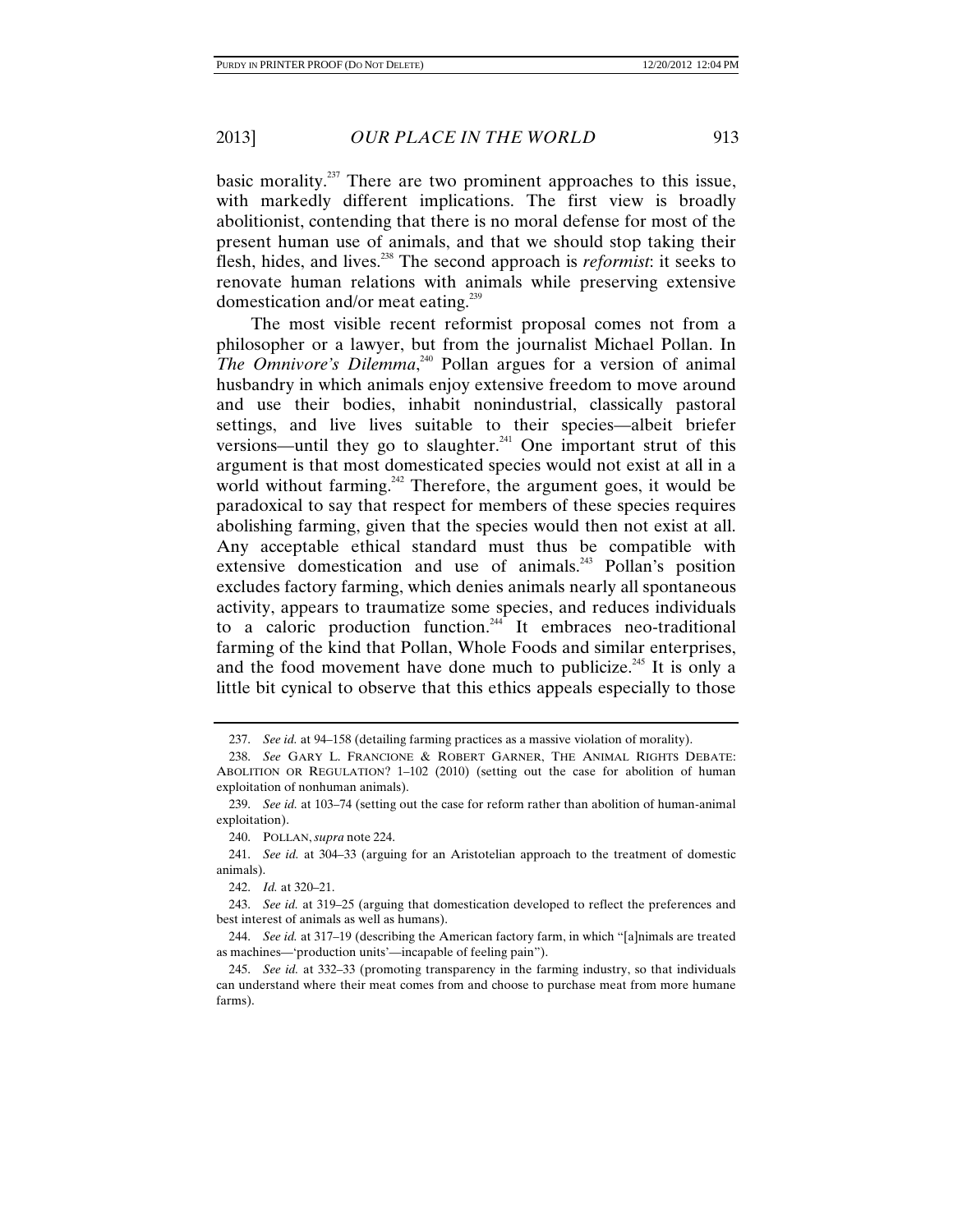basic morality.[237] There are two prominent approaches to this issue, with markedly different implications. The first view is broadly abolitionist, contending that there is no moral defense for most of the present human use of animals, and that we should stop taking their flesh, hides, and lives.[238] The second approach is *reformist*: it seeks to renovate human relations with animals while preserving extensive domestication and/or meat eating.[239]

The most visible recent reformist proposal comes not from a philosopher or a lawyer, but from the journalist Michael Pollan. In *The Omnivore's Dilemma*,[240] Pollan argues for a version of animal husbandry in which animals enjoy extensive freedom to move around and use their bodies, inhabit nonindustrial, classically pastoral settings, and live lives suitable to their species—albeit briefer versions—until they go to slaughter.[241] One important strut of this argument is that most domesticated species would not exist at all in a world without farming.[242] Therefore, the argument goes, it would be paradoxical to say that respect for members of these species requires abolishing farming, given that the species would then not exist at all. Any acceptable ethical standard must thus be compatible with extensive domestication and use of animals.[243] Pollan's position excludes factory farming, which denies animals nearly all spontaneous activity, appears to traumatize some species, and reduces individuals to a caloric production function.[244] It embraces neo-traditional farming of the kind that Pollan, Whole Foods and similar enterprises, and the food movement have done much to publicize.[245] It is only a little bit cynical to observe that this ethics appeals especially to those

---

237. *See id.* at 94–158 (detailing farming practices as a massive violation of morality).

238. *See* GARY L. FRANCIONE & ROBERT GARNER, THE ANIMAL RIGHTS DEBATE: ABOLITION OR REGULATION? 1–102 (2010) (setting out the case for abolition of human exploitation of nonhuman animals).

239. *See id.* at 103–74 (setting out the case for reform rather than abolition of human-animal exploitation).

240. POLLAN, *supra* note 224.

241. *See id.* at 304–33 (arguing for an Aristotelian approach to the treatment of domestic animals).

242. *Id.* at 320–21.

243. *See id.* at 319–25 (arguing that domestication developed to reflect the preferences and best interest of animals as well as humans).

244. *See id.* at 317–19 (describing the American factory farm, in which "[a]nimals are treated as machines—'production units'—incapable of feeling pain").

245. *See id.* at 332–33 (promoting transparency in the farming industry, so that individuals can understand where their meat comes from and choose to purchase meat from more humane farms).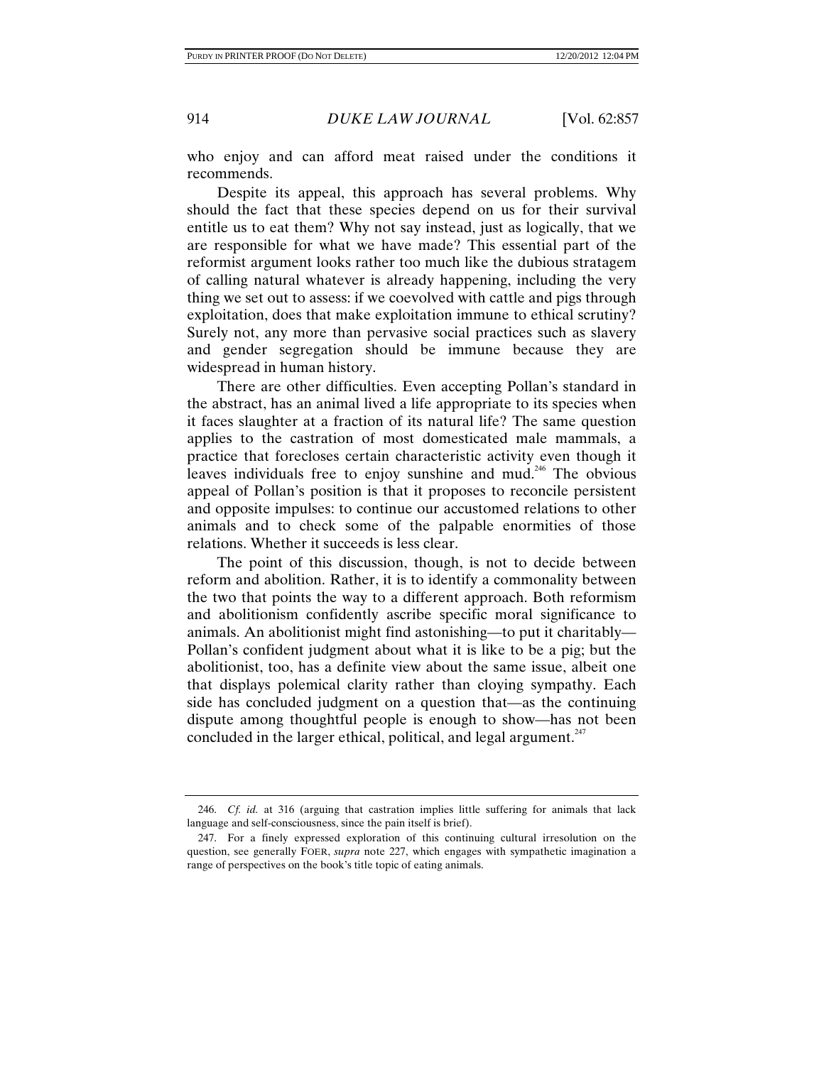who enjoy and can afford meat raised under the conditions it recommends.

Despite its appeal, this approach has several problems. Why should the fact that these species depend on us for their survival entitle us to eat them? Why not say instead, just as logically, that we are responsible for what we have made? This essential part of the reformist argument looks rather too much like the dubious stratagem of calling natural whatever is already happening, including the very thing we set out to assess: if we coevolved with cattle and pigs through exploitation, does that make exploitation immune to ethical scrutiny? Surely not, any more than pervasive social practices such as slavery and gender segregation should be immune because they are widespread in human history.

There are other difficulties. Even accepting Pollan's standard in the abstract, has an animal lived a life appropriate to its species when it faces slaughter at a fraction of its natural life? The same question applies to the castration of most domesticated male mammals, a practice that forecloses certain characteristic activity even though it leaves individuals free to enjoy sunshine and mud.[246] The obvious appeal of Pollan's position is that it proposes to reconcile persistent and opposite impulses: to continue our accustomed relations to other animals and to check some of the palpable enormities of those relations. Whether it succeeds is less clear.

The point of this discussion, though, is not to decide between reform and abolition. Rather, it is to identify a commonality between the two that points the way to a different approach. Both reformism and abolitionism confidently ascribe specific moral significance to animals. An abolitionist might find astonishing—to put it charitably—Pollan's confident judgment about what it is like to be a pig; but the abolitionist, too, has a definite view about the same issue, albeit one that displays polemical clarity rather than cloying sympathy. Each side has concluded judgment on a question that—as the continuing dispute among thoughtful people is enough to show—has not been concluded in the larger ethical, political, and legal argument.[247]

---

246. *Cf. id.* at 316 (arguing that castration implies little suffering for animals that lack language and self-consciousness, since the pain itself is brief).

247. For a finely expressed exploration of this continuing cultural irresolution on the question, see generally FOER, *supra* note 227, which engages with sympathetic imagination a range of perspectives on the book's title topic of eating animals.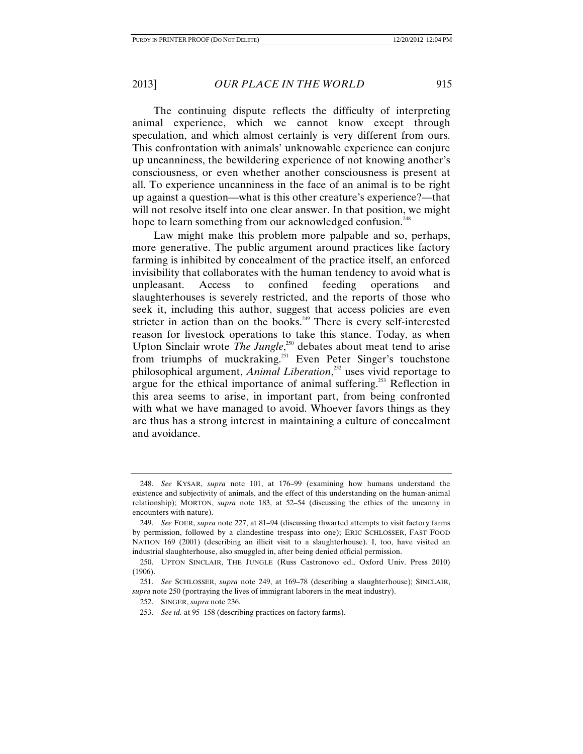The continuing dispute reflects the difficulty of interpreting animal experience, which we cannot know except through speculation, and which almost certainly is very different from ours. This confrontation with animals' unknowable experience can conjure up uncanniness, the bewildering experience of not knowing another's consciousness, or even whether another consciousness is present at all. To experience uncanniness in the face of an animal is to be right up against a question—what is this other creature's experience?—that will not resolve itself into one clear answer. In that position, we might hope to learn something from our acknowledged confusion.[248]

Law might make this problem more palpable and so, perhaps, more generative. The public argument around practices like factory farming is inhibited by concealment of the practice itself, an enforced invisibility that collaborates with the human tendency to avoid what is unpleasant. Access to confined feeding operations and slaughterhouses is severely restricted, and the reports of those who seek it, including this author, suggest that access policies are even stricter in action than on the books.[249] There is every self-interested reason for livestock operations to take this stance. Today, as when Upton Sinclair wrote *The Jungle*,[250] debates about meat tend to arise from triumphs of muckraking.[251] Even Peter Singer's touchstone philosophical argument, *Animal Liberation*,[252] uses vivid reportage to argue for the ethical importance of animal suffering.[253] Reflection in this area seems to arise, in important part, from being confronted with what we have managed to avoid. Whoever favors things as they are thus has a strong interest in maintaining a culture of concealment and avoidance.

---

248. *See* KYSAR, *supra* note 101, at 176–99 (examining how humans understand the existence and subjectivity of animals, and the effect of this understanding on the human-animal relationship); MORTON, *supra* note 183, at 52–54 (discussing the ethics of the uncanny in encounters with nature).

249. *See* FOER, *supra* note 227, at 81–94 (discussing thwarted attempts to visit factory farms by permission, followed by a clandestine trespass into one); ERIC SCHLOSSER, FAST FOOD NATION 169 (2001) (describing an illicit visit to a slaughterhouse). I, too, have visited an industrial slaughterhouse, also smuggled in, after being denied official permission.

250. UPTON SINCLAIR, THE JUNGLE (Russ Castronovo ed., Oxford Univ. Press 2010) (1906).

251. *See* SCHLOSSER, *supra* note 249, at 169–78 (describing a slaughterhouse); SINCLAIR, *supra* note 250 (portraying the lives of immigrant laborers in the meat industry).

252. SINGER, *supra* note 236.

253. *See id.* at 95–158 (describing practices on factory farms).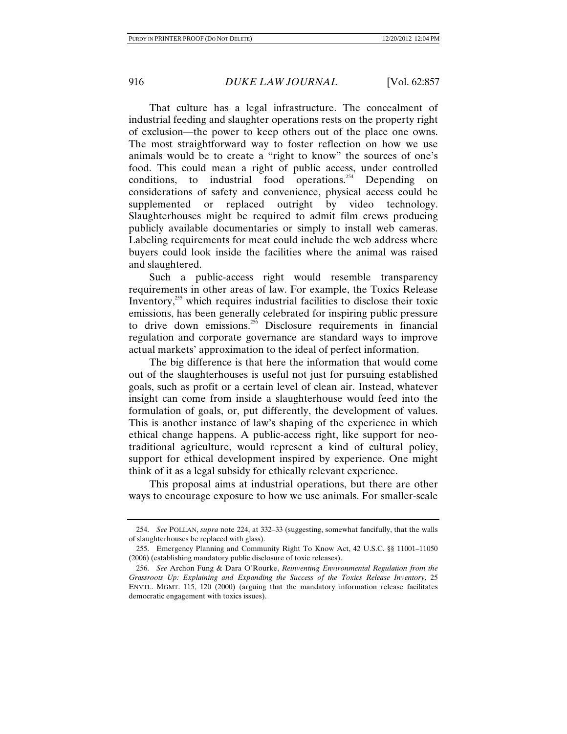That culture has a legal infrastructure. The concealment of industrial feeding and slaughter operations rests on the property right of exclusion—the power to keep others out of the place one owns. The most straightforward way to foster reflection on how we use animals would be to create a "right to know" the sources of one's food. This could mean a right of public access, under controlled conditions, to industrial food operations.[254] Depending on considerations of safety and convenience, physical access could be supplemented or replaced outright by video technology. Slaughterhouses might be required to admit film crews producing publicly available documentaries or simply to install web cameras. Labeling requirements for meat could include the web address where buyers could look inside the facilities where the animal was raised and slaughtered.

Such a public-access right would resemble transparency requirements in other areas of law. For example, the Toxics Release Inventory,[255] which requires industrial facilities to disclose their toxic emissions, has been generally celebrated for inspiring public pressure to drive down emissions.[256] Disclosure requirements in financial regulation and corporate governance are standard ways to improve actual markets' approximation to the ideal of perfect information.

The big difference is that here the information that would come out of the slaughterhouses is useful not just for pursuing established goals, such as profit or a certain level of clean air. Instead, whatever insight can come from inside a slaughterhouse would feed into the formulation of goals, or, put differently, the development of values. This is another instance of law's shaping of the experience in which ethical change happens. A public-access right, like support for neo-traditional agriculture, would represent a kind of cultural policy, support for ethical development inspired by experience. One might think of it as a legal subsidy for ethically relevant experience.

This proposal aims at industrial operations, but there are other ways to encourage exposure to how we use animals. For smaller-scale

---

254. *See* POLLAN, *supra* note 224, at 332–33 (suggesting, somewhat fancifully, that the walls of slaughterhouses be replaced with glass).

255. Emergency Planning and Community Right To Know Act, 42 U.S.C. §§ 11001–11050 (2006) (establishing mandatory public disclosure of toxic releases).

256. *See* Archon Fung & Dara O'Rourke, *Reinventing Environmental Regulation from the Grassroots Up: Explaining and Expanding the Success of the Toxics Release Inventory*, 25 ENVTL. MGMT. 115, 120 (2000) (arguing that the mandatory information release facilitates democratic engagement with toxics issues).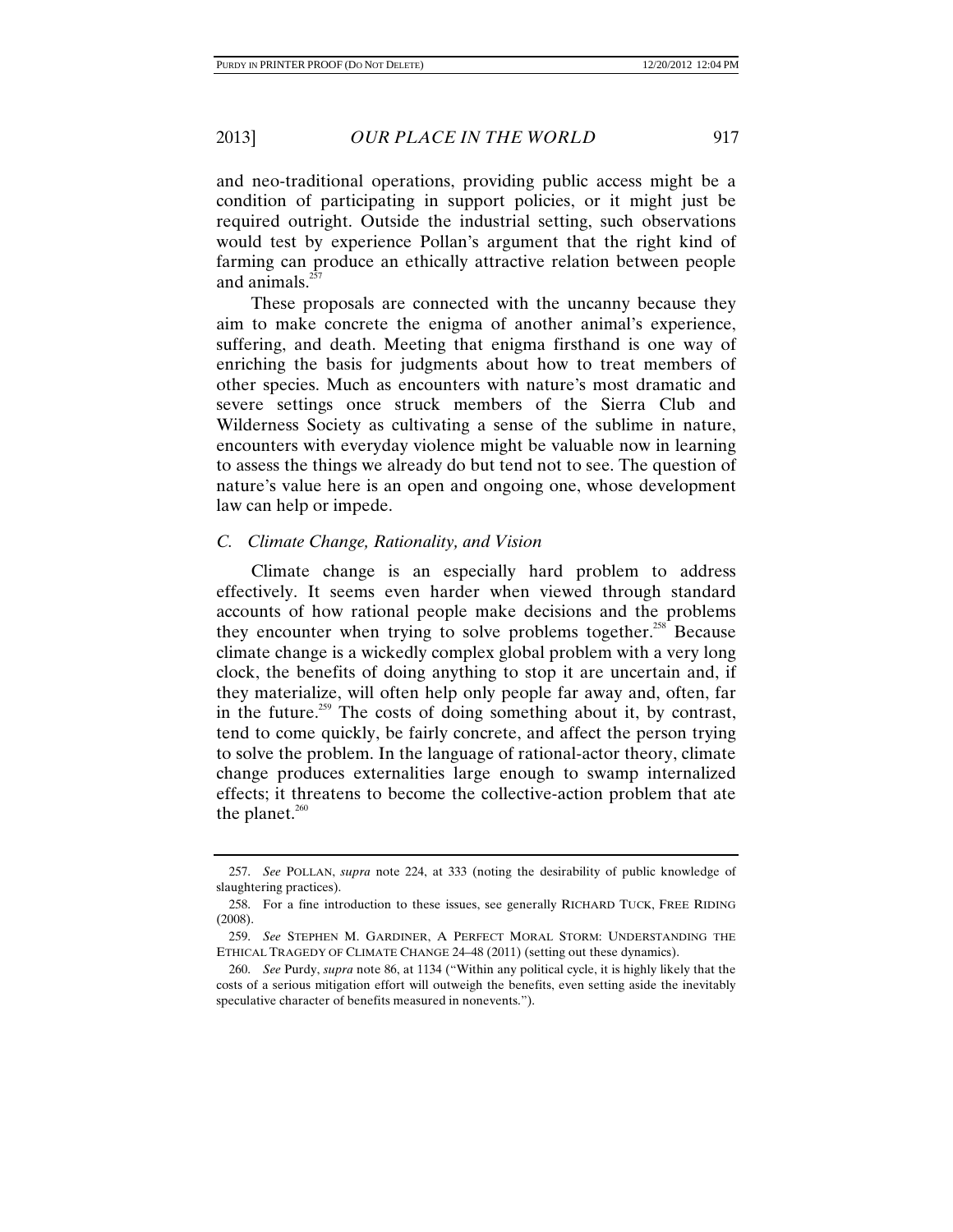and neo-traditional operations, providing public access might be a condition of participating in support policies, or it might just be required outright. Outside the industrial setting, such observations would test by experience Pollan's argument that the right kind of farming can produce an ethically attractive relation between people and animals.[257]

These proposals are connected with the uncanny because they aim to make concrete the enigma of another animal's experience, suffering, and death. Meeting that enigma firsthand is one way of enriching the basis for judgments about how to treat members of other species. Much as encounters with nature's most dramatic and severe settings once struck members of the Sierra Club and Wilderness Society as cultivating a sense of the sublime in nature, encounters with everyday violence might be valuable now in learning to assess the things we already do but tend not to see. The question of nature's value here is an open and ongoing one, whose development law can help or impede.

### *C. Climate Change, Rationality, and Vision*

Climate change is an especially hard problem to address effectively. It seems even harder when viewed through standard accounts of how rational people make decisions and the problems they encounter when trying to solve problems together.[258] Because climate change is a wickedly complex global problem with a very long clock, the benefits of doing anything to stop it are uncertain and, if they materialize, will often help only people far away and, often, far in the future.[259] The costs of doing something about it, by contrast, tend to come quickly, be fairly concrete, and affect the person trying to solve the problem. In the language of rational-actor theory, climate change produces externalities large enough to swamp internalized effects; it threatens to become the collective-action problem that ate the planet.[260]

---

257. *See* POLLAN, *supra* note 224, at 333 (noting the desirability of public knowledge of slaughtering practices).

258. For a fine introduction to these issues, see generally RICHARD TUCK, FREE RIDING (2008).

259. *See* STEPHEN M. GARDINER, A PERFECT MORAL STORM: UNDERSTANDING THE ETHICAL TRAGEDY OF CLIMATE CHANGE 24–48 (2011) (setting out these dynamics).

260. *See* Purdy, *supra* note 86, at 1134 ("Within any political cycle, it is highly likely that the costs of a serious mitigation effort will outweigh the benefits, even setting aside the inevitably speculative character of benefits measured in nonevents.").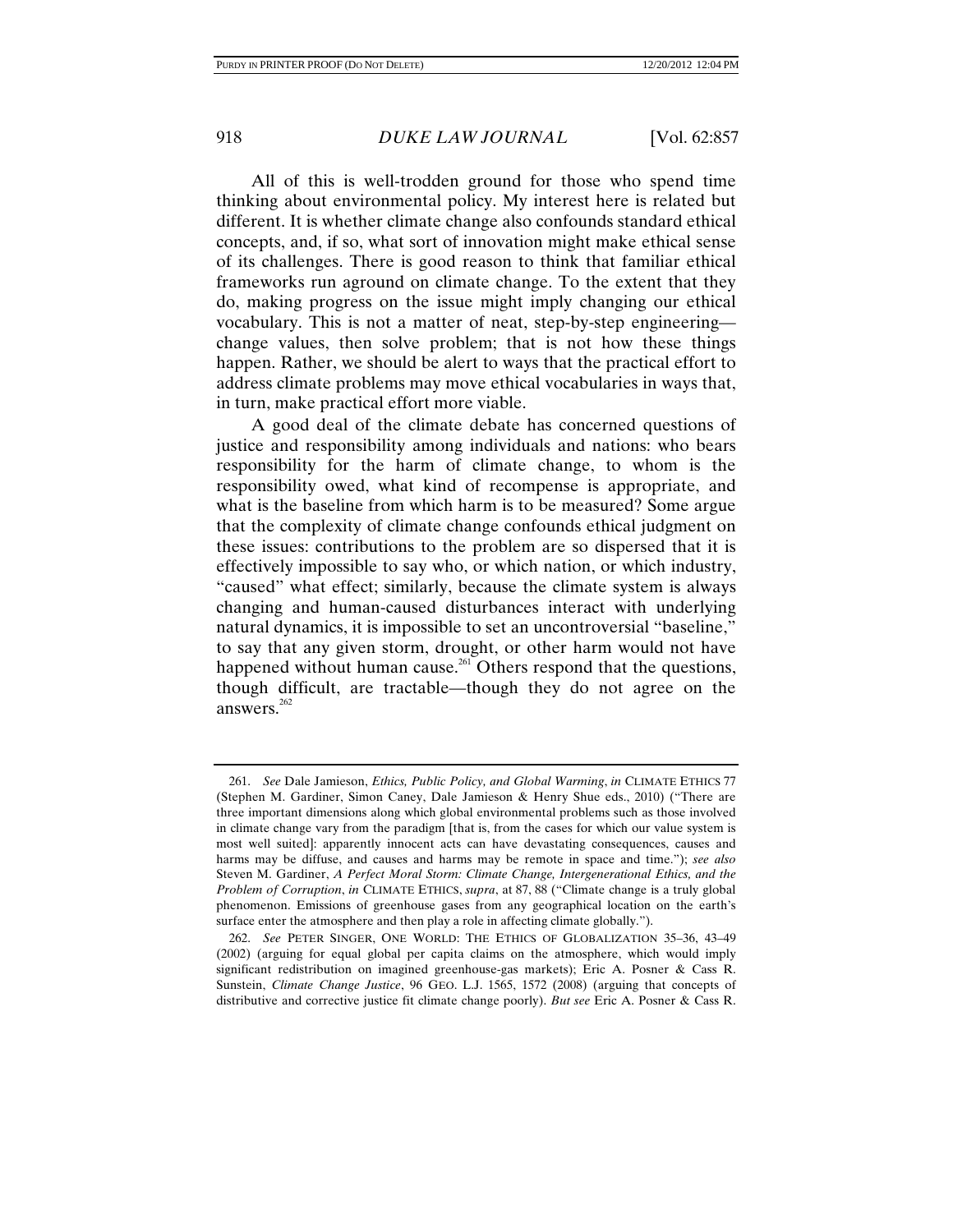All of this is well-trodden ground for those who spend time thinking about environmental policy. My interest here is related but different. It is whether climate change also confounds standard ethical concepts, and, if so, what sort of innovation might make ethical sense of its challenges. There is good reason to think that familiar ethical frameworks run aground on climate change. To the extent that they do, making progress on the issue might imply changing our ethical vocabulary. This is not a matter of neat, step-by-step engineering—change values, then solve problem; that is not how these things happen. Rather, we should be alert to ways that the practical effort to address climate problems may move ethical vocabularies in ways that, in turn, make practical effort more viable.

A good deal of the climate debate has concerned questions of justice and responsibility among individuals and nations: who bears responsibility for the harm of climate change, to whom is the responsibility owed, what kind of recompense is appropriate, and what is the baseline from which harm is to be measured? Some argue that the complexity of climate change confounds ethical judgment on these issues: contributions to the problem are so dispersed that it is effectively impossible to say who, or which nation, or which industry, "caused" what effect; similarly, because the climate system is always changing and human-caused disturbances interact with underlying natural dynamics, it is impossible to set an uncontroversial "baseline," to say that any given storm, drought, or other harm would not have happened without human cause.[261] Others respond that the questions, though difficult, are tractable—though they do not agree on the answers.[262]

---

261. *See* Dale Jamieson, *Ethics, Public Policy, and Global Warming*, *in* CLIMATE ETHICS 77 (Stephen M. Gardiner, Simon Caney, Dale Jamieson & Henry Shue eds., 2010) ("There are three important dimensions along which global environmental problems such as those involved in climate change vary from the paradigm [that is, from the cases for which our value system is most well suited]: apparently innocent acts can have devastating consequences, causes and harms may be diffuse, and causes and harms may be remote in space and time."); *see also* Steven M. Gardiner, *A Perfect Moral Storm: Climate Change, Intergenerational Ethics, and the Problem of Corruption*, *in* CLIMATE ETHICS, *supra*, at 87, 88 ("Climate change is a truly global phenomenon. Emissions of greenhouse gases from any geographical location on the earth's surface enter the atmosphere and then play a role in affecting climate globally.").

262. *See* PETER SINGER, ONE WORLD: THE ETHICS OF GLOBALIZATION 35–36, 43–49 (2002) (arguing for equal global per capita claims on the atmosphere, which would imply significant redistribution on imagined greenhouse-gas markets); Eric A. Posner & Cass R. Sunstein, *Climate Change Justice*, 96 GEO. L.J. 1565, 1572 (2008) (arguing that concepts of distributive and corrective justice fit climate change poorly). *But see* Eric A. Posner & Cass R.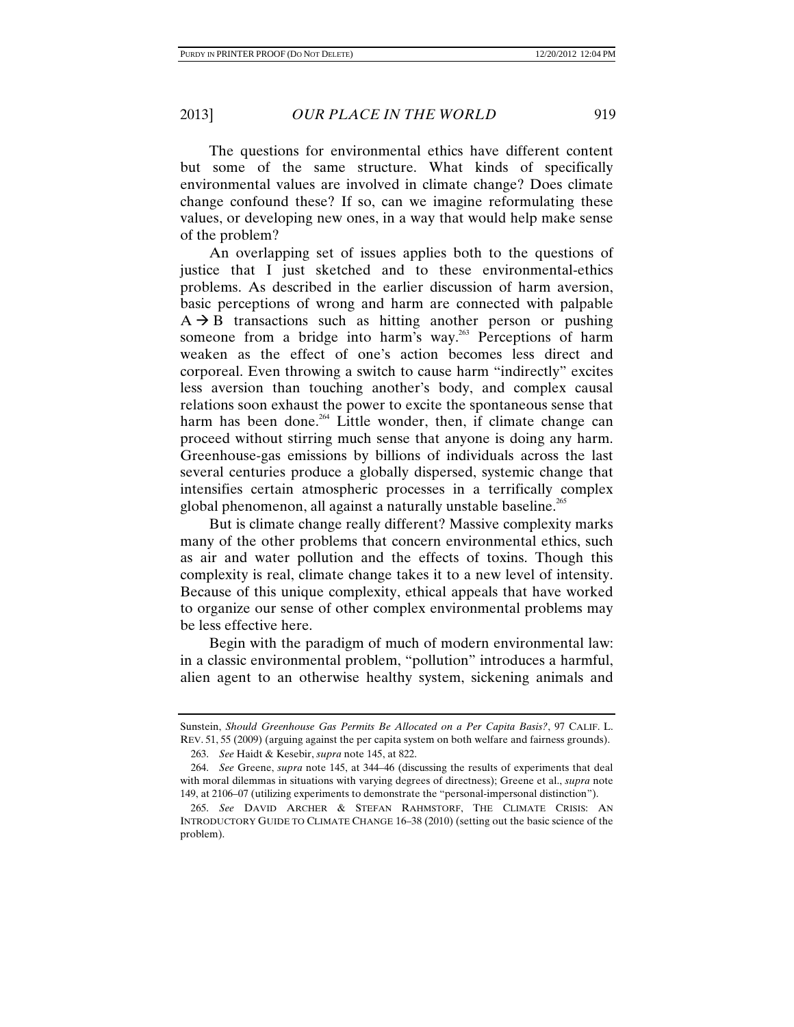The questions for environmental ethics have different content but some of the same structure. What kinds of specifically environmental values are involved in climate change? Does climate change confound these? If so, can we imagine reformulating these values, or developing new ones, in a way that would help make sense of the problem?

An overlapping set of issues applies both to the questions of justice that I just sketched and to these environmental-ethics problems. As described in the earlier discussion of harm aversion, basic perceptions of wrong and harm are connected with palpable $A \rightarrow B$ transactions such as hitting another person or pushing someone from a bridge into harm's way.[263] Perceptions of harm weaken as the effect of one's action becomes less direct and corporeal. Even throwing a switch to cause harm "indirectly" excites less aversion than touching another's body, and complex causal relations soon exhaust the power to excite the spontaneous sense that harm has been done.[264] Little wonder, then, if climate change can proceed without stirring much sense that anyone is doing any harm. Greenhouse-gas emissions by billions of individuals across the last several centuries produce a globally dispersed, systemic change that intensifies certain atmospheric processes in a terrifically complex global phenomenon, all against a naturally unstable baseline.[265]

But is climate change really different? Massive complexity marks many of the other problems that concern environmental ethics, such as air and water pollution and the effects of toxins. Though this complexity is real, climate change takes it to a new level of intensity. Because of this unique complexity, ethical appeals that have worked to organize our sense of other complex environmental problems may be less effective here.

Begin with the paradigm of much of modern environmental law: in a classic environmental problem, "pollution" introduces a harmful, alien agent to an otherwise healthy system, sickening animals and

---

Sunstein, *Should Greenhouse Gas Permits Be Allocated on a Per Capita Basis?*, 97 CALIF. L. REV. 51, 55 (2009) (arguing against the per capita system on both welfare and fairness grounds).

263. *See* Haidt & Kesebir, *supra* note 145, at 822.

264. *See* Greene, *supra* note 145, at 344–46 (discussing the results of experiments that deal with moral dilemmas in situations with varying degrees of directness); Greene et al., *supra* note 149, at 2106–07 (utilizing experiments to demonstrate the "personal-impersonal distinction").

265. *See* DAVID ARCHER & STEFAN RAHMSTORF, THE CLIMATE CRISIS: AN INTRODUCTORY GUIDE TO CLIMATE CHANGE 16–38 (2010) (setting out the basic science of the problem).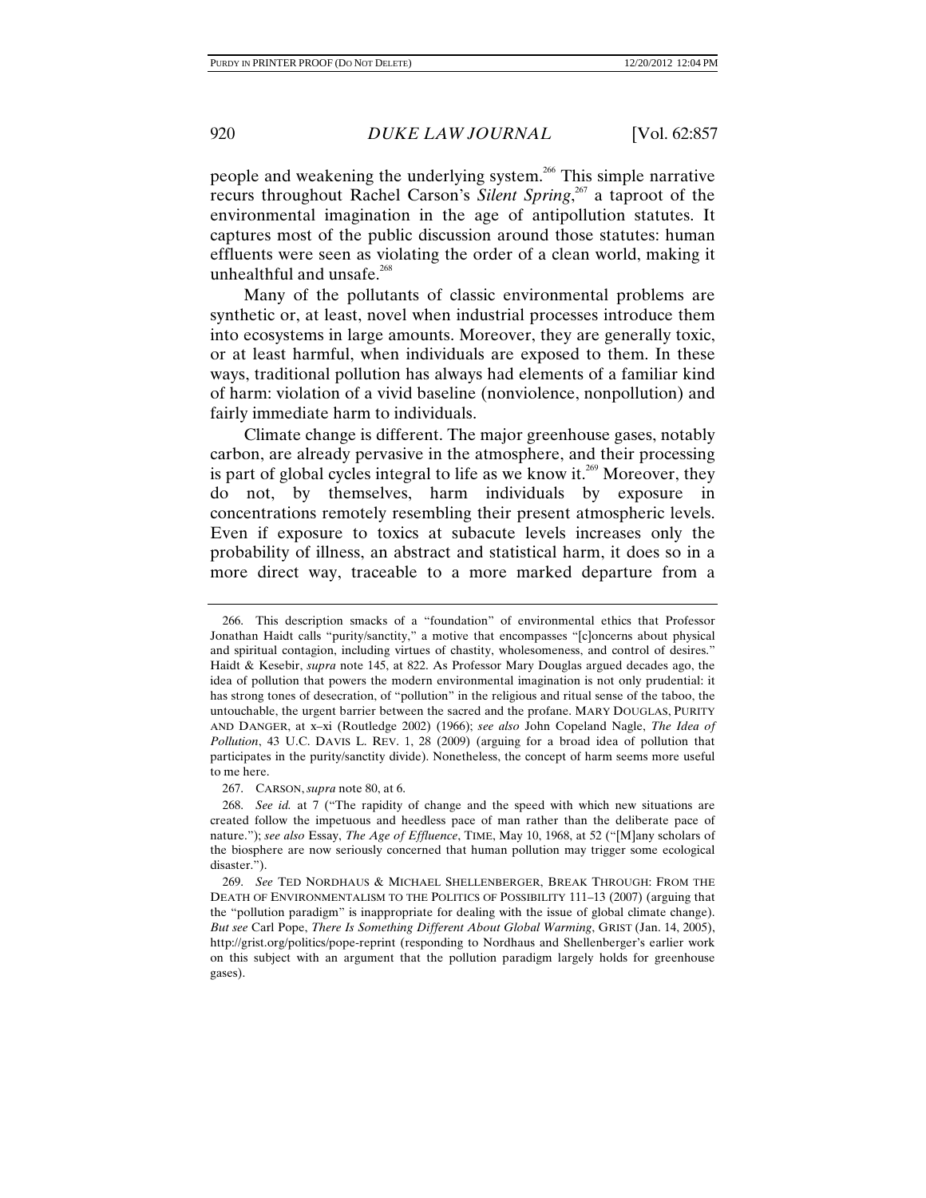people and weakening the underlying system.[266] This simple narrative recurs throughout Rachel Carson's *Silent Spring*,[267] a taproot of the environmental imagination in the age of antipollution statutes. It captures most of the public discussion around those statutes: human effluents were seen as violating the order of a clean world, making it unhealthful and unsafe.[268]

Many of the pollutants of classic environmental problems are synthetic or, at least, novel when industrial processes introduce them into ecosystems in large amounts. Moreover, they are generally toxic, or at least harmful, when individuals are exposed to them. In these ways, traditional pollution has always had elements of a familiar kind of harm: violation of a vivid baseline (nonviolence, nonpollution) and fairly immediate harm to individuals.

Climate change is different. The major greenhouse gases, notably carbon, are already pervasive in the atmosphere, and their processing is part of global cycles integral to life as we know it.[269] Moreover, they do not, by themselves, harm individuals by exposure in concentrations remotely resembling their present atmospheric levels. Even if exposure to toxics at subacute levels increases only the probability of illness, an abstract and statistical harm, it does so in a more direct way, traceable to a more marked departure from a

---

266. This description smacks of a "foundation" of environmental ethics that Professor Jonathan Haidt calls "purity/sanctity," a motive that encompasses "[c]oncerns about physical and spiritual contagion, including virtues of chastity, wholesomeness, and control of desires." Haidt & Kesebir, *supra* note 145, at 822. As Professor Mary Douglas argued decades ago, the idea of pollution that powers the modern environmental imagination is not only prudential: it has strong tones of desecration, of "pollution" in the religious and ritual sense of the taboo, the untouchable, the urgent barrier between the sacred and the profane. MARY DOUGLAS, PURITY AND DANGER, at x–xi (Routledge 2002) (1966); *see also* John Copeland Nagle, *The Idea of Pollution*, 43 U.C. DAVIS L. REV. 1, 28 (2009) (arguing for a broad idea of pollution that participates in the purity/sanctity divide). Nonetheless, the concept of harm seems more useful to me here.

267. CARSON, *supra* note 80, at 6.

268. *See id.* at 7 ("The rapidity of change and the speed with which new situations are created follow the impetuous and heedless pace of man rather than the deliberate pace of nature."); *see also* Essay, *The Age of Effluence*, TIME, May 10, 1968, at 52 ("[M]any scholars of the biosphere are now seriously concerned that human pollution may trigger some ecological disaster.").

269. *See* TED NORDHAUS & MICHAEL SHELLENBERGER, BREAK THROUGH: FROM THE DEATH OF ENVIRONMENTALISM TO THE POLITICS OF POSSIBILITY 111–13 (2007) (arguing that the "pollution paradigm" is inappropriate for dealing with the issue of global climate change). *But see* Carl Pope, *There Is Something Different About Global Warming*, GRIST (Jan. 14, 2005), http://grist.org/politics/pope-reprint (responding to Nordhaus and Shellenberger's earlier work on this subject with an argument that the pollution paradigm largely holds for greenhouse gases).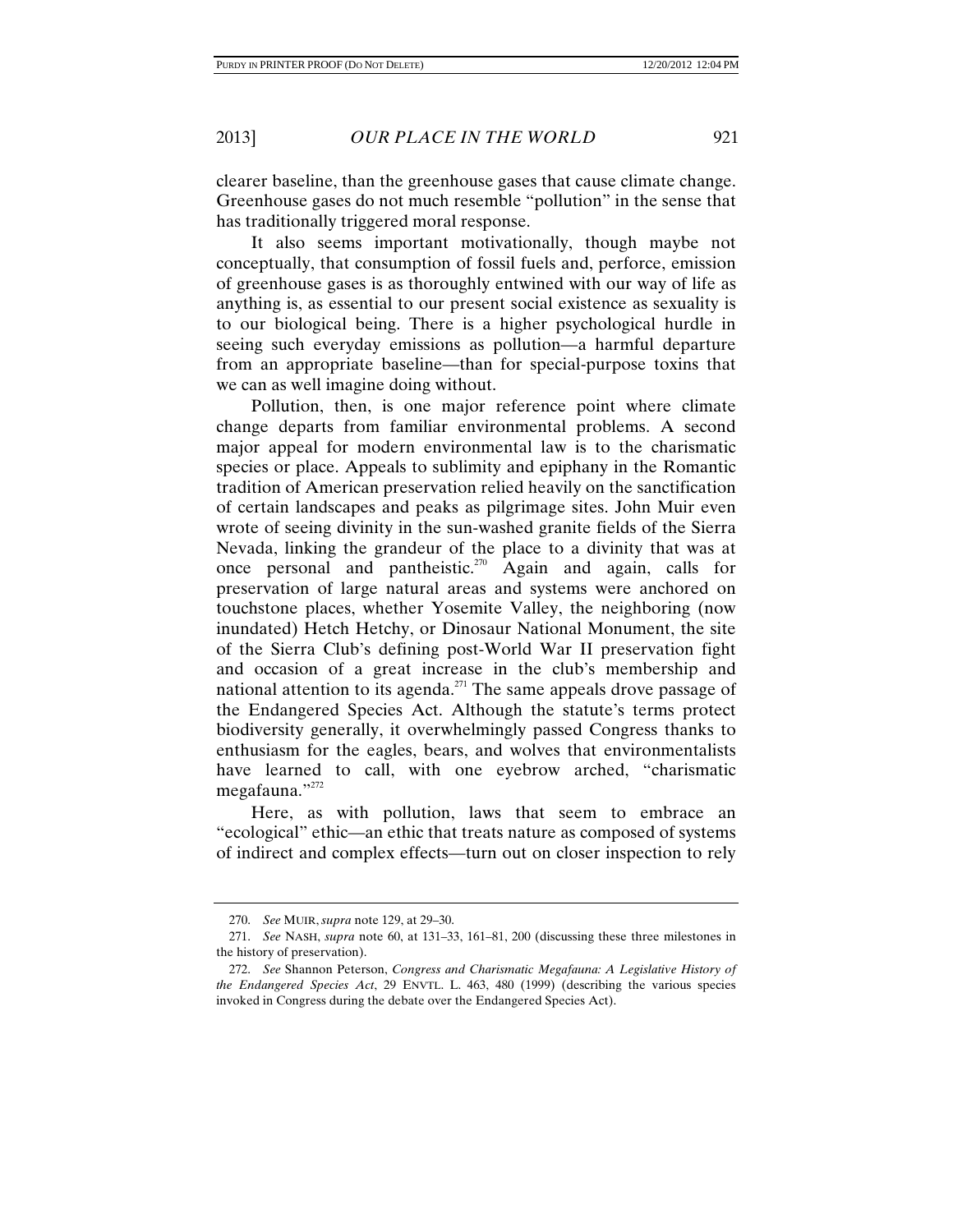clearer baseline, than the greenhouse gases that cause climate change. Greenhouse gases do not much resemble "pollution" in the sense that has traditionally triggered moral response.

It also seems important motivationally, though maybe not conceptually, that consumption of fossil fuels and, perforce, emission of greenhouse gases is as thoroughly entwined with our way of life as anything is, as essential to our present social existence as sexuality is to our biological being. There is a higher psychological hurdle in seeing such everyday emissions as pollution—a harmful departure from an appropriate baseline—than for special-purpose toxins that we can as well imagine doing without.

Pollution, then, is one major reference point where climate change departs from familiar environmental problems. A second major appeal for modern environmental law is to the charismatic species or place. Appeals to sublimity and epiphany in the Romantic tradition of American preservation relied heavily on the sanctification of certain landscapes and peaks as pilgrimage sites. John Muir even wrote of seeing divinity in the sun-washed granite fields of the Sierra Nevada, linking the grandeur of the place to a divinity that was at once personal and pantheistic.[270] Again and again, calls for preservation of large natural areas and systems were anchored on touchstone places, whether Yosemite Valley, the neighboring (now inundated) Hetch Hetchy, or Dinosaur National Monument, the site of the Sierra Club's defining post-World War II preservation fight and occasion of a great increase in the club's membership and national attention to its agenda.[271] The same appeals drove passage of the Endangered Species Act. Although the statute's terms protect biodiversity generally, it overwhelmingly passed Congress thanks to enthusiasm for the eagles, bears, and wolves that environmentalists have learned to call, with one eyebrow arched, "charismatic megafauna."[272]

Here, as with pollution, laws that seem to embrace an "ecological" ethic—an ethic that treats nature as composed of systems of indirect and complex effects—turn out on closer inspection to rely

---

270. *See* MUIR, *supra* note 129, at 29–30.

271. *See* NASH, *supra* note 60, at 131–33, 161–81, 200 (discussing these three milestones in the history of preservation).

272. *See* Shannon Peterson, *Congress and Charismatic Megafauna: A Legislative History of the Endangered Species Act*, 29 ENVTL. L. 463, 480 (1999) (describing the various species invoked in Congress during the debate over the Endangered Species Act).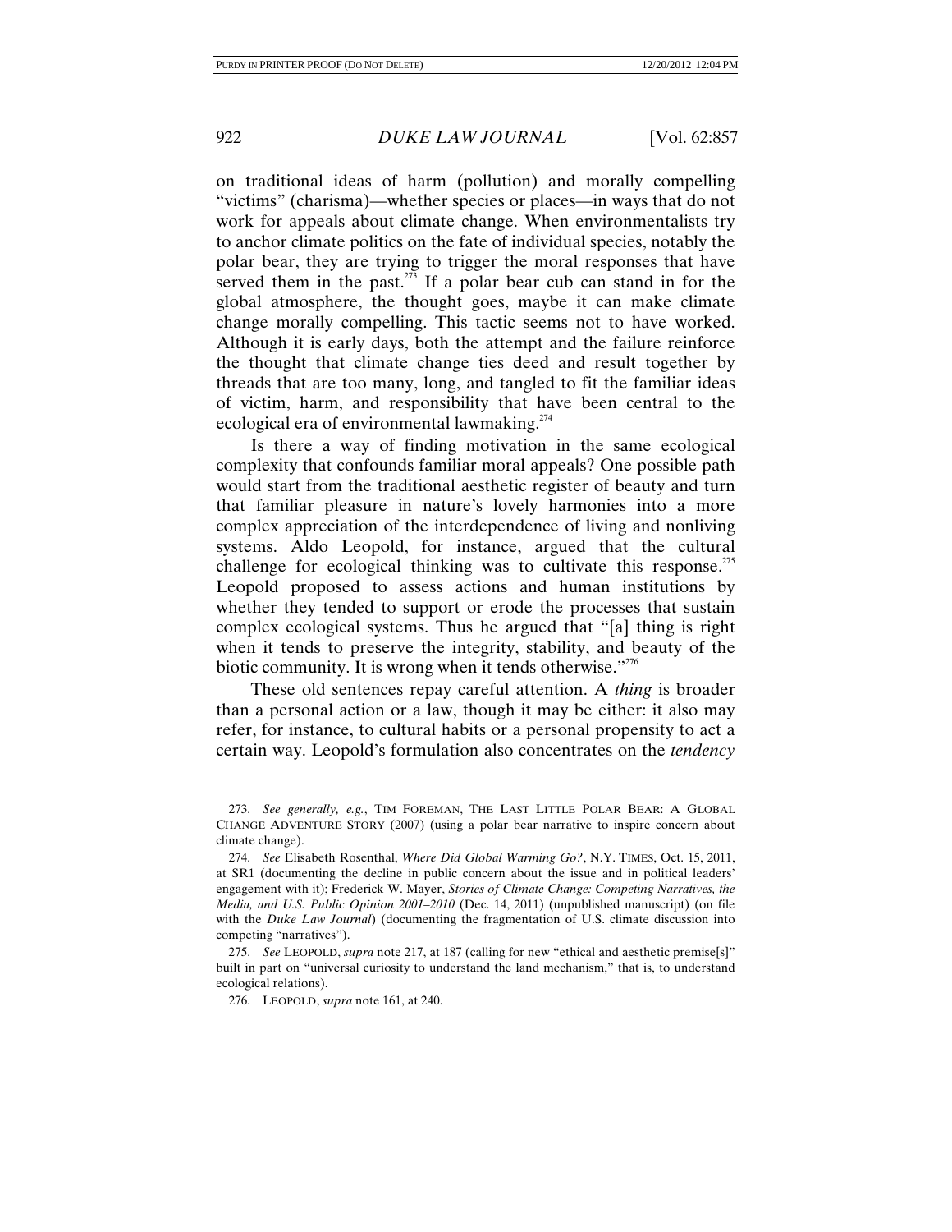on traditional ideas of harm (pollution) and morally compelling "victims" (charisma)—whether species or places—in ways that do not work for appeals about climate change. When environmentalists try to anchor climate politics on the fate of individual species, notably the polar bear, they are trying to trigger the moral responses that have served them in the past.[273] If a polar bear cub can stand in for the global atmosphere, the thought goes, maybe it can make climate change morally compelling. This tactic seems not to have worked. Although it is early days, both the attempt and the failure reinforce the thought that climate change ties deed and result together by threads that are too many, long, and tangled to fit the familiar ideas of victim, harm, and responsibility that have been central to the ecological era of environmental lawmaking.[274]

Is there a way of finding motivation in the same ecological complexity that confounds familiar moral appeals? One possible path would start from the traditional aesthetic register of beauty and turn that familiar pleasure in nature's lovely harmonies into a more complex appreciation of the interdependence of living and nonliving systems. Aldo Leopold, for instance, argued that the cultural challenge for ecological thinking was to cultivate this response.[275] Leopold proposed to assess actions and human institutions by whether they tended to support or erode the processes that sustain complex ecological systems. Thus he argued that "[a] thing is right when it tends to preserve the integrity, stability, and beauty of the biotic community. It is wrong when it tends otherwise."[276]

These old sentences repay careful attention. A *thing* is broader than a personal action or a law, though it may be either: it also may refer, for instance, to cultural habits or a personal propensity to act a certain way. Leopold's formulation also concentrates on the *tendency*

---

273. *See generally, e.g.*, TIM FOREMAN, THE LAST LITTLE POLAR BEAR: A GLOBAL CHANGE ADVENTURE STORY (2007) (using a polar bear narrative to inspire concern about climate change).

274. *See* Elisabeth Rosenthal, *Where Did Global Warming Go?*, N.Y. TIMES, Oct. 15, 2011, at SR1 (documenting the decline in public concern about the issue and in political leaders' engagement with it); Frederick W. Mayer, *Stories of Climate Change: Competing Narratives, the Media, and U.S. Public Opinion 2001–2010* (Dec. 14, 2011) (unpublished manuscript) (on file with the *Duke Law Journal*) (documenting the fragmentation of U.S. climate discussion into competing "narratives").

275. *See* LEOPOLD, *supra* note 217, at 187 (calling for new "ethical and aesthetic premise[s]" built in part on "universal curiosity to understand the land mechanism," that is, to understand ecological relations).

276. LEOPOLD, *supra* note 161, at 240.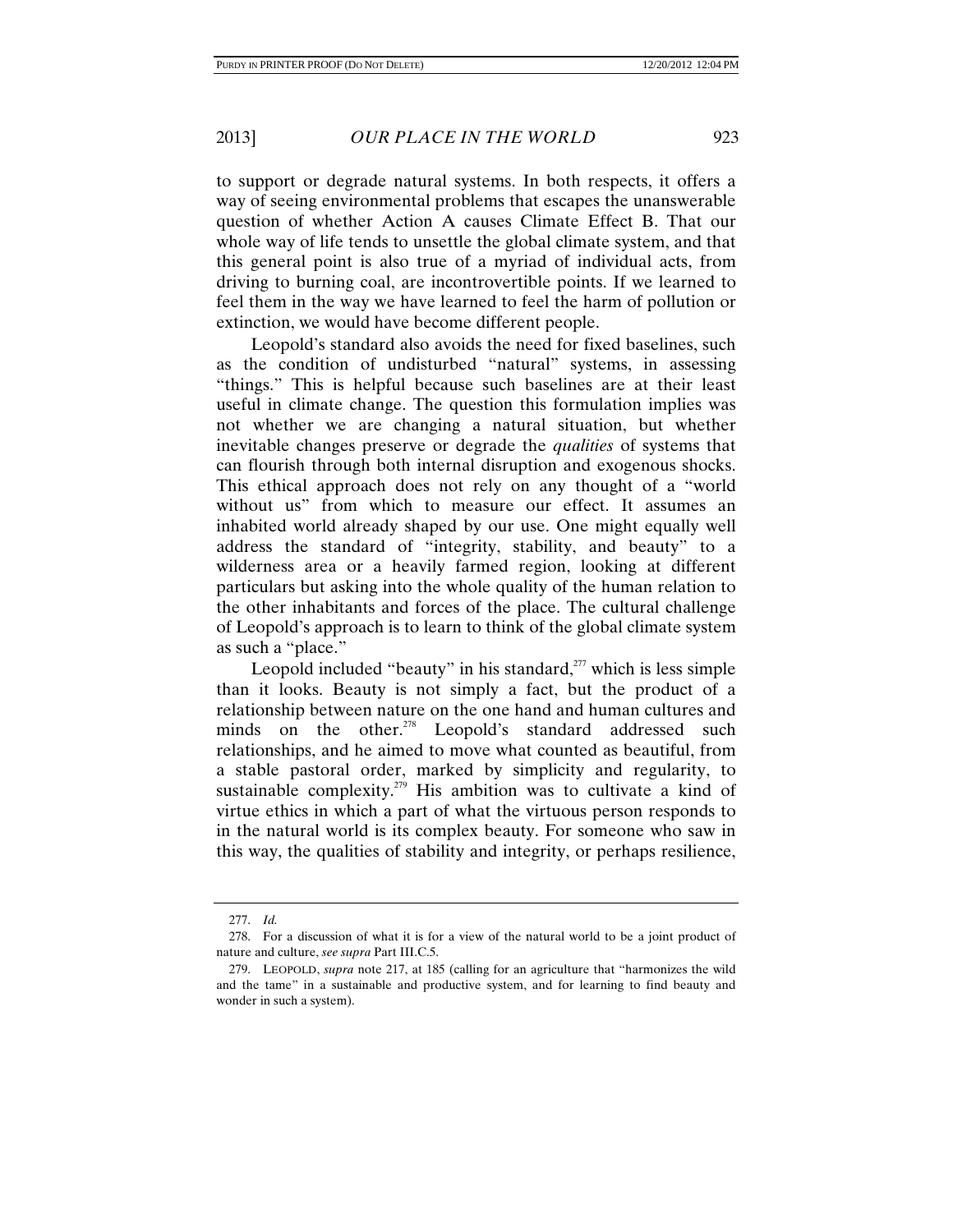to support or degrade natural systems. In both respects, it offers a way of seeing environmental problems that escapes the unanswerable question of whether Action A causes Climate Effect B. That our whole way of life tends to unsettle the global climate system, and that this general point is also true of a myriad of individual acts, from driving to burning coal, are incontrovertible points. If we learned to feel them in the way we have learned to feel the harm of pollution or extinction, we would have become different people.

Leopold's standard also avoids the need for fixed baselines, such as the condition of undisturbed "natural" systems, in assessing "things." This is helpful because such baselines are at their least useful in climate change. The question this formulation implies was not whether we are changing a natural situation, but whether inevitable changes preserve or degrade the *qualities* of systems that can flourish through both internal disruption and exogenous shocks. This ethical approach does not rely on any thought of a "world without us" from which to measure our effect. It assumes an inhabited world already shaped by our use. One might equally well address the standard of "integrity, stability, and beauty" to a wilderness area or a heavily farmed region, looking at different particulars but asking into the whole quality of the human relation to the other inhabitants and forces of the place. The cultural challenge of Leopold's approach is to learn to think of the global climate system as such a "place."

Leopold included "beauty" in his standard,[277] which is less simple than it looks. Beauty is not simply a fact, but the product of a relationship between nature on the one hand and human cultures and minds on the other.[278] Leopold's standard addressed such relationships, and he aimed to move what counted as beautiful, from a stable pastoral order, marked by simplicity and regularity, to sustainable complexity.[279] His ambition was to cultivate a kind of virtue ethics in which a part of what the virtuous person responds to in the natural world is its complex beauty. For someone who saw in this way, the qualities of stability and integrity, or perhaps resilience,

---

277. *Id.*

278. For a discussion of what it is for a view of the natural world to be a joint product of nature and culture, *see supra* Part III.C.5.

279. LEOPOLD, *supra* note 217, at 185 (calling for an agriculture that "harmonizes the wild and the tame" in a sustainable and productive system, and for learning to find beauty and wonder in such a system).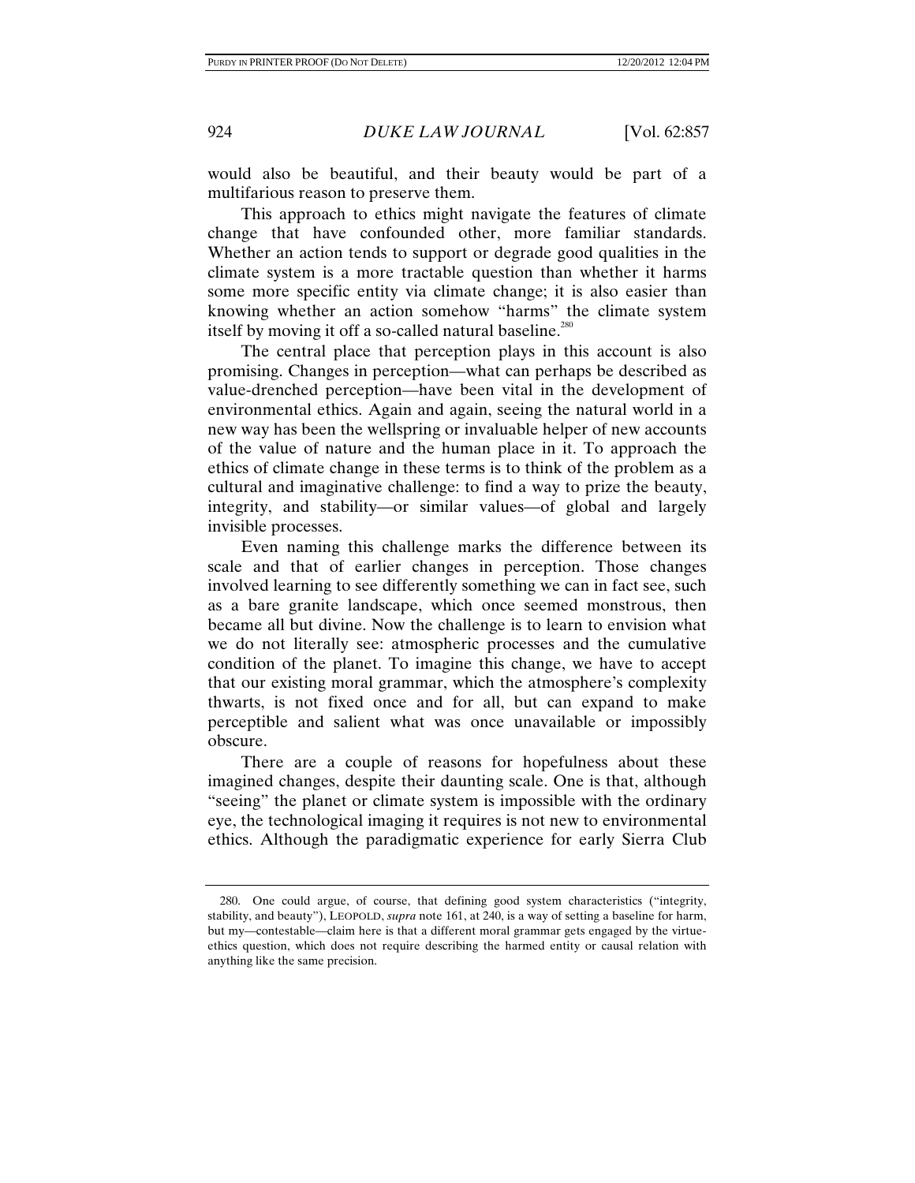would also be beautiful, and their beauty would be part of a multifarious reason to preserve them.

This approach to ethics might navigate the features of climate change that have confounded other, more familiar standards. Whether an action tends to support or degrade good qualities in the climate system is a more tractable question than whether it harms some more specific entity via climate change; it is also easier than knowing whether an action somehow "harms" the climate system itself by moving it off a so-called natural baseline.[280]

The central place that perception plays in this account is also promising. Changes in perception—what can perhaps be described as value-drenched perception—have been vital in the development of environmental ethics. Again and again, seeing the natural world in a new way has been the wellspring or invaluable helper of new accounts of the value of nature and the human place in it. To approach the ethics of climate change in these terms is to think of the problem as a cultural and imaginative challenge: to find a way to prize the beauty, integrity, and stability—or similar values—of global and largely invisible processes.

Even naming this challenge marks the difference between its scale and that of earlier changes in perception. Those changes involved learning to see differently something we can in fact see, such as a bare granite landscape, which once seemed monstrous, then became all but divine. Now the challenge is to learn to envision what we do not literally see: atmospheric processes and the cumulative condition of the planet. To imagine this change, we have to accept that our existing moral grammar, which the atmosphere's complexity thwarts, is not fixed once and for all, but can expand to make perceptible and salient what was once unavailable or impossibly obscure.

There are a couple of reasons for hopefulness about these imagined changes, despite their daunting scale. One is that, although "seeing" the planet or climate system is impossible with the ordinary eye, the technological imaging it requires is not new to environmental ethics. Although the paradigmatic experience for early Sierra Club

---

280. One could argue, of course, that defining good system characteristics ("integrity, stability, and beauty"), LEOPOLD, *supra* note 161, at 240, is a way of setting a baseline for harm, but my—contestable—claim here is that a different moral grammar gets engaged by the virtue-ethics question, which does not require describing the harmed entity or causal relation with anything like the same precision.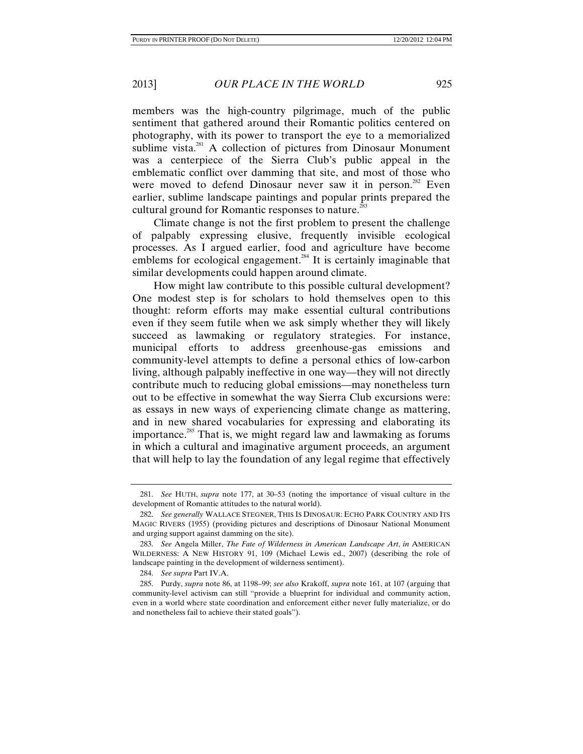members was the high-country pilgrimage, much of the public sentiment that gathered around their Romantic politics centered on photography, with its power to transport the eye to a memorialized sublime vista.[281] A collection of pictures from Dinosaur Monument was a centerpiece of the Sierra Club's public appeal in the emblematic conflict over damming that site, and most of those who were moved to defend Dinosaur never saw it in person.[282] Even earlier, sublime landscape paintings and popular prints prepared the cultural ground for Romantic responses to nature.[283]

Climate change is not the first problem to present the challenge of palpably expressing elusive, frequently invisible ecological processes. As I argued earlier, food and agriculture have become emblems for ecological engagement.[284] It is certainly imaginable that similar developments could happen around climate.

How might law contribute to this possible cultural development? One modest step is for scholars to hold themselves open to this thought: reform efforts may make essential cultural contributions even if they seem futile when we ask simply whether they will likely succeed as lawmaking or regulatory strategies. For instance, municipal efforts to address greenhouse-gas emissions and community-level attempts to define a personal ethics of low-carbon living, although palpably ineffective in one way—they will not directly contribute much to reducing global emissions—may nonetheless turn out to be effective in somewhat the way Sierra Club excursions were: as essays in new ways of experiencing climate change as mattering, and in new shared vocabularies for expressing and elaborating its importance.[285] That is, we might regard law and lawmaking as forums in which a cultural and imaginative argument proceeds, an argument that will help to lay the foundation of any legal regime that effectively

---

281. *See* HUTH, *supra* note 177, at 30–53 (noting the importance of visual culture in the development of Romantic attitudes to the natural world).

282. *See generally* WALLACE STEGNER, THIS IS DINOSAUR: ECHO PARK COUNTRY AND ITS MAGIC RIVERS (1955) (providing pictures and descriptions of Dinosaur National Monument and urging support against damming on the site).

283. *See* Angela Miller, *The Fate of Wilderness in American Landscape Art*, *in* AMERICAN WILDERNESS: A NEW HISTORY 91, 109 (Michael Lewis ed., 2007) (describing the role of landscape painting in the development of wilderness sentiment).

284. *See supra* Part IV.A.

285. Purdy, *supra* note 86, at 1198–99; *see also* Krakoff, *supra* note 161, at 107 (arguing that community-level activism can still "provide a blueprint for individual and community action, even in a world where state coordination and enforcement either never fully materialize, or do and nonetheless fail to achieve their stated goals").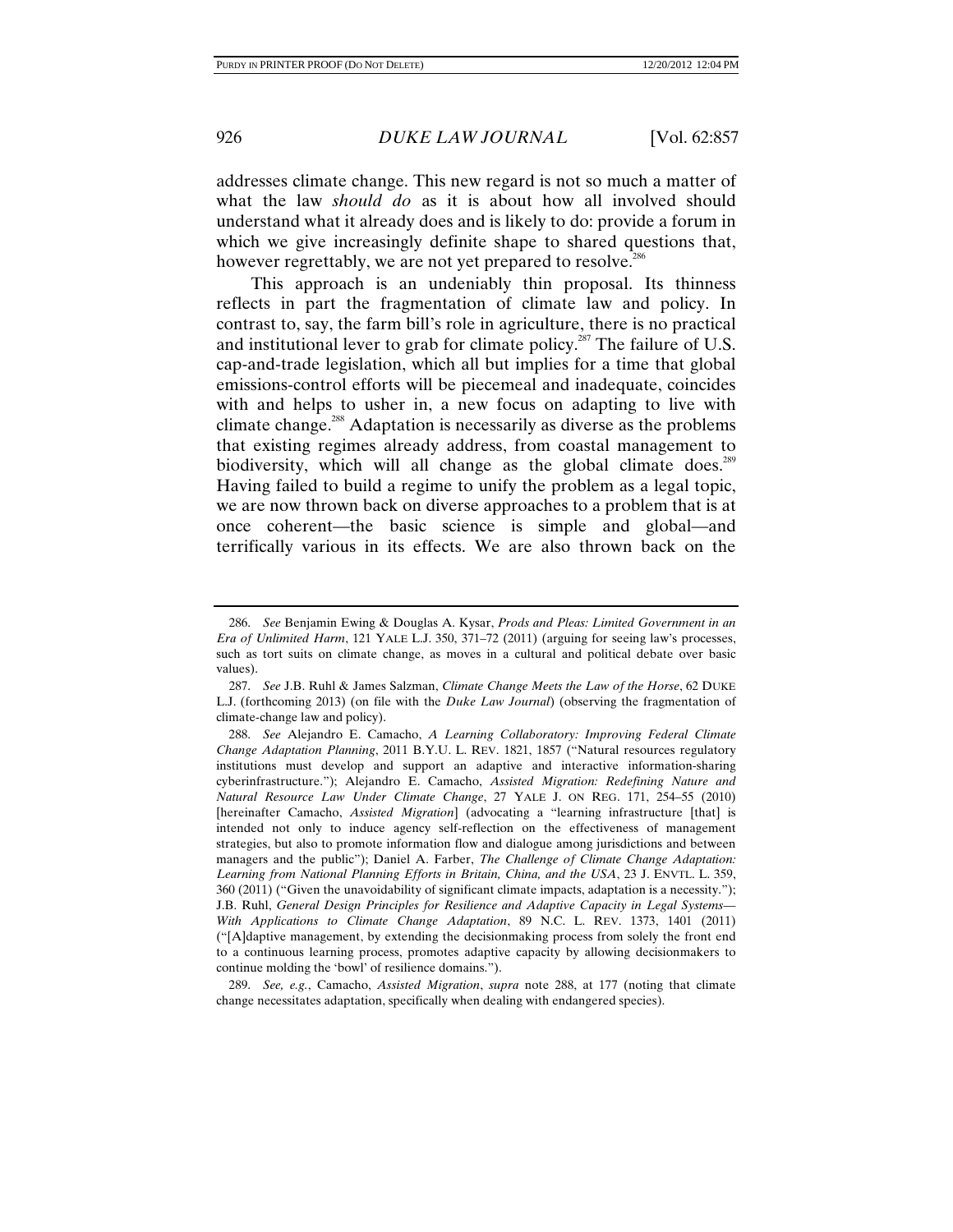addresses climate change. This new regard is not so much a matter of what the law *should do* as it is about how all involved should understand what it already does and is likely to do: provide a forum in which we give increasingly definite shape to shared questions that, however regrettably, we are not yet prepared to resolve.[286]

This approach is an undeniably thin proposal. Its thinness reflects in part the fragmentation of climate law and policy. In contrast to, say, the farm bill's role in agriculture, there is no practical and institutional lever to grab for climate policy.[287] The failure of U.S. cap-and-trade legislation, which all but implies for a time that global emissions-control efforts will be piecemeal and inadequate, coincides with and helps to usher in, a new focus on adapting to live with climate change.[288] Adaptation is necessarily as diverse as the problems that existing regimes already address, from coastal management to biodiversity, which will all change as the global climate does.[289] Having failed to build a regime to unify the problem as a legal topic, we are now thrown back on diverse approaches to a problem that is at once coherent—the basic science is simple and global—and terrifically various in its effects. We are also thrown back on the

---

286. *See* Benjamin Ewing & Douglas A. Kysar, *Prods and Pleas: Limited Government in an Era of Unlimited Harm*, 121 YALE L.J. 350, 371–72 (2011) (arguing for seeing law's processes, such as tort suits on climate change, as moves in a cultural and political debate over basic values).

287. *See* J.B. Ruhl & James Salzman, *Climate Change Meets the Law of the Horse*, 62 DUKE L.J. (forthcoming 2013) (on file with the *Duke Law Journal*) (observing the fragmentation of climate-change law and policy).

288. *See* Alejandro E. Camacho, *A Learning Collaboratory: Improving Federal Climate Change Adaptation Planning*, 2011 B.Y.U. L. REV. 1821, 1857 ("Natural resources regulatory institutions must develop and support an adaptive and interactive information-sharing cyberinfrastructure."); Alejandro E. Camacho, *Assisted Migration: Redefining Nature and Natural Resource Law Under Climate Change*, 27 YALE J. ON REG. 171, 254–55 (2010) [hereinafter Camacho, *Assisted Migration*] (advocating a "learning infrastructure [that] is intended not only to induce agency self-reflection on the effectiveness of management strategies, but also to promote information flow and dialogue among jurisdictions and between managers and the public"); Daniel A. Farber, *The Challenge of Climate Change Adaptation: Learning from National Planning Efforts in Britain, China, and the USA*, 23 J. ENVTL. L. 359, 360 (2011) ("Given the unavoidability of significant climate impacts, adaptation is a necessity."); J.B. Ruhl, *General Design Principles for Resilience and Adaptive Capacity in Legal Systems—With Applications to Climate Change Adaptation*, 89 N.C. L. REV. 1373, 1401 (2011) ("[A]daptive management, by extending the decisionmaking process from solely the front end to a continuous learning process, promotes adaptive capacity by allowing decisionmakers to continue molding the 'bowl' of resilience domains.").

289. *See, e.g.*, Camacho, *Assisted Migration*, *supra* note 288, at 177 (noting that climate change necessitates adaptation, specifically when dealing with endangered species).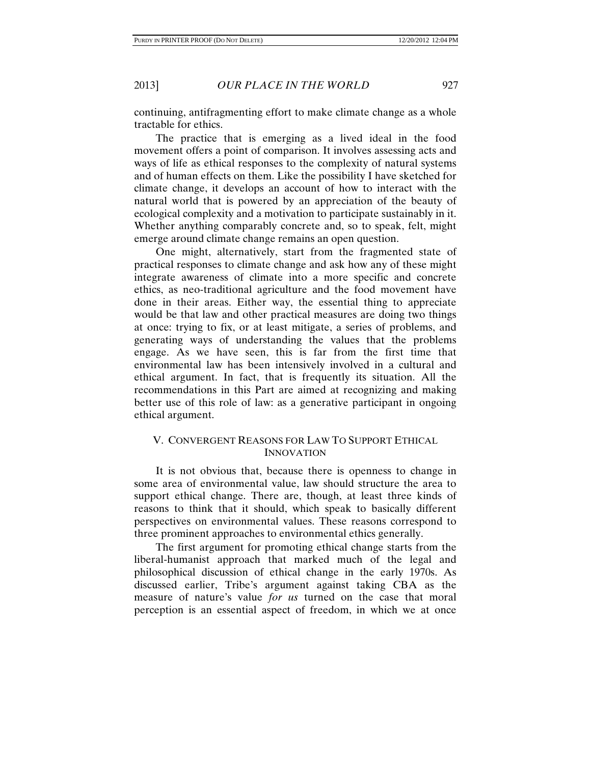continuing, antifragmenting effort to make climate change as a whole tractable for ethics.

The practice that is emerging as a lived ideal in the food movement offers a point of comparison. It involves assessing acts and ways of life as ethical responses to the complexity of natural systems and of human effects on them. Like the possibility I have sketched for climate change, it develops an account of how to interact with the natural world that is powered by an appreciation of the beauty of ecological complexity and a motivation to participate sustainably in it. Whether anything comparably concrete and, so to speak, felt, might emerge around climate change remains an open question.

One might, alternatively, start from the fragmented state of practical responses to climate change and ask how any of these might integrate awareness of climate into a more specific and concrete ethics, as neo-traditional agriculture and the food movement have done in their areas. Either way, the essential thing to appreciate would be that law and other practical measures are doing two things at once: trying to fix, or at least mitigate, a series of problems, and generating ways of understanding the values that the problems engage. As we have seen, this is far from the first time that environmental law has been intensively involved in a cultural and ethical argument. In fact, that is frequently its situation. All the recommendations in this Part are aimed at recognizing and making better use of this role of law: as a generative participant in ongoing ethical argument.

## V. CONVERGENT REASONS FOR LAW TO SUPPORT ETHICAL INNOVATION

It is not obvious that, because there is openness to change in some area of environmental value, law should structure the area to support ethical change. There are, though, at least three kinds of reasons to think that it should, which speak to basically different perspectives on environmental values. These reasons correspond to three prominent approaches to environmental ethics generally.

The first argument for promoting ethical change starts from the liberal-humanist approach that marked much of the legal and philosophical discussion of ethical change in the early 1970s. As discussed earlier, Tribe's argument against taking CBA as the measure of nature's value *for us* turned on the case that moral perception is an essential aspect of freedom, in which we at once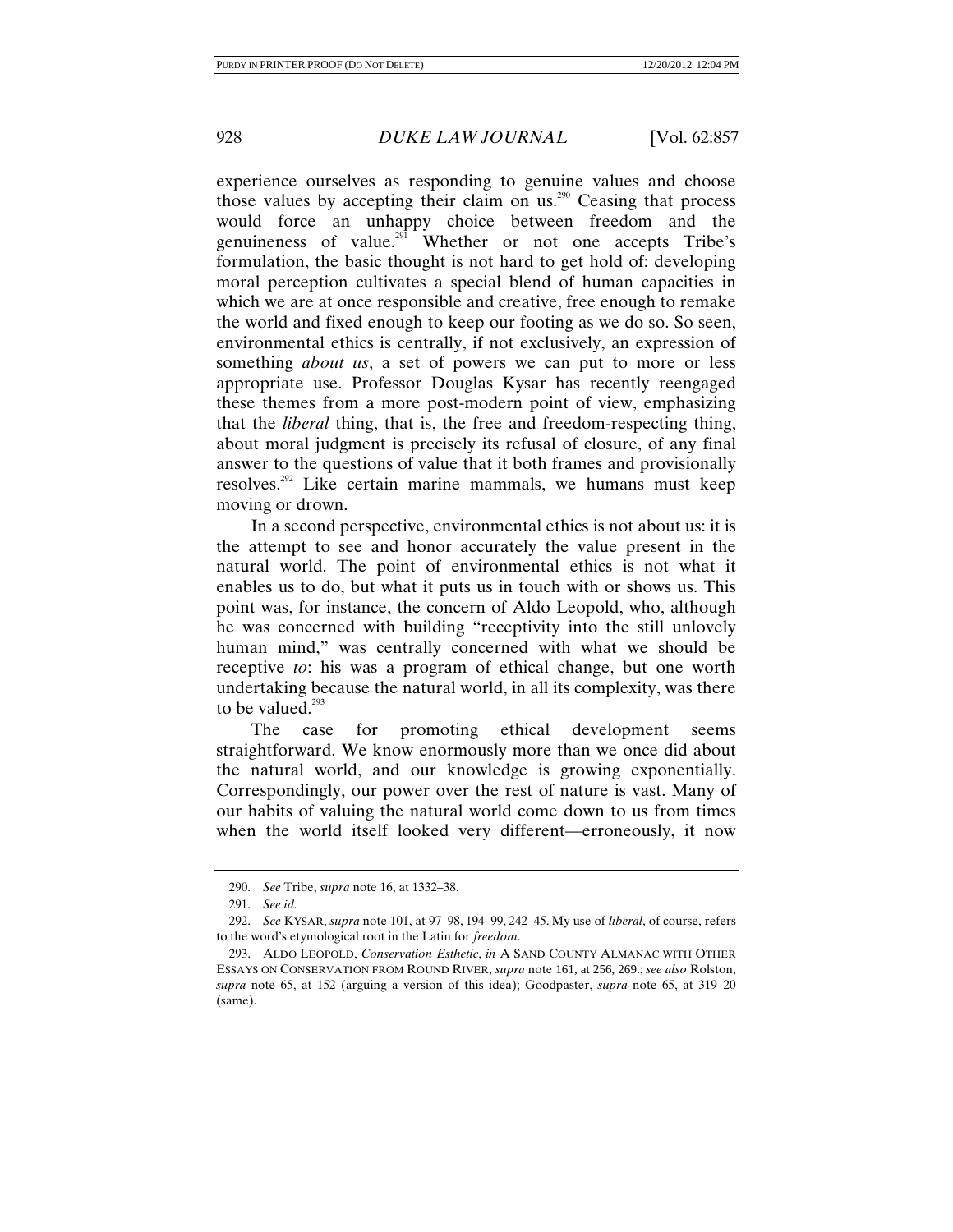experience ourselves as responding to genuine values and choose those values by accepting their claim on us.[290] Ceasing that process would force an unhappy choice between freedom and the genuineness of value.[291] Whether or not one accepts Tribe's formulation, the basic thought is not hard to get hold of: developing moral perception cultivates a special blend of human capacities in which we are at once responsible and creative, free enough to remake the world and fixed enough to keep our footing as we do so. So seen, environmental ethics is centrally, if not exclusively, an expression of something *about us*, a set of powers we can put to more or less appropriate use. Professor Douglas Kysar has recently reengaged these themes from a more post-modern point of view, emphasizing that the *liberal* thing, that is, the free and freedom-respecting thing, about moral judgment is precisely its refusal of closure, of any final answer to the questions of value that it both frames and provisionally resolves.[292] Like certain marine mammals, we humans must keep moving or drown.

In a second perspective, environmental ethics is not about us: it is the attempt to see and honor accurately the value present in the natural world. The point of environmental ethics is not what it enables us to do, but what it puts us in touch with or shows us. This point was, for instance, the concern of Aldo Leopold, who, although he was concerned with building "receptivity into the still unlovely human mind," was centrally concerned with what we should be receptive *to*: his was a program of ethical change, but one worth undertaking because the natural world, in all its complexity, was there to be valued.[293]

The case for promoting ethical development seems straightforward. We know enormously more than we once did about the natural world, and our knowledge is growing exponentially. Correspondingly, our power over the rest of nature is vast. Many of our habits of valuing the natural world come down to us from times when the world itself looked very different—erroneously, it now

---

290. *See* Tribe, *supra* note 16, at 1332–38.

291. *See id.*

292. *See* KYSAR, *supra* note 101, at 97–98, 194–99, 242–45. My use of *liberal*, of course, refers to the word's etymological root in the Latin for *freedom*.

293. ALDO LEOPOLD, *Conservation Esthetic*, *in* A SAND COUNTY ALMANAC WITH OTHER ESSAYS ON CONSERVATION FROM ROUND RIVER, *supra* note 161, at 256, 269.; *see also* Rolston, *supra* note 65, at 152 (arguing a version of this idea); Goodpaster, *supra* note 65, at 319–20 (same).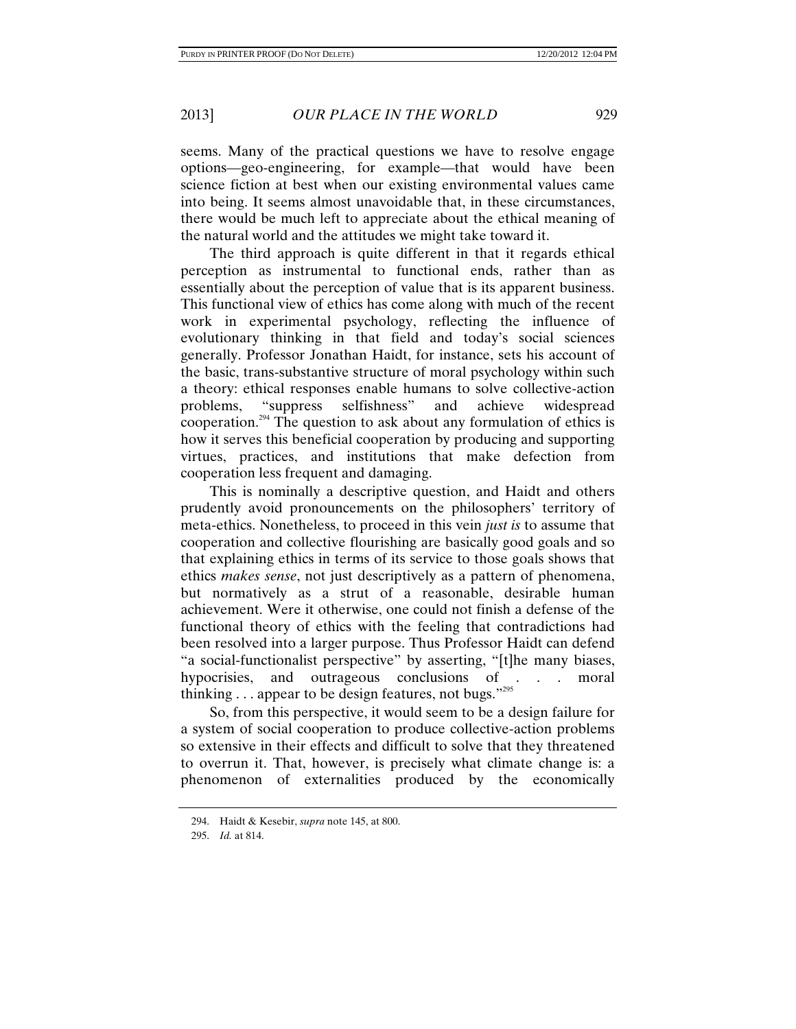seems. Many of the practical questions we have to resolve engage options—geo-engineering, for example—that would have been science fiction at best when our existing environmental values came into being. It seems almost unavoidable that, in these circumstances, there would be much left to appreciate about the ethical meaning of the natural world and the attitudes we might take toward it.

The third approach is quite different in that it regards ethical perception as instrumental to functional ends, rather than as essentially about the perception of value that is its apparent business. This functional view of ethics has come along with much of the recent work in experimental psychology, reflecting the influence of evolutionary thinking in that field and today's social sciences generally. Professor Jonathan Haidt, for instance, sets his account of the basic, trans-substantive structure of moral psychology within such a theory: ethical responses enable humans to solve collective-action problems, "suppress selfishness" and achieve widespread cooperation.[294] The question to ask about any formulation of ethics is how it serves this beneficial cooperation by producing and supporting virtues, practices, and institutions that make defection from cooperation less frequent and damaging.

This is nominally a descriptive question, and Haidt and others prudently avoid pronouncements on the philosophers' territory of meta-ethics. Nonetheless, to proceed in this vein *just is* to assume that cooperation and collective flourishing are basically good goals and so that explaining ethics in terms of its service to those goals shows that ethics *makes sense*, not just descriptively as a pattern of phenomena, but normatively as a strut of a reasonable, desirable human achievement. Were it otherwise, one could not finish a defense of the functional theory of ethics with the feeling that contradictions had been resolved into a larger purpose. Thus Professor Haidt can defend "a social-functionalist perspective" by asserting, "[t]he many biases, hypocrisies, and outrageous conclusions of . . . moral thinking . . . appear to be design features, not bugs."[295]

So, from this perspective, it would seem to be a design failure for a system of social cooperation to produce collective-action problems so extensive in their effects and difficult to solve that they threatened to overrun it. That, however, is precisely what climate change is: a phenomenon of externalities produced by the economically

---

294. Haidt & Kesebir, *supra* note 145, at 800.

295. *Id.* at 814.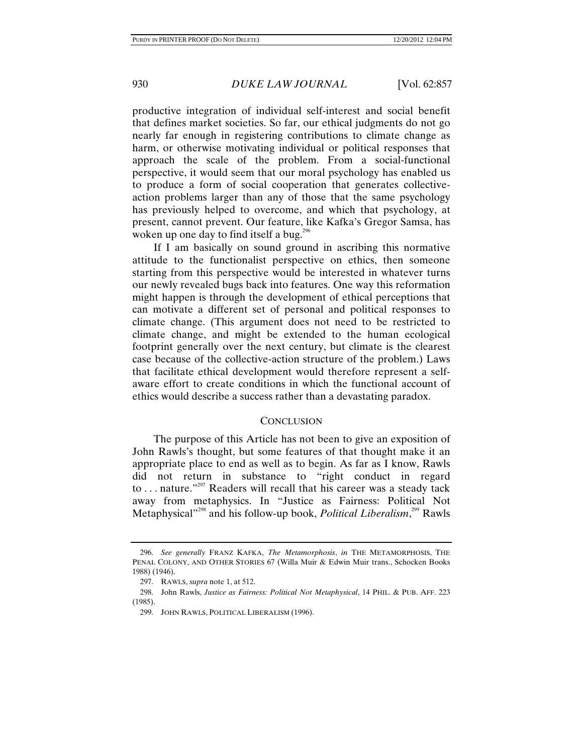productive integration of individual self-interest and social benefit that defines market societies. So far, our ethical judgments do not go nearly far enough in registering contributions to climate change as harm, or otherwise motivating individual or political responses that approach the scale of the problem. From a social-functional perspective, it would seem that our moral psychology has enabled us to produce a form of social cooperation that generates collective-action problems larger than any of those that the same psychology has previously helped to overcome, and which that psychology, at present, cannot prevent. Our feature, like Kafka's Gregor Samsa, has woken up one day to find itself a bug.[296]

If I am basically on sound ground in ascribing this normative attitude to the functionalist perspective on ethics, then someone starting from this perspective would be interested in whatever turns our newly revealed bugs back into features. One way this reformation might happen is through the development of ethical perceptions that can motivate a different set of personal and political responses to climate change. (This argument does not need to be restricted to climate change, and might be extended to the human ecological footprint generally over the next century, but climate is the clearest case because of the collective-action structure of the problem.) Laws that facilitate ethical development would therefore represent a self-aware effort to create conditions in which the functional account of ethics would describe a success rather than a devastating paradox.

## CONCLUSION

The purpose of this Article has not been to give an exposition of John Rawls's thought, but some features of that thought make it an appropriate place to end as well as to begin. As far as I know, Rawls did not return in substance to "right conduct in regard to . . . nature."[297] Readers will recall that his career was a steady tack away from metaphysics. In "Justice as Fairness: Political Not Metaphysical"[298] and his follow-up book, *Political Liberalism*,[299] Rawls

---

296. *See generally* FRANZ KAFKA, *The Metamorphosis*, *in* THE METAMORPHOSIS, THE PENAL COLONY, AND OTHER STORIES 67 (Willa Muir & Edwin Muir trans., Schocken Books 1988) (1946).

297. RAWLS, *supra* note 1, at 512.

298. John Rawls, *Justice as Fairness: Political Not Metaphysical*, 14 PHIL. & PUB. AFF. 223 (1985).

299. JOHN RAWLS, POLITICAL LIBERALISM (1996).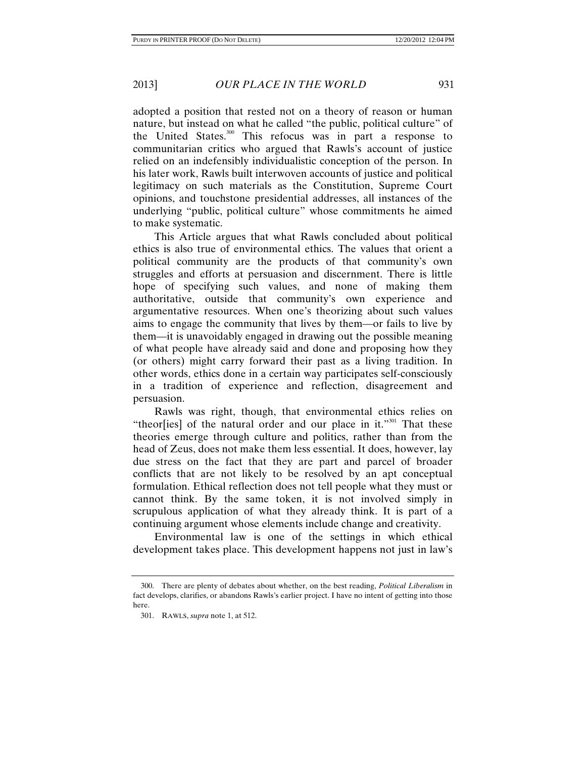adopted a position that rested not on a theory of reason or human nature, but instead on what he called "the public, political culture" of the United States.[300] This refocus was in part a response to communitarian critics who argued that Rawls's account of justice relied on an indefensibly individualistic conception of the person. In his later work, Rawls built interwoven accounts of justice and political legitimacy on such materials as the Constitution, Supreme Court opinions, and touchstone presidential addresses, all instances of the underlying "public, political culture" whose commitments he aimed to make systematic.

This Article argues that what Rawls concluded about political ethics is also true of environmental ethics. The values that orient a political community are the products of that community's own struggles and efforts at persuasion and discernment. There is little hope of specifying such values, and none of making them authoritative, outside that community's own experience and argumentative resources. When one's theorizing about such values aims to engage the community that lives by them—or fails to live by them—it is unavoidably engaged in drawing out the possible meaning of what people have already said and done and proposing how they (or others) might carry forward their past as a living tradition. In other words, ethics done in a certain way participates self-consciously in a tradition of experience and reflection, disagreement and persuasion.

Rawls was right, though, that environmental ethics relies on "theor[ies] of the natural order and our place in it."[301] That these theories emerge through culture and politics, rather than from the head of Zeus, does not make them less essential. It does, however, lay due stress on the fact that they are part and parcel of broader conflicts that are not likely to be resolved by an apt conceptual formulation. Ethical reflection does not tell people what they must or cannot think. By the same token, it is not involved simply in scrupulous application of what they already think. It is part of a continuing argument whose elements include change and creativity.

Environmental law is one of the settings in which ethical development takes place. This development happens not just in law's

---

300. There are plenty of debates about whether, on the best reading, *Political Liberalism* in fact develops, clarifies, or abandons Rawls's earlier project. I have no intent of getting into those here.

301. RAWLS, *supra* note 1, at 512.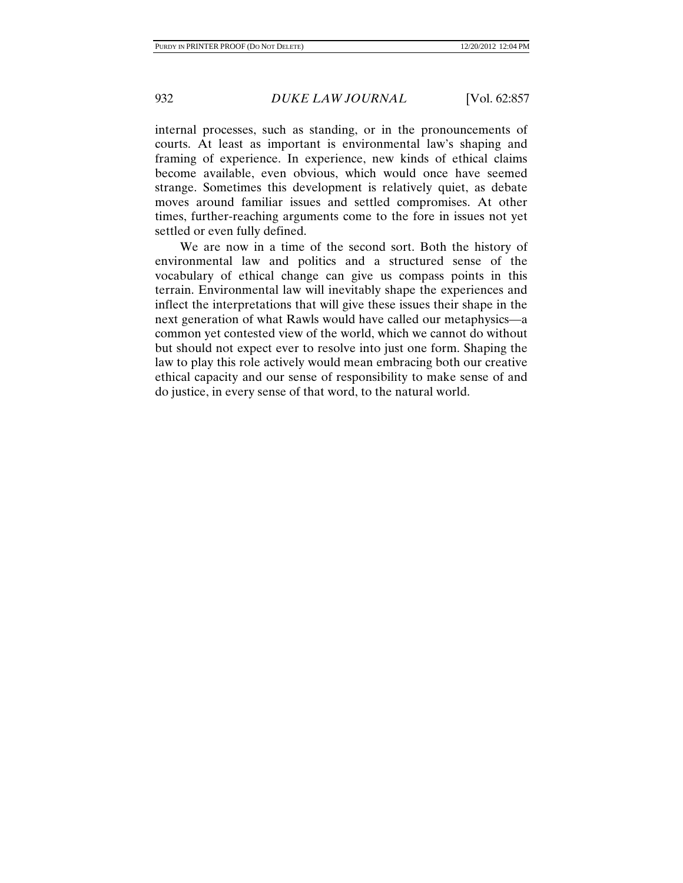internal processes, such as standing, or in the pronouncements of courts. At least as important is environmental law's shaping and framing of experience. In experience, new kinds of ethical claims become available, even obvious, which would once have seemed strange. Sometimes this development is relatively quiet, as debate moves around familiar issues and settled compromises. At other times, further-reaching arguments come to the fore in issues not yet settled or even fully defined.

We are now in a time of the second sort. Both the history of environmental law and politics and a structured sense of the vocabulary of ethical change can give us compass points in this terrain. Environmental law will inevitably shape the experiences and inflect the interpretations that will give these issues their shape in the next generation of what Rawls would have called our metaphysics—a common yet contested view of the world, which we cannot do without but should not expect ever to resolve into just one form. Shaping the law to play this role actively would mean embracing both our creative ethical capacity and our sense of responsibility to make sense of and do justice, in every sense of that word, to the natural world.